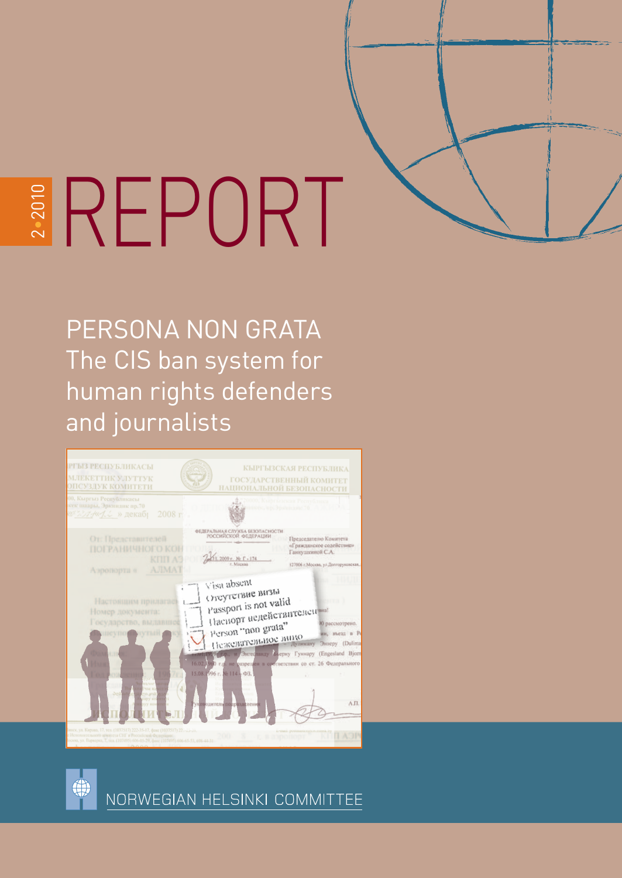2•2010

# REPORT

## PERSONA NON GRATA

The CIS ban system for human rights defenders and journalists

NORWEGIAN HELSINKI COMMITTEE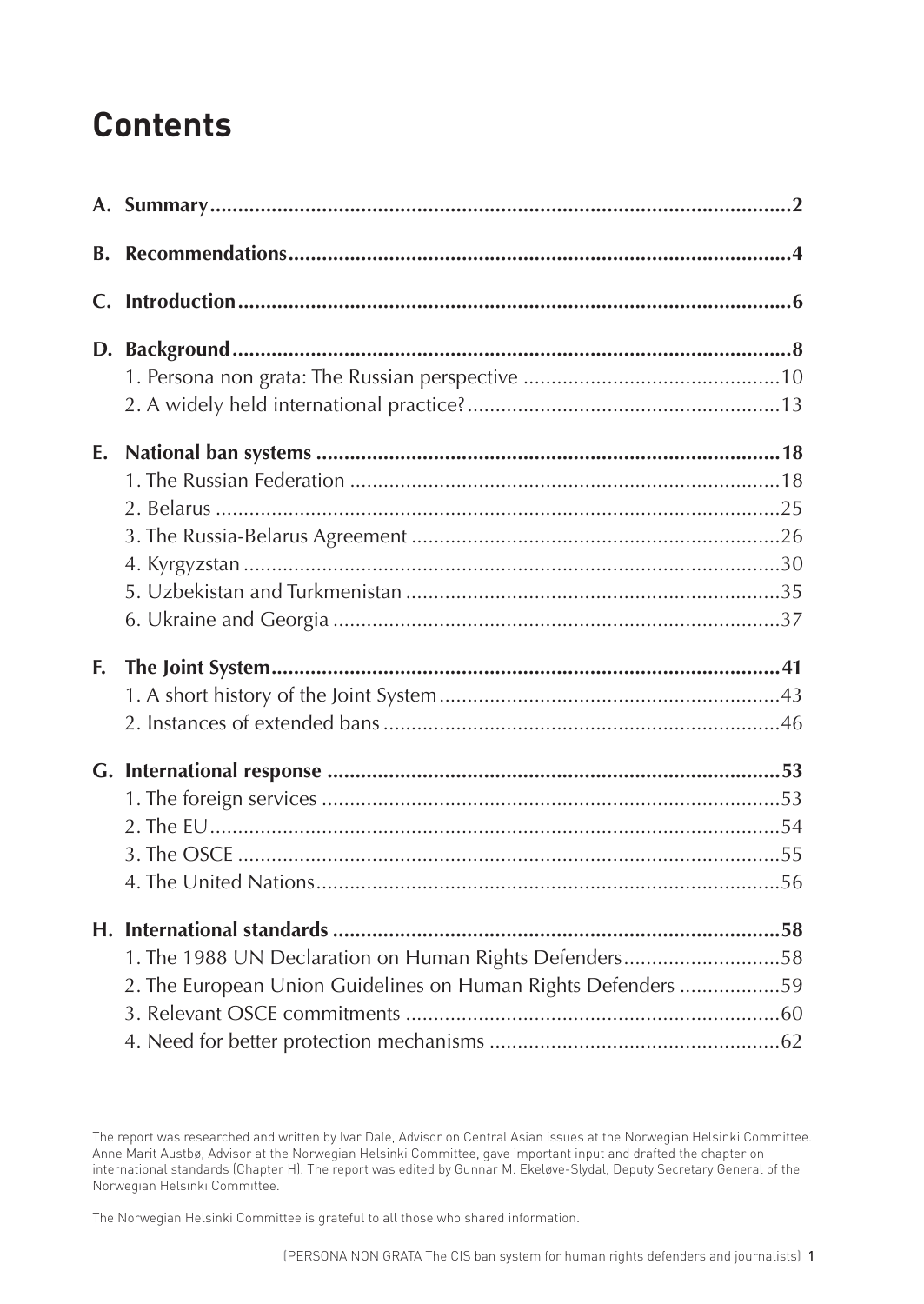# Contents

**A. Summary** .......... 2

**B. Recommendations** .......... 4

**C. Introduction** .......... 6

**D. Background** .......... 8
- 1. Persona non grata: The Russian perspective .......... 10
- 2. A widely held international practice? .......... 13

**E. National ban systems** .......... 18
- 1. The Russian Federation .......... 18
- 2. Belarus .......... 25
- 3. The Russia-Belarus Agreement .......... 26
- 4. Kyrgyzstan .......... 30
- 5. Uzbekistan and Turkmenistan .......... 35
- 6. Ukraine and Georgia .......... 37

**F. The Joint System** .......... 41
- 1. A short history of the Joint System .......... 43
- 2. Instances of extended bans .......... 46

**G. International response** .......... 53
- 1. The foreign services .......... 53
- 2. The EU .......... 54
- 3. The OSCE .......... 55
- 4. The United Nations .......... 56

**H. International standards** .......... 58
- 1. The 1988 UN Declaration on Human Rights Defenders .......... 58
- 2. The European Union Guidelines on Human Rights Defenders .......... 59
- 3. Relevant OSCE commitments .......... 60
- 4. Need for better protection mechanisms .......... 62

The report was researched and written by Ivar Dale, Advisor on Central Asian issues at the Norwegian Helsinki Committee. Anne Marit Austbø, Advisor at the Norwegian Helsinki Committee, gave important input and drafted the chapter on international standards (Chapter H). The report was edited by Gunnar M. Ekeløve-Slydal, Deputy Secretary General of the Norwegian Helsinki Committee.

The Norwegian Helsinki Committee is grateful to all those who shared information.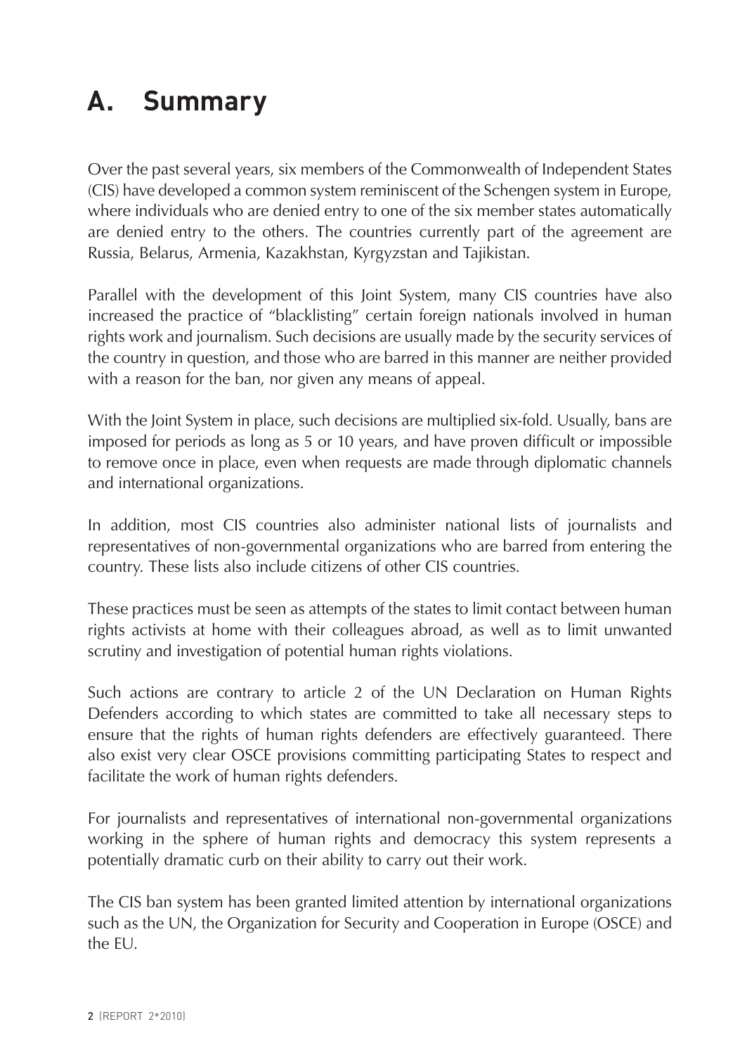# A. Summary

Over the past several years, six members of the Commonwealth of Independent States (CIS) have developed a common system reminiscent of the Schengen system in Europe, where individuals who are denied entry to one of the six member states automatically are denied entry to the others. The countries currently part of the agreement are Russia, Belarus, Armenia, Kazakhstan, Kyrgyzstan and Tajikistan.

Parallel with the development of this Joint System, many CIS countries have also increased the practice of "blacklisting" certain foreign nationals involved in human rights work and journalism. Such decisions are usually made by the security services of the country in question, and those who are barred in this manner are neither provided with a reason for the ban, nor given any means of appeal.

With the Joint System in place, such decisions are multiplied six-fold. Usually, bans are imposed for periods as long as 5 or 10 years, and have proven difficult or impossible to remove once in place, even when requests are made through diplomatic channels and international organizations.

In addition, most CIS countries also administer national lists of journalists and representatives of non-governmental organizations who are barred from entering the country. These lists also include citizens of other CIS countries.

These practices must be seen as attempts of the states to limit contact between human rights activists at home with their colleagues abroad, as well as to limit unwanted scrutiny and investigation of potential human rights violations.

Such actions are contrary to article 2 of the UN Declaration on Human Rights Defenders according to which states are committed to take all necessary steps to ensure that the rights of human rights defenders are effectively guaranteed. There also exist very clear OSCE provisions committing participating States to respect and facilitate the work of human rights defenders.

For journalists and representatives of international non-governmental organizations working in the sphere of human rights and democracy this system represents a potentially dramatic curb on their ability to carry out their work.

The CIS ban system has been granted limited attention by international organizations such as the UN, the Organization for Security and Cooperation in Europe (OSCE) and the EU.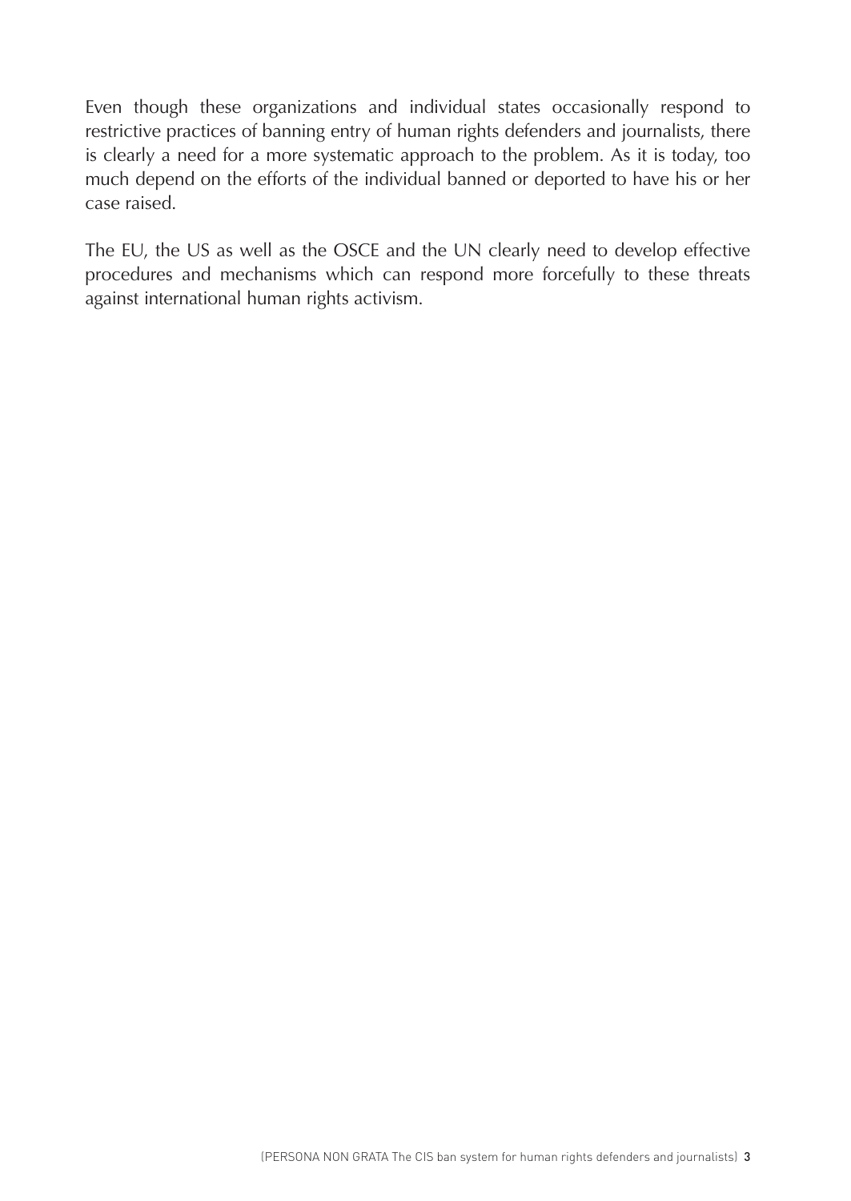Even though these organizations and individual states occasionally respond to restrictive practices of banning entry of human rights defenders and journalists, there is clearly a need for a more systematic approach to the problem. As it is today, too much depend on the efforts of the individual banned or deported to have his or her case raised.

The EU, the US as well as the OSCE and the UN clearly need to develop effective procedures and mechanisms which can respond more forcefully to these threats against international human rights activism.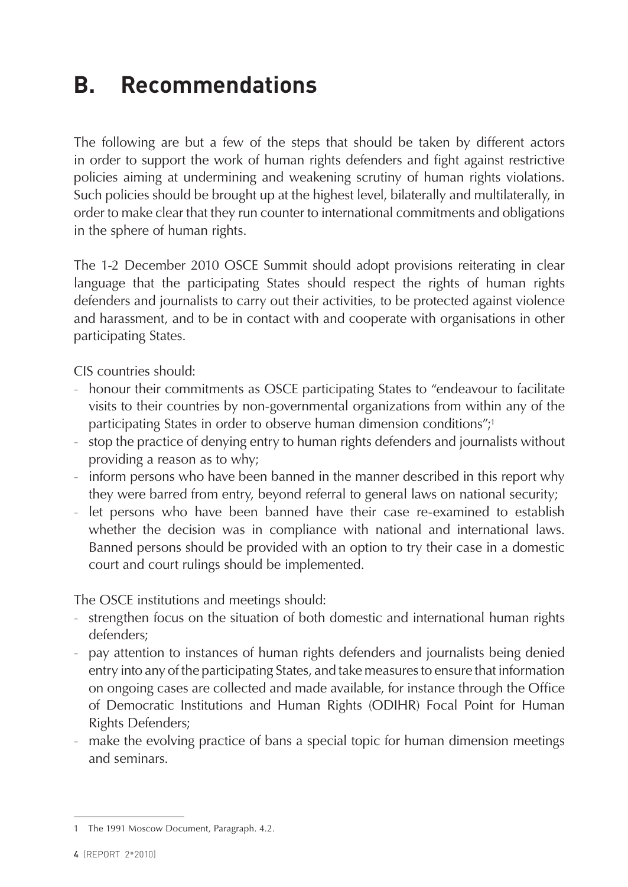## B. Recommendations

The following are but a few of the steps that should be taken by different actors in order to support the work of human rights defenders and fight against restrictive policies aiming at undermining and weakening scrutiny of human rights violations. Such policies should be brought up at the highest level, bilaterally and multilaterally, in order to make clear that they run counter to international commitments and obligations in the sphere of human rights.

The 1-2 December 2010 OSCE Summit should adopt provisions reiterating in clear language that the participating States should respect the rights of human rights defenders and journalists to carry out their activities, to be protected against violence and harassment, and to be in contact with and cooperate with organisations in other participating States.

CIS countries should:

- honour their commitments as OSCE participating States to "endeavour to facilitate visits to their countries by non-governmental organizations from within any of the participating States in order to observe human dimension conditions";[1]
- stop the practice of denying entry to human rights defenders and journalists without providing a reason as to why;
- inform persons who have been banned in the manner described in this report why they were barred from entry, beyond referral to general laws on national security;
- let persons who have been banned have their case re-examined to establish whether the decision was in compliance with national and international laws. Banned persons should be provided with an option to try their case in a domestic court and court rulings should be implemented.

The OSCE institutions and meetings should:

- strengthen focus on the situation of both domestic and international human rights defenders;
- pay attention to instances of human rights defenders and journalists being denied entry into any of the participating States, and take measures to ensure that information on ongoing cases are collected and made available, for instance through the Office of Democratic Institutions and Human Rights (ODIHR) Focal Point for Human Rights Defenders;
- make the evolving practice of bans a special topic for human dimension meetings and seminars.

---

1 The 1991 Moscow Document, Paragraph. 4.2.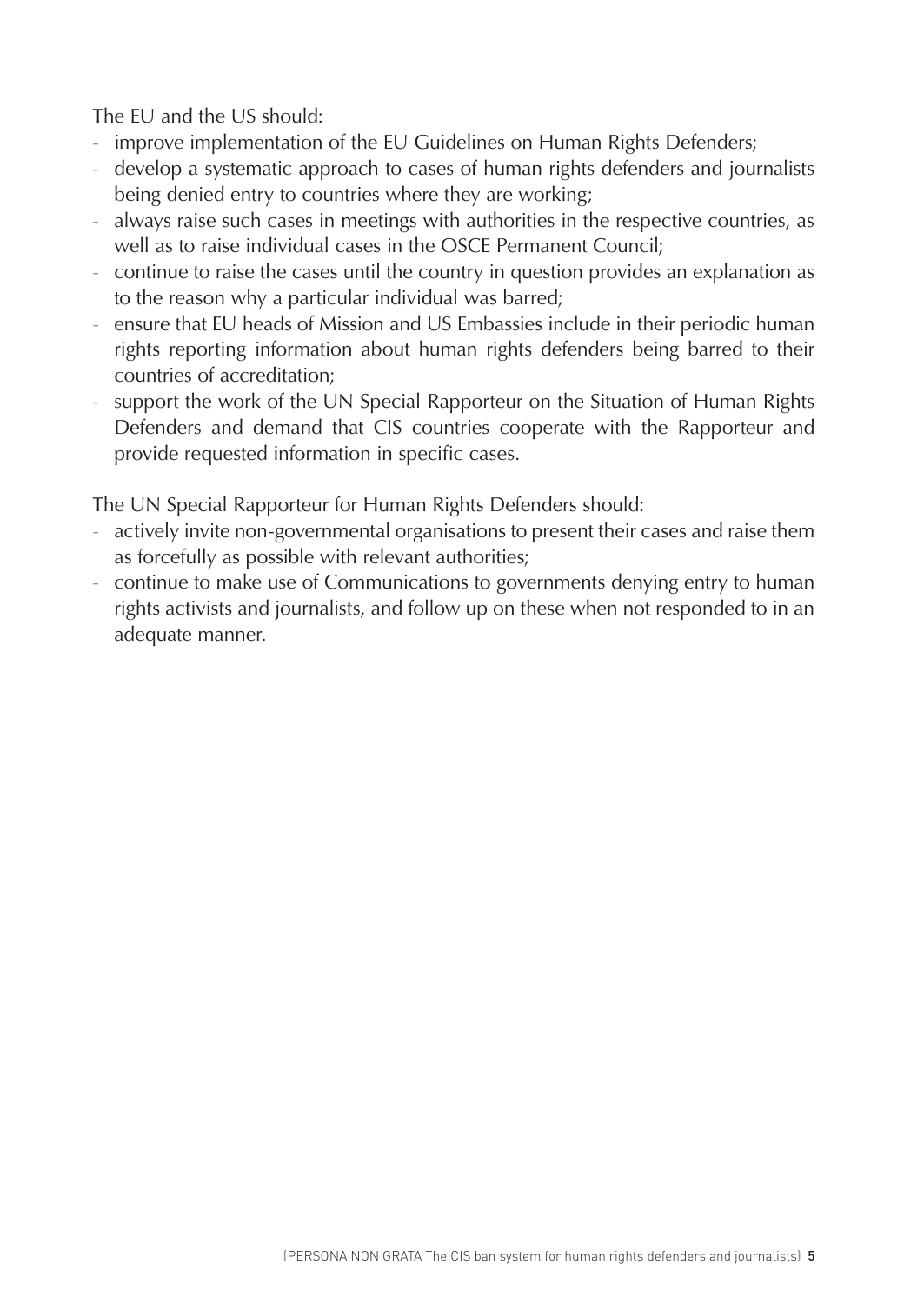The EU and the US should:

- improve implementation of the EU Guidelines on Human Rights Defenders;
- develop a systematic approach to cases of human rights defenders and journalists being denied entry to countries where they are working;
- always raise such cases in meetings with authorities in the respective countries, as well as to raise individual cases in the OSCE Permanent Council;
- continue to raise the cases until the country in question provides an explanation as to the reason why a particular individual was barred;
- ensure that EU heads of Mission and US Embassies include in their periodic human rights reporting information about human rights defenders being barred to their countries of accreditation;
- support the work of the UN Special Rapporteur on the Situation of Human Rights Defenders and demand that CIS countries cooperate with the Rapporteur and provide requested information in specific cases.

The UN Special Rapporteur for Human Rights Defenders should:

- actively invite non-governmental organisations to present their cases and raise them as forcefully as possible with relevant authorities;
- continue to make use of Communications to governments denying entry to human rights activists and journalists, and follow up on these when not responded to in an adequate manner.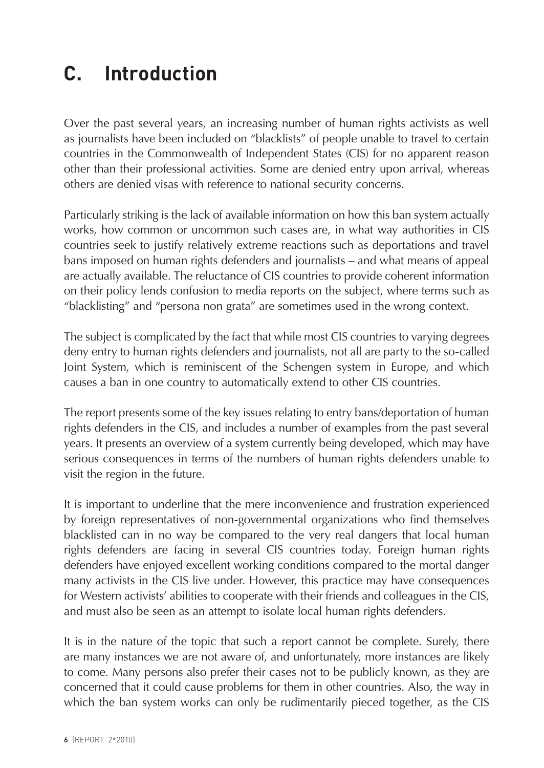# C. Introduction

Over the past several years, an increasing number of human rights activists as well as journalists have been included on "blacklists" of people unable to travel to certain countries in the Commonwealth of Independent States (CIS) for no apparent reason other than their professional activities. Some are denied entry upon arrival, whereas others are denied visas with reference to national security concerns.

Particularly striking is the lack of available information on how this ban system actually works, how common or uncommon such cases are, in what way authorities in CIS countries seek to justify relatively extreme reactions such as deportations and travel bans imposed on human rights defenders and journalists – and what means of appeal are actually available. The reluctance of CIS countries to provide coherent information on their policy lends confusion to media reports on the subject, where terms such as "blacklisting" and "persona non grata" are sometimes used in the wrong context.

The subject is complicated by the fact that while most CIS countries to varying degrees deny entry to human rights defenders and journalists, not all are party to the so-called Joint System, which is reminiscent of the Schengen system in Europe, and which causes a ban in one country to automatically extend to other CIS countries.

The report presents some of the key issues relating to entry bans/deportation of human rights defenders in the CIS, and includes a number of examples from the past several years. It presents an overview of a system currently being developed, which may have serious consequences in terms of the numbers of human rights defenders unable to visit the region in the future.

It is important to underline that the mere inconvenience and frustration experienced by foreign representatives of non-governmental organizations who find themselves blacklisted can in no way be compared to the very real dangers that local human rights defenders are facing in several CIS countries today. Foreign human rights defenders have enjoyed excellent working conditions compared to the mortal danger many activists in the CIS live under. However, this practice may have consequences for Western activists' abilities to cooperate with their friends and colleagues in the CIS, and must also be seen as an attempt to isolate local human rights defenders.

It is in the nature of the topic that such a report cannot be complete. Surely, there are many instances we are not aware of, and unfortunately, more instances are likely to come. Many persons also prefer their cases not to be publicly known, as they are concerned that it could cause problems for them in other countries. Also, the way in which the ban system works can only be rudimentarily pieced together, as the CIS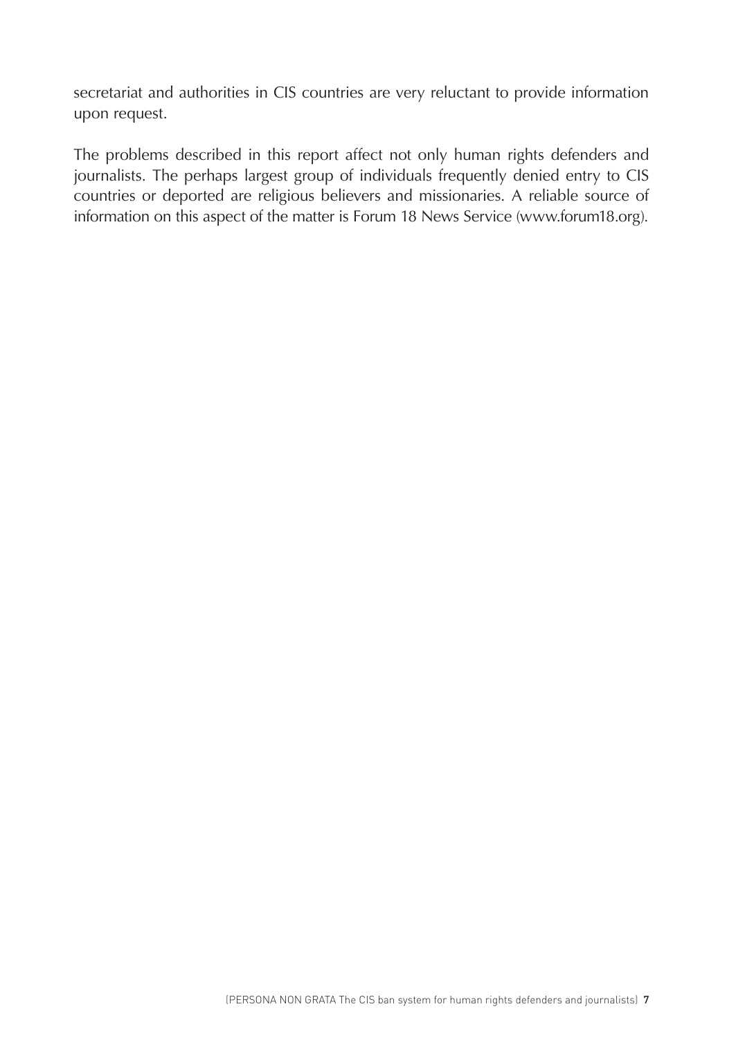secretariat and authorities in CIS countries are very reluctant to provide information upon request.

The problems described in this report affect not only human rights defenders and journalists. The perhaps largest group of individuals frequently denied entry to CIS countries or deported are religious believers and missionaries. A reliable source of information on this aspect of the matter is Forum 18 News Service (www.forum18.org).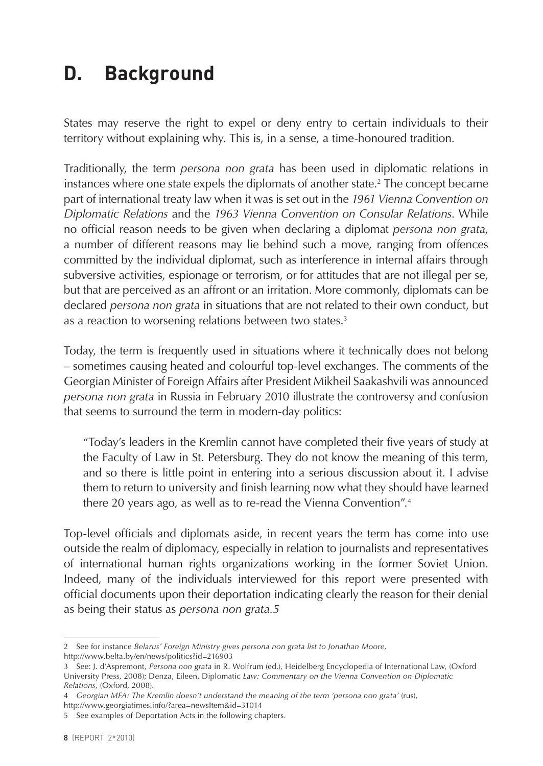# D. Background

States may reserve the right to expel or deny entry to certain individuals to their territory without explaining why. This is, in a sense, a time-honoured tradition.

Traditionally, the term *persona non grata* has been used in diplomatic relations in instances where one state expels the diplomats of another state.[2] The concept became part of international treaty law when it was is set out in the *1961 Vienna Convention on Diplomatic Relations* and the *1963 Vienna Convention on Consular Relations*. While no official reason needs to be given when declaring a diplomat *persona non grata*, a number of different reasons may lie behind such a move, ranging from offences committed by the individual diplomat, such as interference in internal affairs through subversive activities, espionage or terrorism, or for attitudes that are not illegal per se, but that are perceived as an affront or an irritation. More commonly, diplomats can be declared *persona non grata* in situations that are not related to their own conduct, but as a reaction to worsening relations between two states.[3]

Today, the term is frequently used in situations where it technically does not belong – sometimes causing heated and colourful top-level exchanges. The comments of the Georgian Minister of Foreign Affairs after President Mikheil Saakashvili was announced *persona non grata* in Russia in February 2010 illustrate the controversy and confusion that seems to surround the term in modern-day politics:

> "Today's leaders in the Kremlin cannot have completed their five years of study at the Faculty of Law in St. Petersburg. They do not know the meaning of this term, and so there is little point in entering into a serious discussion about it. I advise them to return to university and finish learning now what they should have learned there 20 years ago, as well as to re-read the Vienna Convention".[4]

Top-level officials and diplomats aside, in recent years the term has come into use outside the realm of diplomacy, especially in relation to journalists and representatives of international human rights organizations working in the former Soviet Union. Indeed, many of the individuals interviewed for this report were presented with official documents upon their deportation indicating clearly the reason for their denial as being their status as *persona non grata.5*

---

2 See for instance *Belarus' Foreign Ministry gives persona non grata list to Jonathan Moore*, http://www.belta.by/en/news/politics?id=216903

3 See: J. d'Aspremont, *Persona non grata* in R. Wolfrum (ed.), Heidelberg Encyclopedia of International Law, (Oxford University Press, 2008); Denza, Eileen, Diplomatic *Law: Commentary on the Vienna Convention on Diplomatic Relations*, (Oxford, 2008).

4 *Georgian MFA: The Kremlin doesn't understand the meaning of the term 'persona non grata'* (rus), http://www.georgiatimes.info/?area=newsItem&id=31014

5 See examples of Deportation Acts in the following chapters.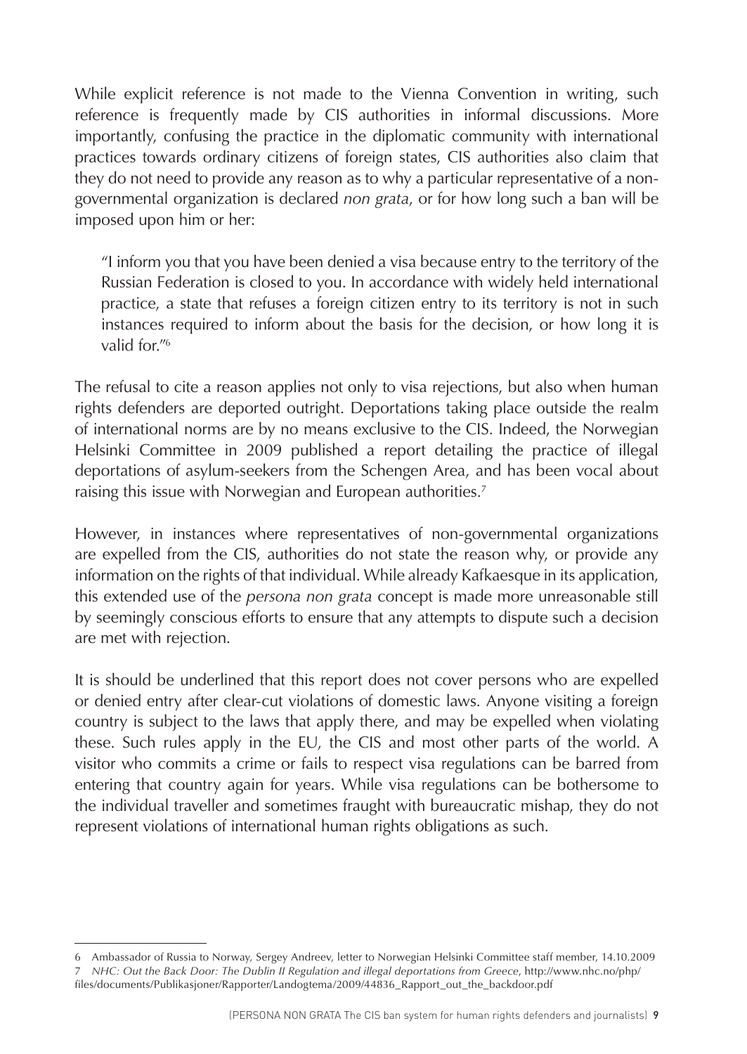While explicit reference is not made to the Vienna Convention in writing, such reference is frequently made by CIS authorities in informal discussions. More importantly, confusing the practice in the diplomatic community with international practices towards ordinary citizens of foreign states, CIS authorities also claim that they do not need to provide any reason as to why a particular representative of a non-governmental organization is declared *non grata*, or for how long such a ban will be imposed upon him or her:

> "I inform you that you have been denied a visa because entry to the territory of the Russian Federation is closed to you. In accordance with widely held international practice, a state that refuses a foreign citizen entry to its territory is not in such instances required to inform about the basis for the decision, or how long it is valid for."[6]

The refusal to cite a reason applies not only to visa rejections, but also when human rights defenders are deported outright. Deportations taking place outside the realm of international norms are by no means exclusive to the CIS. Indeed, the Norwegian Helsinki Committee in 2009 published a report detailing the practice of illegal deportations of asylum-seekers from the Schengen Area, and has been vocal about raising this issue with Norwegian and European authorities.[7]

However, in instances where representatives of non-governmental organizations are expelled from the CIS, authorities do not state the reason why, or provide any information on the rights of that individual. While already Kafkaesque in its application, this extended use of the *persona non grata* concept is made more unreasonable still by seemingly conscious efforts to ensure that any attempts to dispute such a decision are met with rejection.

It is should be underlined that this report does not cover persons who are expelled or denied entry after clear-cut violations of domestic laws. Anyone visiting a foreign country is subject to the laws that apply there, and may be expelled when violating these. Such rules apply in the EU, the CIS and most other parts of the world. A visitor who commits a crime or fails to respect visa regulations can be barred from entering that country again for years. While visa regulations can be bothersome to the individual traveller and sometimes fraught with bureaucratic mishap, they do not represent violations of international human rights obligations as such.

---

6 Ambassador of Russia to Norway, Sergey Andreev, letter to Norwegian Helsinki Committee staff member, 14.10.2009

7 *NHC: Out the Back Door: The Dublin II Regulation and illegal deportations from Greece*, http://www.nhc.no/php/files/documents/Publikasjoner/Rapporter/Landogtema/2009/44836_Rapport_out_the_backdoor.pdf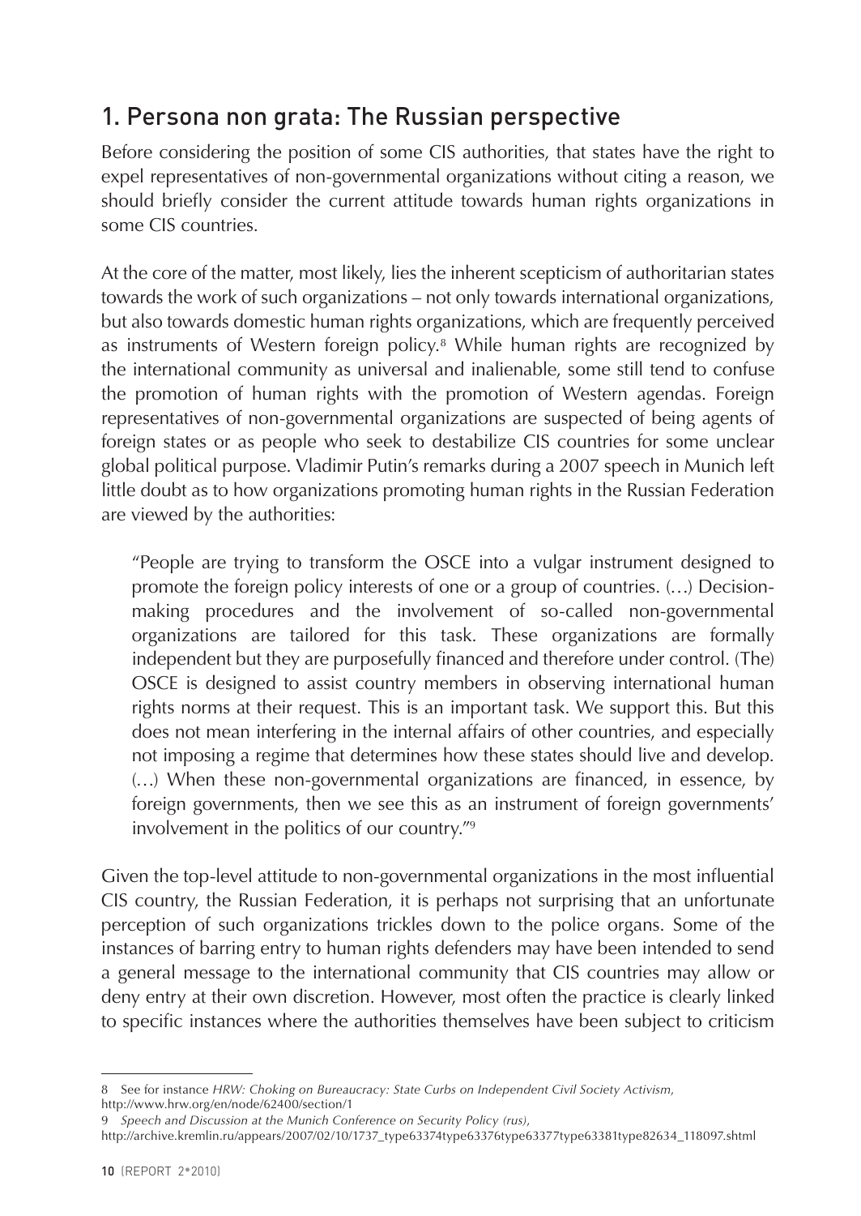## 1. Persona non grata: The Russian perspective

Before considering the position of some CIS authorities, that states have the right to expel representatives of non-governmental organizations without citing a reason, we should briefly consider the current attitude towards human rights organizations in some CIS countries.

At the core of the matter, most likely, lies the inherent scepticism of authoritarian states towards the work of such organizations – not only towards international organizations, but also towards domestic human rights organizations, which are frequently perceived as instruments of Western foreign policy.[8] While human rights are recognized by the international community as universal and inalienable, some still tend to confuse the promotion of human rights with the promotion of Western agendas. Foreign representatives of non-governmental organizations are suspected of being agents of foreign states or as people who seek to destabilize CIS countries for some unclear global political purpose. Vladimir Putin's remarks during a 2007 speech in Munich left little doubt as to how organizations promoting human rights in the Russian Federation are viewed by the authorities:

> "People are trying to transform the OSCE into a vulgar instrument designed to promote the foreign policy interests of one or a group of countries. (…) Decision-making procedures and the involvement of so-called non-governmental organizations are tailored for this task. These organizations are formally independent but they are purposefully financed and therefore under control. (The) OSCE is designed to assist country members in observing international human rights norms at their request. This is an important task. We support this. But this does not mean interfering in the internal affairs of other countries, and especially not imposing a regime that determines how these states should live and develop. (…) When these non-governmental organizations are financed, in essence, by foreign governments, then we see this as an instrument of foreign governments' involvement in the politics of our country."[9]

Given the top-level attitude to non-governmental organizations in the most influential CIS country, the Russian Federation, it is perhaps not surprising that an unfortunate perception of such organizations trickles down to the police organs. Some of the instances of barring entry to human rights defenders may have been intended to send a general message to the international community that CIS countries may allow or deny entry at their own discretion. However, most often the practice is clearly linked to specific instances where the authorities themselves have been subject to criticism

---

8 See for instance *HRW: Choking on Bureaucracy: State Curbs on Independent Civil Society Activism*, http://www.hrw.org/en/node/62400/section/1

9 *Speech and Discussion at the Munich Conference on Security Policy (rus)*, http://archive.kremlin.ru/appears/2007/02/10/1737_type63374type63376type63377type63381type82634_118097.shtml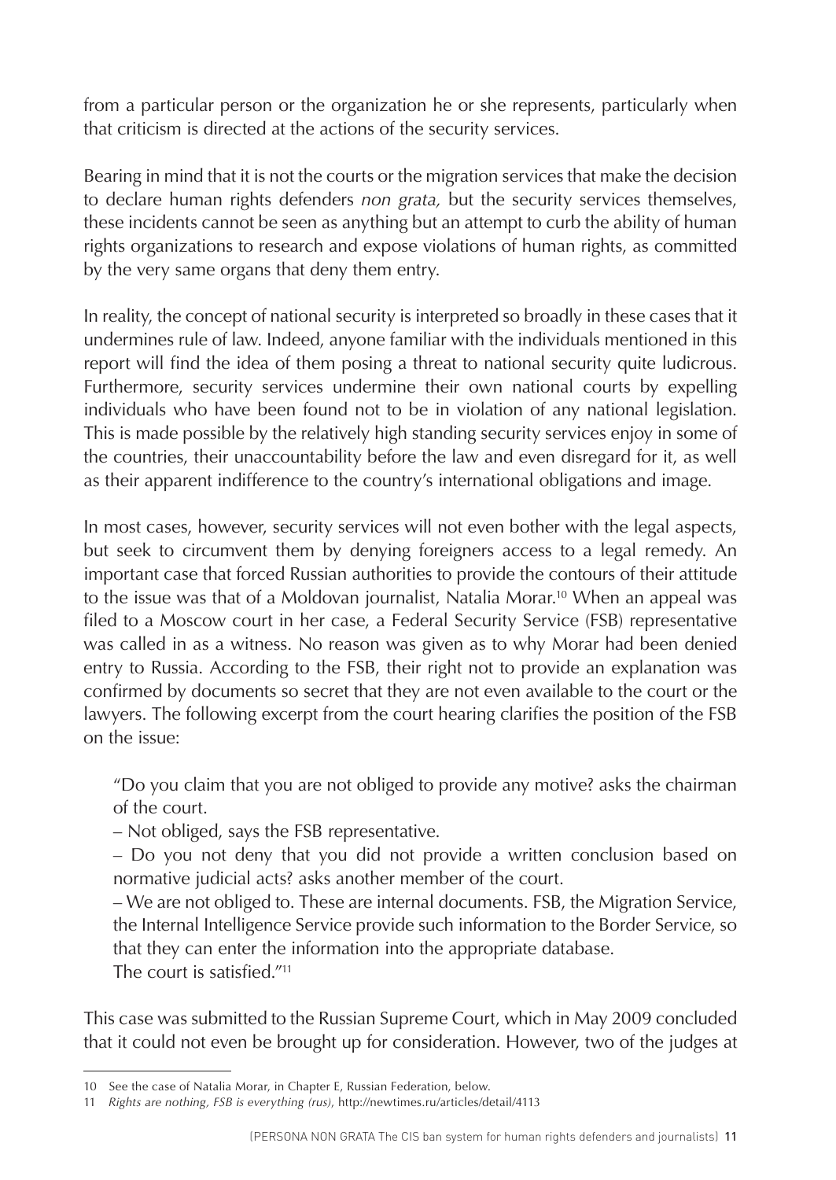from a particular person or the organization he or she represents, particularly when that criticism is directed at the actions of the security services.

Bearing in mind that it is not the courts or the migration services that make the decision to declare human rights defenders *non grata,* but the security services themselves, these incidents cannot be seen as anything but an attempt to curb the ability of human rights organizations to research and expose violations of human rights, as committed by the very same organs that deny them entry.

In reality, the concept of national security is interpreted so broadly in these cases that it undermines rule of law. Indeed, anyone familiar with the individuals mentioned in this report will find the idea of them posing a threat to national security quite ludicrous. Furthermore, security services undermine their own national courts by expelling individuals who have been found not to be in violation of any national legislation. This is made possible by the relatively high standing security services enjoy in some of the countries, their unaccountability before the law and even disregard for it, as well as their apparent indifference to the country's international obligations and image.

In most cases, however, security services will not even bother with the legal aspects, but seek to circumvent them by denying foreigners access to a legal remedy. An important case that forced Russian authorities to provide the contours of their attitude to the issue was that of a Moldovan journalist, Natalia Morar.[10] When an appeal was filed to a Moscow court in her case, a Federal Security Service (FSB) representative was called in as a witness. No reason was given as to why Morar had been denied entry to Russia. According to the FSB, their right not to provide an explanation was confirmed by documents so secret that they are not even available to the court or the lawyers. The following excerpt from the court hearing clarifies the position of the FSB on the issue:

> "Do you claim that you are not obliged to provide any motive? asks the chairman of the court.
>
> – Not obliged, says the FSB representative.
>
> – Do you not deny that you did not provide a written conclusion based on normative judicial acts? asks another member of the court.
>
> – We are not obliged to. These are internal documents. FSB, the Migration Service, the Internal Intelligence Service provide such information to the Border Service, so that they can enter the information into the appropriate database.
>
> The court is satisfied."[11]

This case was submitted to the Russian Supreme Court, which in May 2009 concluded that it could not even be brought up for consideration. However, two of the judges at

---

10 See the case of Natalia Morar, in Chapter E, Russian Federation, below.

11 *Rights are nothing, FSB is everything (rus)*, http://newtimes.ru/articles/detail/4113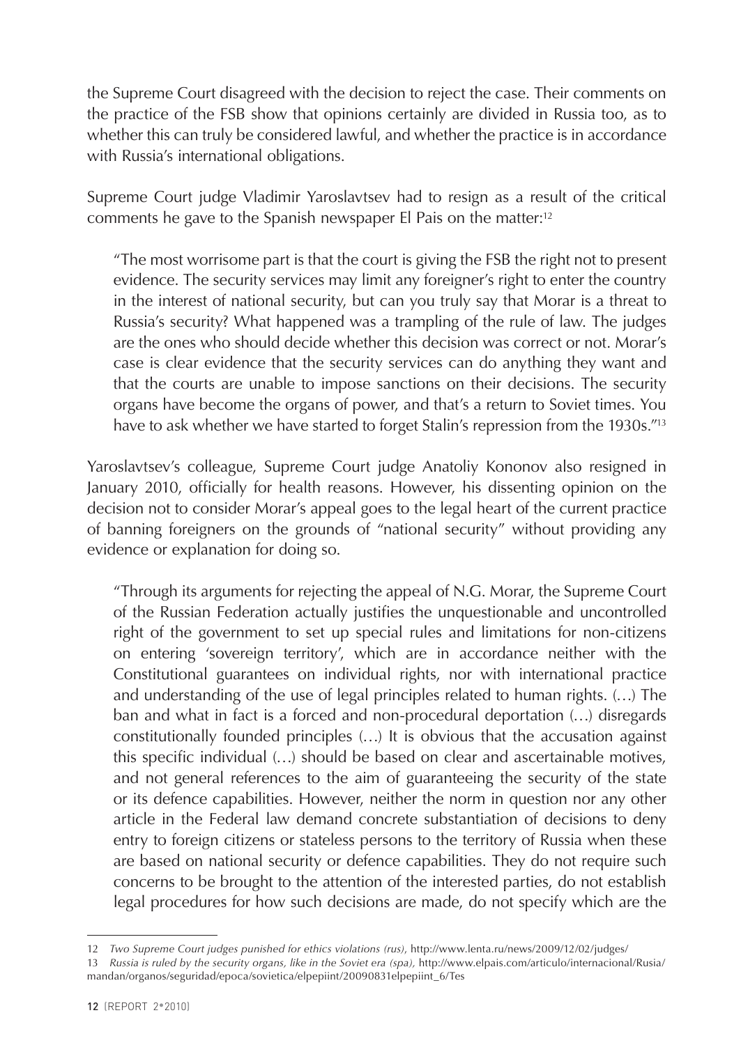the Supreme Court disagreed with the decision to reject the case. Their comments on the practice of the FSB show that opinions certainly are divided in Russia too, as to whether this can truly be considered lawful, and whether the practice is in accordance with Russia's international obligations.

Supreme Court judge Vladimir Yaroslavtsev had to resign as a result of the critical comments he gave to the Spanish newspaper El Pais on the matter:[12]

> "The most worrisome part is that the court is giving the FSB the right not to present evidence. The security services may limit any foreigner's right to enter the country in the interest of national security, but can you truly say that Morar is a threat to Russia's security? What happened was a trampling of the rule of law. The judges are the ones who should decide whether this decision was correct or not. Morar's case is clear evidence that the security services can do anything they want and that the courts are unable to impose sanctions on their decisions. The security organs have become the organs of power, and that's a return to Soviet times. You have to ask whether we have started to forget Stalin's repression from the 1930s."[13]

Yaroslavtsev's colleague, Supreme Court judge Anatoliy Kononov also resigned in January 2010, officially for health reasons. However, his dissenting opinion on the decision not to consider Morar's appeal goes to the legal heart of the current practice of banning foreigners on the grounds of "national security" without providing any evidence or explanation for doing so.

> "Through its arguments for rejecting the appeal of N.G. Morar, the Supreme Court of the Russian Federation actually justifies the unquestionable and uncontrolled right of the government to set up special rules and limitations for non-citizens on entering 'sovereign territory', which are in accordance neither with the Constitutional guarantees on individual rights, nor with international practice and understanding of the use of legal principles related to human rights. (…) The ban and what in fact is a forced and non-procedural deportation (…) disregards constitutionally founded principles (…) It is obvious that the accusation against this specific individual (…) should be based on clear and ascertainable motives, and not general references to the aim of guaranteeing the security of the state or its defence capabilities. However, neither the norm in question nor any other article in the Federal law demand concrete substantiation of decisions to deny entry to foreign citizens or stateless persons to the territory of Russia when these are based on national security or defence capabilities. They do not require such concerns to be brought to the attention of the interested parties, do not establish legal procedures for how such decisions are made, do not specify which are the

---

12 *Two Supreme Court judges punished for ethics violations (rus)*, http://www.lenta.ru/news/2009/12/02/judges/

13 *Russia is ruled by the security organs, like in the Soviet era (spa)*, http://www.elpais.com/articulo/internacional/Rusia/mandan/organos/seguridad/epoca/sovietica/elpepiint/20090831elpepiint_6/Tes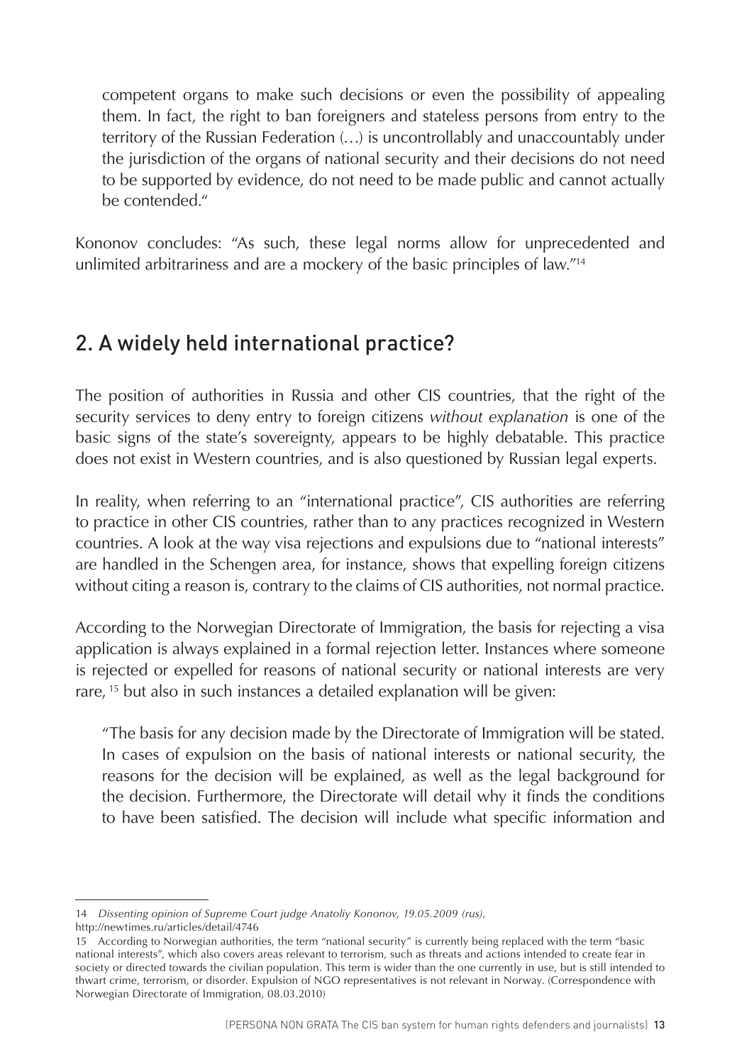competent organs to make such decisions or even the possibility of appealing them. In fact, the right to ban foreigners and stateless persons from entry to the territory of the Russian Federation (…) is uncontrollably and unaccountably under the jurisdiction of the organs of national security and their decisions do not need to be supported by evidence, do not need to be made public and cannot actually be contended."

Kononov concludes: "As such, these legal norms allow for unprecedented and unlimited arbitrariness and are a mockery of the basic principles of law."[14]

## 2. A widely held international practice?

The position of authorities in Russia and other CIS countries, that the right of the security services to deny entry to foreign citizens *without explanation* is one of the basic signs of the state's sovereignty, appears to be highly debatable. This practice does not exist in Western countries, and is also questioned by Russian legal experts.

In reality, when referring to an "international practice", CIS authorities are referring to practice in other CIS countries, rather than to any practices recognized in Western countries. A look at the way visa rejections and expulsions due to "national interests" are handled in the Schengen area, for instance, shows that expelling foreign citizens without citing a reason is, contrary to the claims of CIS authorities, not normal practice.

According to the Norwegian Directorate of Immigration, the basis for rejecting a visa application is always explained in a formal rejection letter. Instances where someone is rejected or expelled for reasons of national security or national interests are very rare, [15] but also in such instances a detailed explanation will be given:

> "The basis for any decision made by the Directorate of Immigration will be stated. In cases of expulsion on the basis of national interests or national security, the reasons for the decision will be explained, as well as the legal background for the decision. Furthermore, the Directorate will detail why it finds the conditions to have been satisfied. The decision will include what specific information and

---

14 *Dissenting opinion of Supreme Court judge Anatoliy Kononov, 19.05.2009 (rus)*, http://newtimes.ru/articles/detail/4746

15 According to Norwegian authorities, the term "national security" is currently being replaced with the term "basic national interests", which also covers areas relevant to terrorism, such as threats and actions intended to create fear in society or directed towards the civilian population. This term is wider than the one currently in use, but is still intended to thwart crime, terrorism, or disorder. Expulsion of NGO representatives is not relevant in Norway. (Correspondence with Norwegian Directorate of Immigration, 08.03.2010)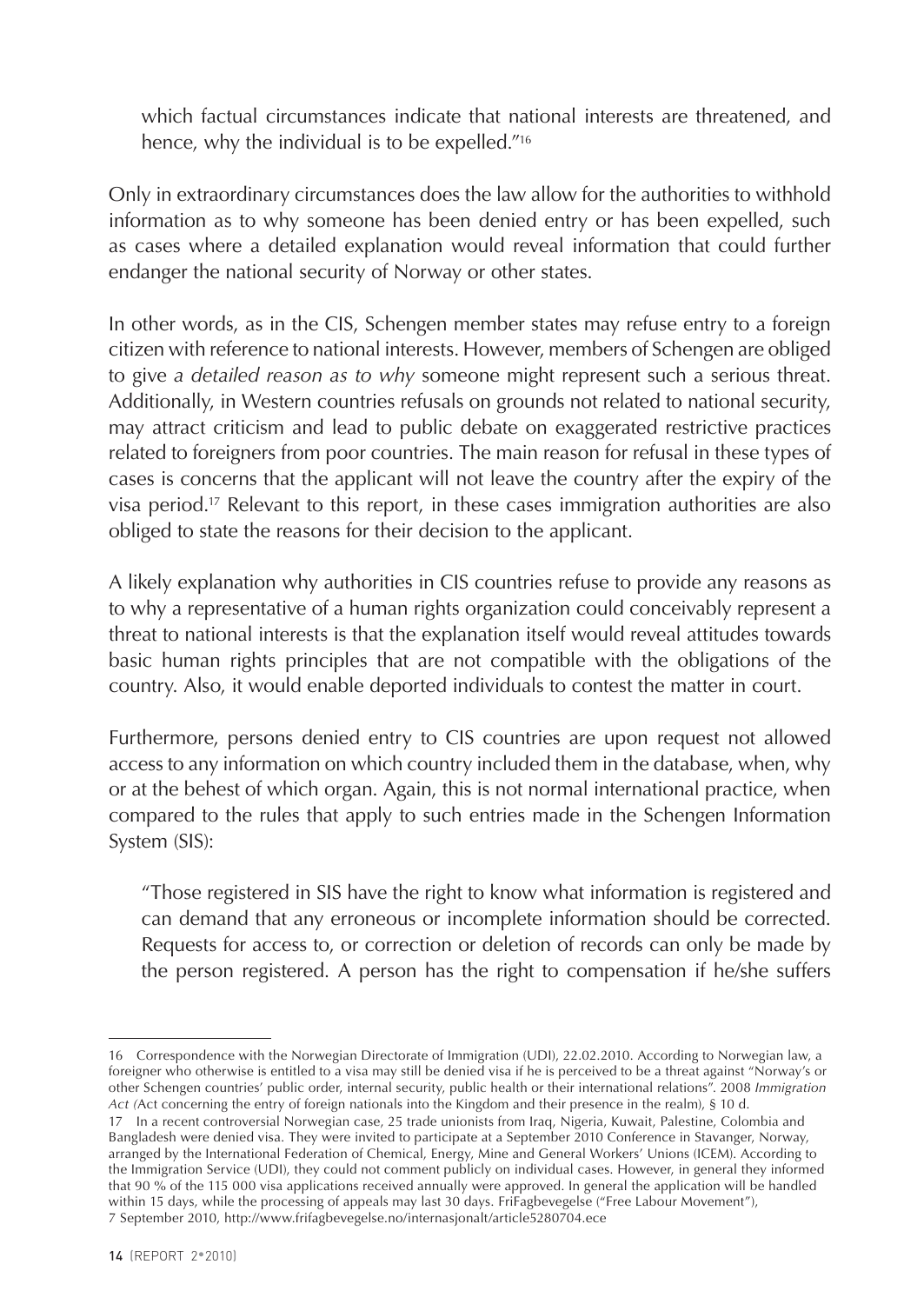> which factual circumstances indicate that national interests are threatened, and hence, why the individual is to be expelled."[16]

Only in extraordinary circumstances does the law allow for the authorities to withhold information as to why someone has been denied entry or has been expelled, such as cases where a detailed explanation would reveal information that could further endanger the national security of Norway or other states.

In other words, as in the CIS, Schengen member states may refuse entry to a foreign citizen with reference to national interests. However, members of Schengen are obliged to give *a detailed reason as to why* someone might represent such a serious threat. Additionally, in Western countries refusals on grounds not related to national security, may attract criticism and lead to public debate on exaggerated restrictive practices related to foreigners from poor countries. The main reason for refusal in these types of cases is concerns that the applicant will not leave the country after the expiry of the visa period.[17] Relevant to this report, in these cases immigration authorities are also obliged to state the reasons for their decision to the applicant.

A likely explanation why authorities in CIS countries refuse to provide any reasons as to why a representative of a human rights organization could conceivably represent a threat to national interests is that the explanation itself would reveal attitudes towards basic human rights principles that are not compatible with the obligations of the country. Also, it would enable deported individuals to contest the matter in court.

Furthermore, persons denied entry to CIS countries are upon request not allowed access to any information on which country included them in the database, when, why or at the behest of which organ. Again, this is not normal international practice, when compared to the rules that apply to such entries made in the Schengen Information System (SIS):

> "Those registered in SIS have the right to know what information is registered and can demand that any erroneous or incomplete information should be corrected. Requests for access to, or correction or deletion of records can only be made by the person registered. A person has the right to compensation if he/she suffers

---

16 Correspondence with the Norwegian Directorate of Immigration (UDI), 22.02.2010. According to Norwegian law, a foreigner who otherwise is entitled to a visa may still be denied visa if he is perceived to be a threat against "Norway's or other Schengen countries' public order, internal security, public health or their international relations". 2008 *Immigration Act (*Act concerning the entry of foreign nationals into the Kingdom and their presence in the realm), § 10 d.

17 In a recent controversial Norwegian case, 25 trade unionists from Iraq, Nigeria, Kuwait, Palestine, Colombia and Bangladesh were denied visa. They were invited to participate at a September 2010 Conference in Stavanger, Norway, arranged by the International Federation of Chemical, Energy, Mine and General Workers' Unions (ICEM). According to the Immigration Service (UDI), they could not comment publicly on individual cases. However, in general they informed that 90 % of the 115 000 visa applications received annually were approved. In general the application will be handled within 15 days, while the processing of appeals may last 30 days. FriFagbevegelse ("Free Labour Movement"), 7 September 2010, http://www.frifagbevegelse.no/internasjonalt/article5280704.ece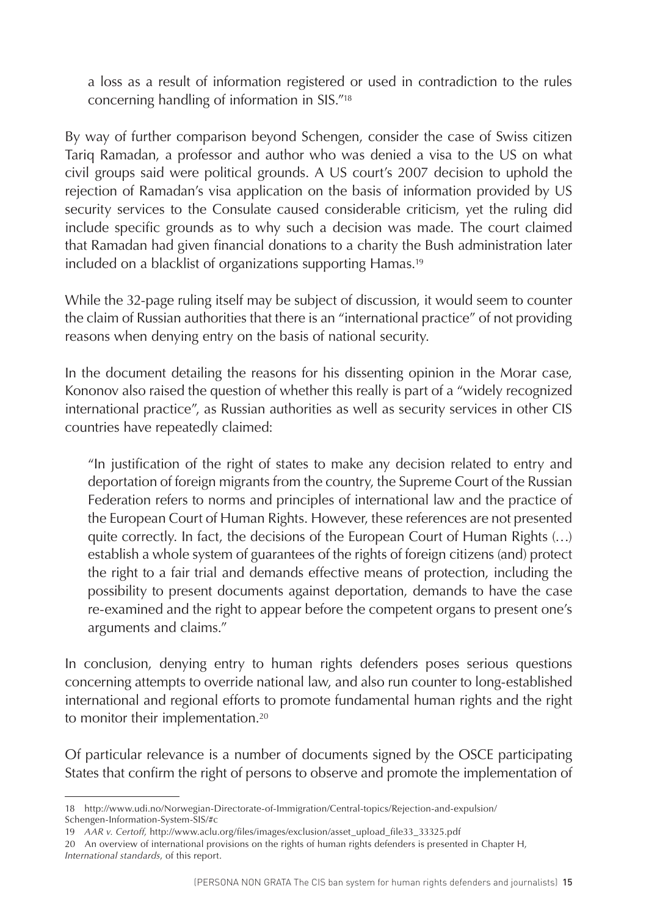a loss as a result of information registered or used in contradiction to the rules concerning handling of information in SIS."[18]

By way of further comparison beyond Schengen, consider the case of Swiss citizen Tariq Ramadan, a professor and author who was denied a visa to the US on what civil groups said were political grounds. A US court's 2007 decision to uphold the rejection of Ramadan's visa application on the basis of information provided by US security services to the Consulate caused considerable criticism, yet the ruling did include specific grounds as to why such a decision was made. The court claimed that Ramadan had given financial donations to a charity the Bush administration later included on a blacklist of organizations supporting Hamas.[19]

While the 32-page ruling itself may be subject of discussion, it would seem to counter the claim of Russian authorities that there is an "international practice" of not providing reasons when denying entry on the basis of national security.

In the document detailing the reasons for his dissenting opinion in the Morar case, Kononov also raised the question of whether this really is part of a "widely recognized international practice", as Russian authorities as well as security services in other CIS countries have repeatedly claimed:

> "In justification of the right of states to make any decision related to entry and deportation of foreign migrants from the country, the Supreme Court of the Russian Federation refers to norms and principles of international law and the practice of the European Court of Human Rights. However, these references are not presented quite correctly. In fact, the decisions of the European Court of Human Rights (…) establish a whole system of guarantees of the rights of foreign citizens (and) protect the right to a fair trial and demands effective means of protection, including the possibility to present documents against deportation, demands to have the case re-examined and the right to appear before the competent organs to present one's arguments and claims."

In conclusion, denying entry to human rights defenders poses serious questions concerning attempts to override national law, and also run counter to long-established international and regional efforts to promote fundamental human rights and the right to monitor their implementation.[20]

Of particular relevance is a number of documents signed by the OSCE participating States that confirm the right of persons to observe and promote the implementation of

---

18 http://www.udi.no/Norwegian-Directorate-of-Immigration/Central-topics/Rejection-and-expulsion/Schengen-Information-System-SIS/#c

19 *AAR v. Certoff,* http://www.aclu.org/files/images/exclusion/asset_upload_file33_33325.pdf

20 An overview of international provisions on the rights of human rights defenders is presented in Chapter H, *International standards*, of this report.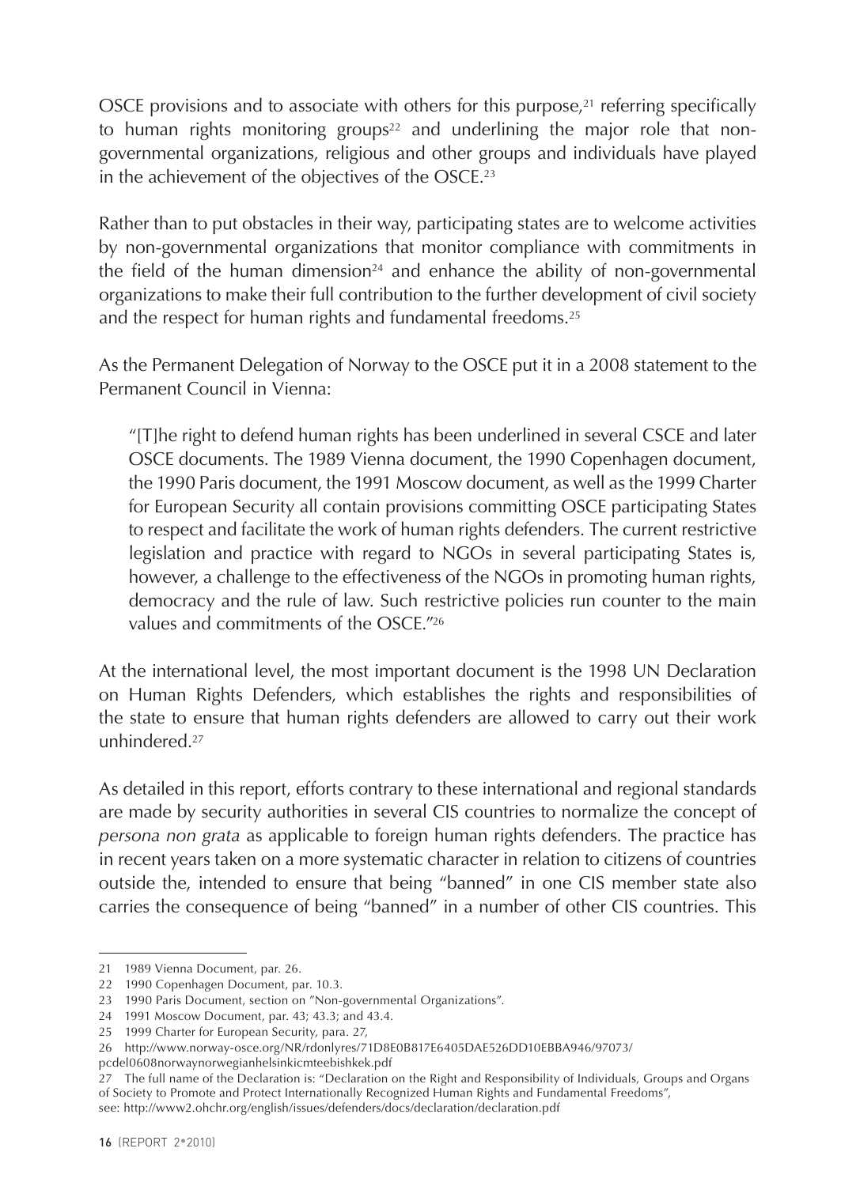OSCE provisions and to associate with others for this purpose,[21] referring specifically to human rights monitoring groups[22] and underlining the major role that non-governmental organizations, religious and other groups and individuals have played in the achievement of the objectives of the OSCE.[23]

Rather than to put obstacles in their way, participating states are to welcome activities by non-governmental organizations that monitor compliance with commitments in the field of the human dimension[24] and enhance the ability of non-governmental organizations to make their full contribution to the further development of civil society and the respect for human rights and fundamental freedoms.[25]

As the Permanent Delegation of Norway to the OSCE put it in a 2008 statement to the Permanent Council in Vienna:

> "[T]he right to defend human rights has been underlined in several CSCE and later OSCE documents. The 1989 Vienna document, the 1990 Copenhagen document, the 1990 Paris document, the 1991 Moscow document, as well as the 1999 Charter for European Security all contain provisions committing OSCE participating States to respect and facilitate the work of human rights defenders. The current restrictive legislation and practice with regard to NGOs in several participating States is, however, a challenge to the effectiveness of the NGOs in promoting human rights, democracy and the rule of law. Such restrictive policies run counter to the main values and commitments of the OSCE."[26]

At the international level, the most important document is the 1998 UN Declaration on Human Rights Defenders, which establishes the rights and responsibilities of the state to ensure that human rights defenders are allowed to carry out their work unhindered.[27]

As detailed in this report, efforts contrary to these international and regional standards are made by security authorities in several CIS countries to normalize the concept of *persona non grata* as applicable to foreign human rights defenders. The practice has in recent years taken on a more systematic character in relation to citizens of countries outside the, intended to ensure that being "banned" in one CIS member state also carries the consequence of being "banned" in a number of other CIS countries. This

---

21 1989 Vienna Document, par. 26.

22 1990 Copenhagen Document, par. 10.3.

23 1990 Paris Document, section on "Non-governmental Organizations".

24 1991 Moscow Document, par. 43; 43.3; and 43.4.

25 1999 Charter for European Security, para. 27,

26 http://www.norway-osce.org/NR/rdonlyres/71D8E0B817E6405DAE526DD10EBBA946/97073/pcdel0608norwaynorwegianhelsinkicmteebishkek.pdf

27 The full name of the Declaration is: "Declaration on the Right and Responsibility of Individuals, Groups and Organs of Society to Promote and Protect Internationally Recognized Human Rights and Fundamental Freedoms", see: http://www2.ohchr.org/english/issues/defenders/docs/declaration/declaration.pdf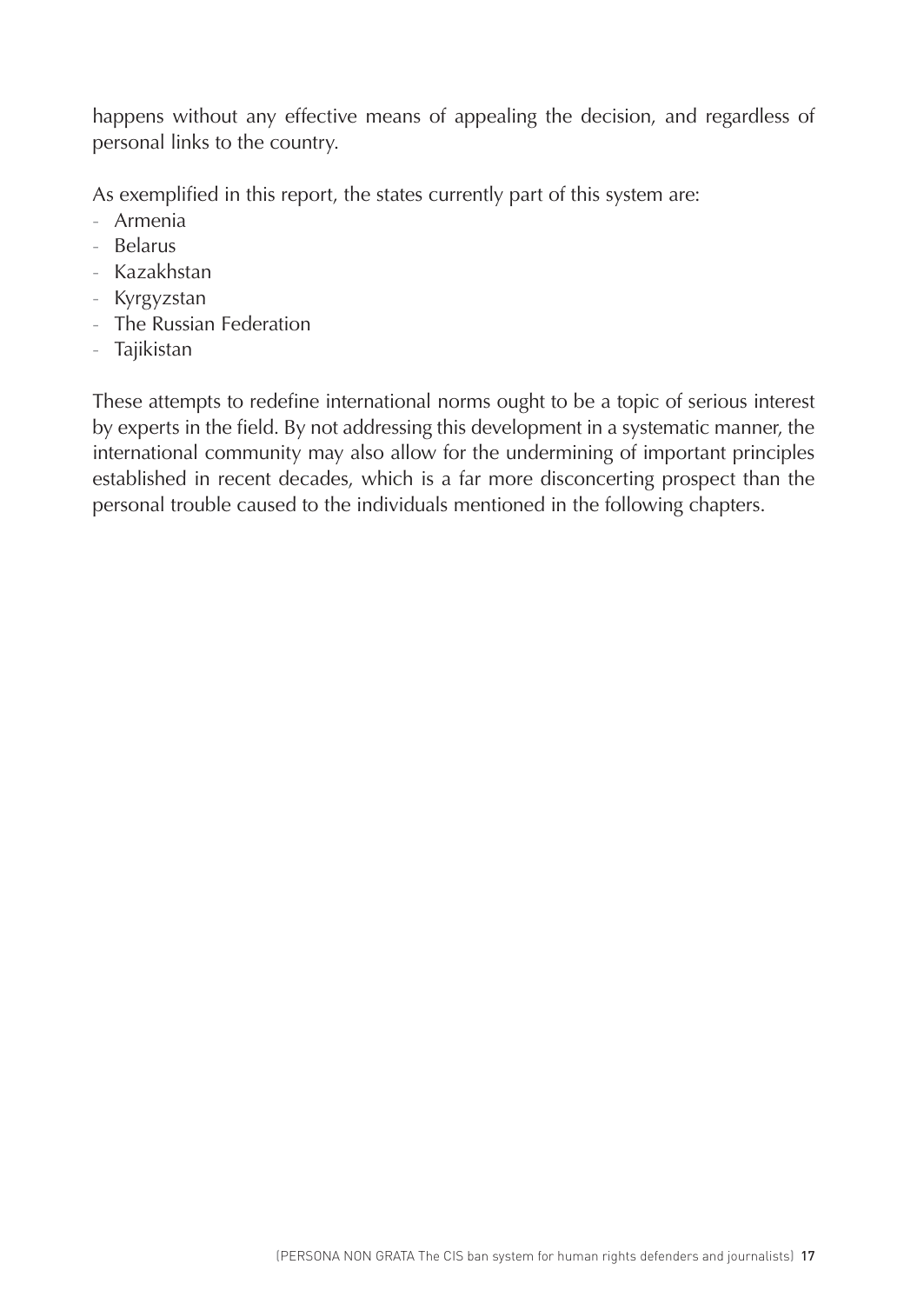happens without any effective means of appealing the decision, and regardless of personal links to the country.

As exemplified in this report, the states currently part of this system are:

- Armenia
- Belarus
- Kazakhstan
- Kyrgyzstan
- The Russian Federation
- Tajikistan

These attempts to redefine international norms ought to be a topic of serious interest by experts in the field. By not addressing this development in a systematic manner, the international community may also allow for the undermining of important principles established in recent decades, which is a far more disconcerting prospect than the personal trouble caused to the individuals mentioned in the following chapters.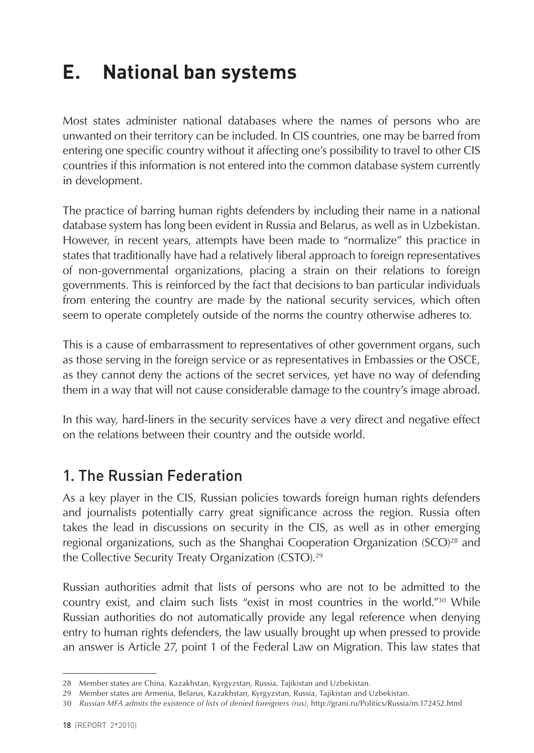# E. National ban systems

Most states administer national databases where the names of persons who are unwanted on their territory can be included. In CIS countries, one may be barred from entering one specific country without it affecting one's possibility to travel to other CIS countries if this information is not entered into the common database system currently in development.

The practice of barring human rights defenders by including their name in a national database system has long been evident in Russia and Belarus, as well as in Uzbekistan. However, in recent years, attempts have been made to "normalize" this practice in states that traditionally have had a relatively liberal approach to foreign representatives of non-governmental organizations, placing a strain on their relations to foreign governments. This is reinforced by the fact that decisions to ban particular individuals from entering the country are made by the national security services, which often seem to operate completely outside of the norms the country otherwise adheres to.

This is a cause of embarrassment to representatives of other government organs, such as those serving in the foreign service or as representatives in Embassies or the OSCE, as they cannot deny the actions of the secret services, yet have no way of defending them in a way that will not cause considerable damage to the country's image abroad.

In this way, hard-liners in the security services have a very direct and negative effect on the relations between their country and the outside world.

## 1. The Russian Federation

As a key player in the CIS, Russian policies towards foreign human rights defenders and journalists potentially carry great significance across the region. Russia often takes the lead in discussions on security in the CIS, as well as in other emerging regional organizations, such as the Shanghai Cooperation Organization (SCO)[28] and the Collective Security Treaty Organization (CSTO).[29]

Russian authorities admit that lists of persons who are not to be admitted to the country exist, and claim such lists "exist in most countries in the world."[30] While Russian authorities do not automatically provide any legal reference when denying entry to human rights defenders, the law usually brought up when pressed to provide an answer is Article 27, point 1 of the Federal Law on Migration. This law states that

---

28 Member states are China, Kazakhstan, Kyrgyzstan, Russia, Tajikistan and Uzbekistan.

29 Member states are Armenia, Belarus, Kazakhstan, Kyrgyzstan, Russia, Tajikistan and Uzbekistan.

30 *Russian MFA admits the existence of lists of denied foreigners (rus)*, http://grani.ru/Politics/Russia/m.172452.html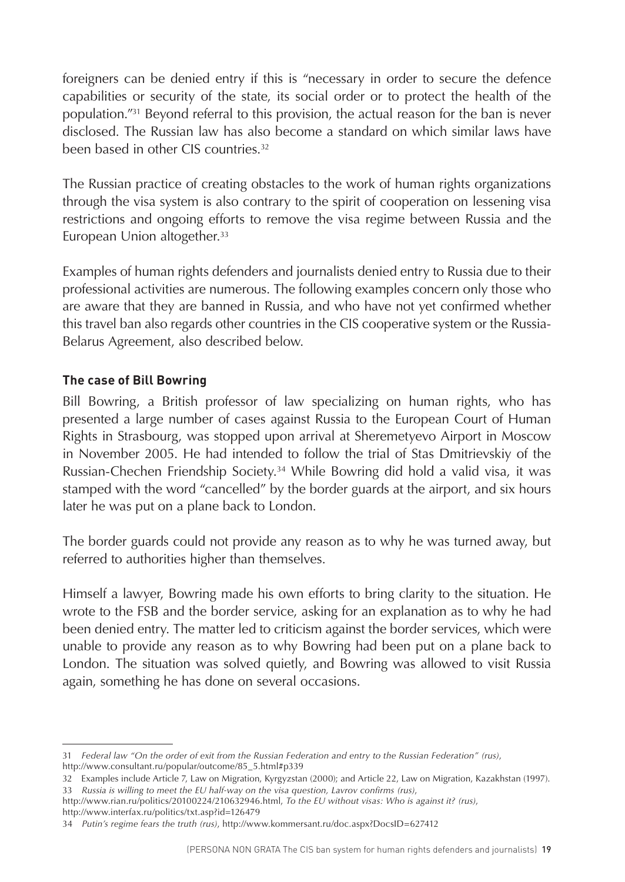foreigners can be denied entry if this is "necessary in order to secure the defence capabilities or security of the state, its social order or to protect the health of the population."[31] Beyond referral to this provision, the actual reason for the ban is never disclosed. The Russian law has also become a standard on which similar laws have been based in other CIS countries.[32]

The Russian practice of creating obstacles to the work of human rights organizations through the visa system is also contrary to the spirit of cooperation on lessening visa restrictions and ongoing efforts to remove the visa regime between Russia and the European Union altogether.[33]

Examples of human rights defenders and journalists denied entry to Russia due to their professional activities are numerous. The following examples concern only those who are aware that they are banned in Russia, and who have not yet confirmed whether this travel ban also regards other countries in the CIS cooperative system or the Russia-Belarus Agreement, also described below.

### The case of Bill Bowring

Bill Bowring, a British professor of law specializing on human rights, who has presented a large number of cases against Russia to the European Court of Human Rights in Strasbourg, was stopped upon arrival at Sheremetyevo Airport in Moscow in November 2005. He had intended to follow the trial of Stas Dmitrievskiy of the Russian-Chechen Friendship Society.[34] While Bowring did hold a valid visa, it was stamped with the word "cancelled" by the border guards at the airport, and six hours later he was put on a plane back to London.

The border guards could not provide any reason as to why he was turned away, but referred to authorities higher than themselves.

Himself a lawyer, Bowring made his own efforts to bring clarity to the situation. He wrote to the FSB and the border service, asking for an explanation as to why he had been denied entry. The matter led to criticism against the border services, which were unable to provide any reason as to why Bowring had been put on a plane back to London. The situation was solved quietly, and Bowring was allowed to visit Russia again, something he has done on several occasions.

---

31 *Federal law "On the order of exit from the Russian Federation and entry to the Russian Federation" (rus)*, http://www.consultant.ru/popular/outcome/85_5.html#p339

32 Examples include Article 7, Law on Migration, Kyrgyzstan (2000); and Article 22, Law on Migration, Kazakhstan (1997).

33 *Russia is willing to meet the EU half-way on the visa question, Lavrov confirms (rus)*, http://www.rian.ru/politics/20100224/210632946.html, *To the EU without visas: Who is against it? (rus)*, http://www.interfax.ru/politics/txt.asp?id=126479

34 *Putin's regime fears the truth (rus)*, http://www.kommersant.ru/doc.aspx?DocsID=627412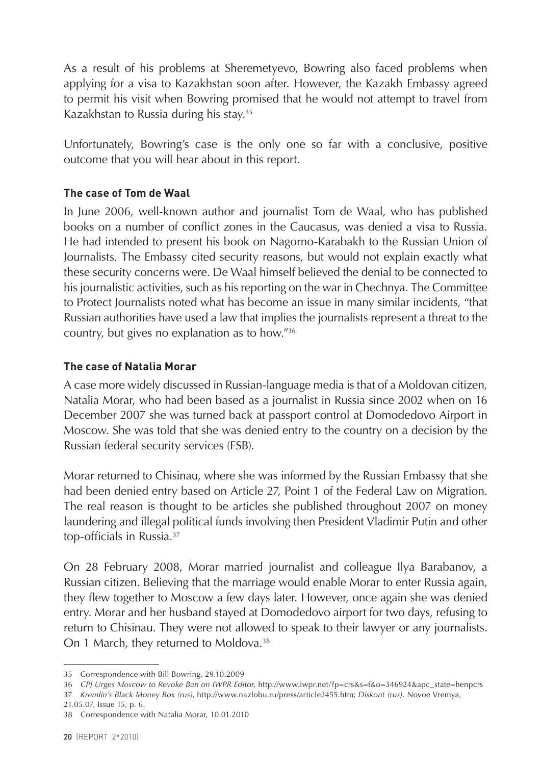As a result of his problems at Sheremetyevo, Bowring also faced problems when applying for a visa to Kazakhstan soon after. However, the Kazakh Embassy agreed to permit his visit when Bowring promised that he would not attempt to travel from Kazakhstan to Russia during his stay.[35]

Unfortunately, Bowring's case is the only one so far with a conclusive, positive outcome that you will hear about in this report.

### The case of Tom de Waal

In June 2006, well-known author and journalist Tom de Waal, who has published books on a number of conflict zones in the Caucasus, was denied a visa to Russia. He had intended to present his book on Nagorno-Karabakh to the Russian Union of Journalists. The Embassy cited security reasons, but would not explain exactly what these security concerns were. De Waal himself believed the denial to be connected to his journalistic activities, such as his reporting on the war in Chechnya. The Committee to Protect Journalists noted what has become an issue in many similar incidents, "that Russian authorities have used a law that implies the journalists represent a threat to the country, but gives no explanation as to how."[36]

### The case of Natalia Morar

A case more widely discussed in Russian-language media is that of a Moldovan citizen, Natalia Morar, who had been based as a journalist in Russia since 2002 when on 16 December 2007 she was turned back at passport control at Domodedovo Airport in Moscow. She was told that she was denied entry to the country on a decision by the Russian federal security services (FSB).

Morar returned to Chisinau, where she was informed by the Russian Embassy that she had been denied entry based on Article 27, Point 1 of the Federal Law on Migration. The real reason is thought to be articles she published throughout 2007 on money laundering and illegal political funds involving then President Vladimir Putin and other top-officials in Russia.[37]

On 28 February 2008, Morar married journalist and colleague Ilya Barabanov, a Russian citizen. Believing that the marriage would enable Morar to enter Russia again, they flew together to Moscow a few days later. However, once again she was denied entry. Morar and her husband stayed at Domodedovo airport for two days, refusing to return to Chisinau. They were not allowed to speak to their lawyer or any journalists. On 1 March, they returned to Moldova.[38]

---

35 Correspondence with Bill Bowring, 29.10.2009

36 *CPJ Urges Moscow to Revoke Ban on IWPR Editor*, http://www.iwpr.net/?p=crs&s=f&o=346924&apc_state=henpcrs

37 *Kremlin's Black Money Box (rus)*, http://www.nazlobu.ru/press/article2455.htm; *Diskont (rus),* Novoe Vremya, 21.05.07, Issue 15, p. 6.

38 Correspondence with Natalia Morar, 10.01.2010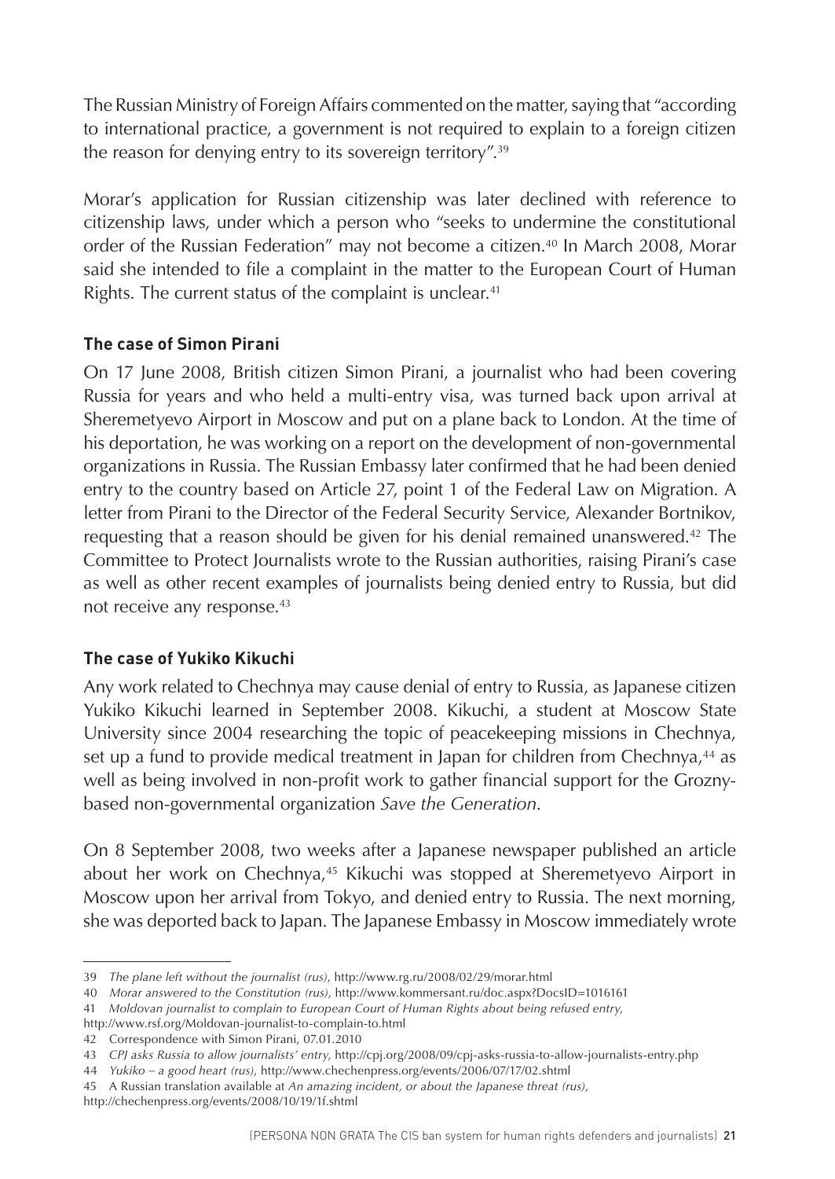The Russian Ministry of Foreign Affairs commented on the matter, saying that "according to international practice, a government is not required to explain to a foreign citizen the reason for denying entry to its sovereign territory".[39]

Morar's application for Russian citizenship was later declined with reference to citizenship laws, under which a person who "seeks to undermine the constitutional order of the Russian Federation" may not become a citizen.[40] In March 2008, Morar said she intended to file a complaint in the matter to the European Court of Human Rights. The current status of the complaint is unclear.[41]

### The case of Simon Pirani

On 17 June 2008, British citizen Simon Pirani, a journalist who had been covering Russia for years and who held a multi-entry visa, was turned back upon arrival at Sheremetyevo Airport in Moscow and put on a plane back to London. At the time of his deportation, he was working on a report on the development of non-governmental organizations in Russia. The Russian Embassy later confirmed that he had been denied entry to the country based on Article 27, point 1 of the Federal Law on Migration. A letter from Pirani to the Director of the Federal Security Service, Alexander Bortnikov, requesting that a reason should be given for his denial remained unanswered.[42] The Committee to Protect Journalists wrote to the Russian authorities, raising Pirani's case as well as other recent examples of journalists being denied entry to Russia, but did not receive any response.[43]

### The case of Yukiko Kikuchi

Any work related to Chechnya may cause denial of entry to Russia, as Japanese citizen Yukiko Kikuchi learned in September 2008. Kikuchi, a student at Moscow State University since 2004 researching the topic of peacekeeping missions in Chechnya, set up a fund to provide medical treatment in Japan for children from Chechnya,[44] as well as being involved in non-profit work to gather financial support for the Grozny-based non-governmental organization *Save the Generation*.

On 8 September 2008, two weeks after a Japanese newspaper published an article about her work on Chechnya,[45] Kikuchi was stopped at Sheremetyevo Airport in Moscow upon her arrival from Tokyo, and denied entry to Russia. The next morning, she was deported back to Japan. The Japanese Embassy in Moscow immediately wrote

---

39 *The plane left without the journalist (rus)*, http://www.rg.ru/2008/02/29/morar.html

40 *Morar answered to the Constitution (rus)*, http://www.kommersant.ru/doc.aspx?DocsID=1016161

41 *Moldovan journalist to complain to European Court of Human Rights about being refused entry*, http://www.rsf.org/Moldovan-journalist-to-complain-to.html

42 Correspondence with Simon Pirani, 07.01.2010

43 *CPJ asks Russia to allow journalists' entry*, http://cpj.org/2008/09/cpj-asks-russia-to-allow-journalists-entry.php

44 *Yukiko – a good heart (rus)*, http://www.chechenpress.org/events/2006/07/17/02.shtml

45 A Russian translation available at *An amazing incident, or about the Japanese threat (rus)*, http://chechenpress.org/events/2008/10/19/1f.shtml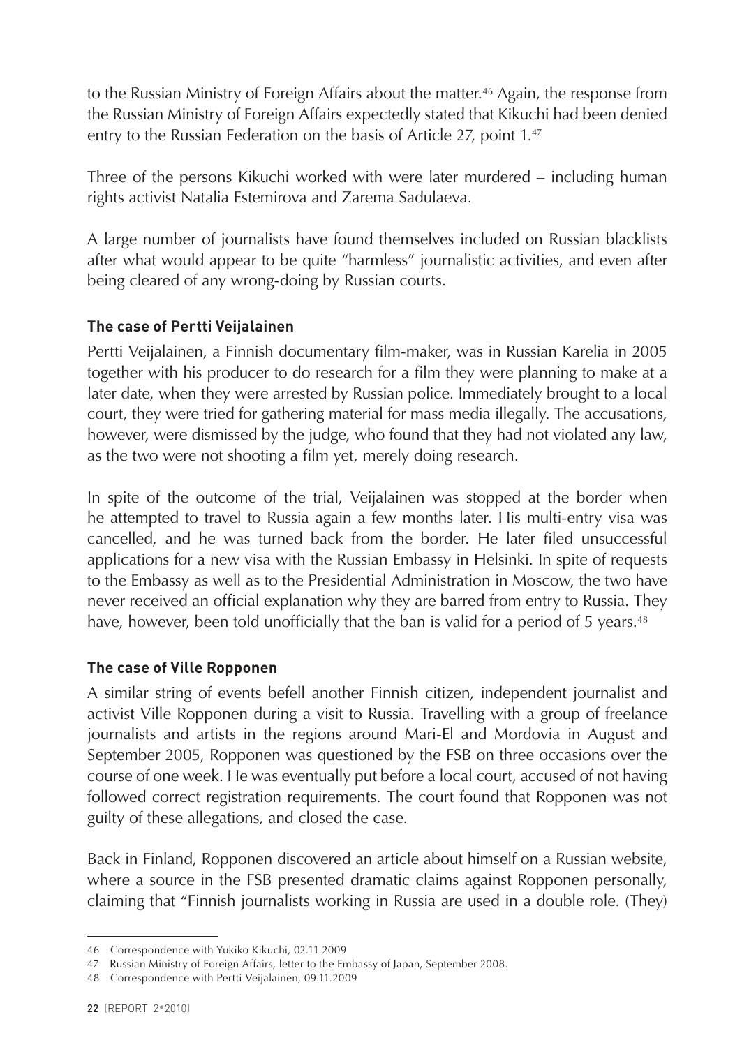to the Russian Ministry of Foreign Affairs about the matter.[46] Again, the response from the Russian Ministry of Foreign Affairs expectedly stated that Kikuchi had been denied entry to the Russian Federation on the basis of Article 27, point 1.[47]

Three of the persons Kikuchi worked with were later murdered – including human rights activist Natalia Estemirova and Zarema Sadulaeva.

A large number of journalists have found themselves included on Russian blacklists after what would appear to be quite "harmless" journalistic activities, and even after being cleared of any wrong-doing by Russian courts.

### The case of Pertti Veijalainen

Pertti Veijalainen, a Finnish documentary film-maker, was in Russian Karelia in 2005 together with his producer to do research for a film they were planning to make at a later date, when they were arrested by Russian police. Immediately brought to a local court, they were tried for gathering material for mass media illegally. The accusations, however, were dismissed by the judge, who found that they had not violated any law, as the two were not shooting a film yet, merely doing research.

In spite of the outcome of the trial, Veijalainen was stopped at the border when he attempted to travel to Russia again a few months later. His multi-entry visa was cancelled, and he was turned back from the border. He later filed unsuccessful applications for a new visa with the Russian Embassy in Helsinki. In spite of requests to the Embassy as well as to the Presidential Administration in Moscow, the two have never received an official explanation why they are barred from entry to Russia. They have, however, been told unofficially that the ban is valid for a period of 5 years.[48]

### The case of Ville Ropponen

A similar string of events befell another Finnish citizen, independent journalist and activist Ville Ropponen during a visit to Russia. Travelling with a group of freelance journalists and artists in the regions around Mari-El and Mordovia in August and September 2005, Ropponen was questioned by the FSB on three occasions over the course of one week. He was eventually put before a local court, accused of not having followed correct registration requirements. The court found that Ropponen was not guilty of these allegations, and closed the case.

Back in Finland, Ropponen discovered an article about himself on a Russian website, where a source in the FSB presented dramatic claims against Ropponen personally, claiming that "Finnish journalists working in Russia are used in a double role. (They)

---

46 Correspondence with Yukiko Kikuchi, 02.11.2009

47 Russian Ministry of Foreign Affairs, letter to the Embassy of Japan, September 2008.

48 Correspondence with Pertti Veijalainen, 09.11.2009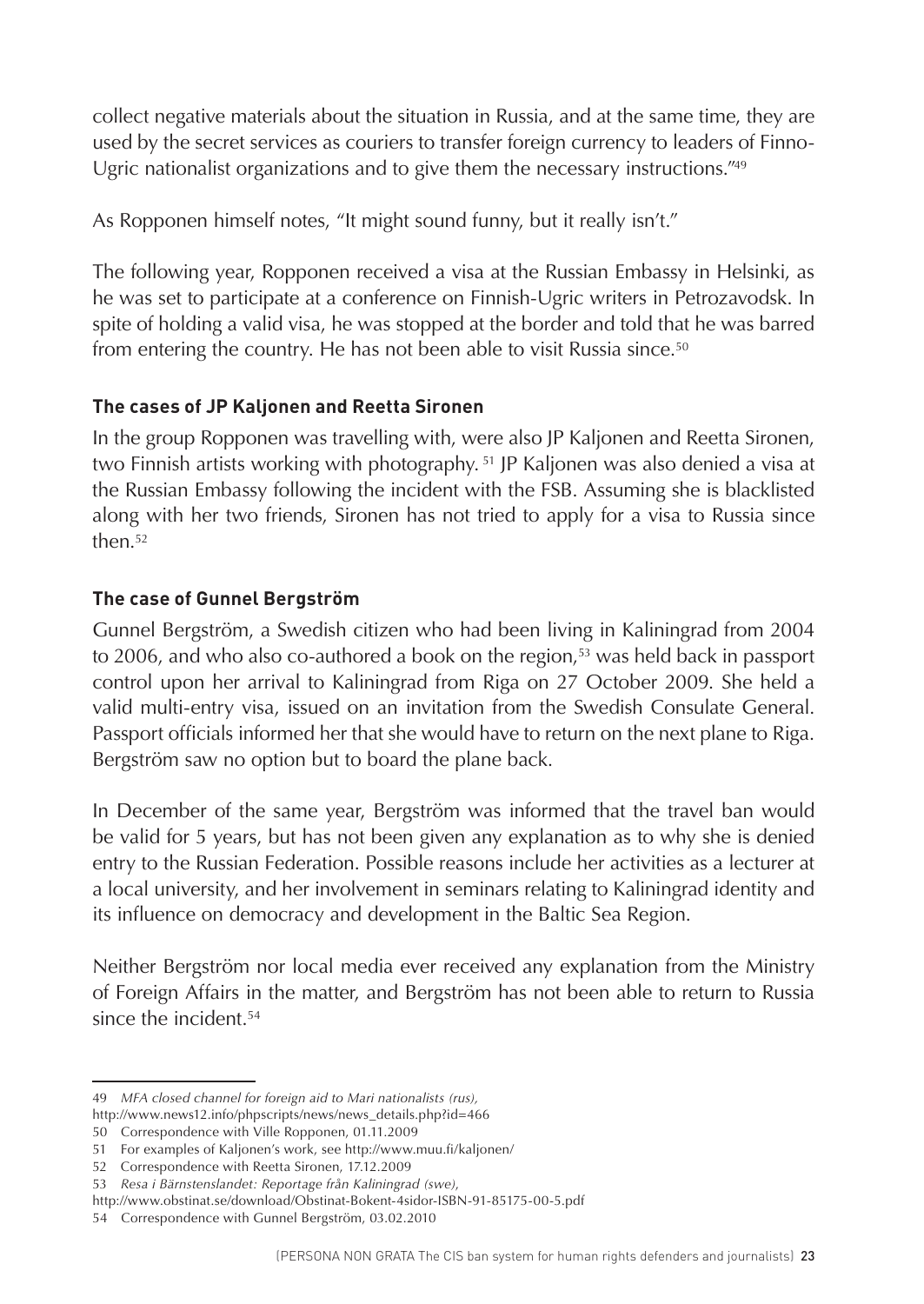collect negative materials about the situation in Russia, and at the same time, they are used by the secret services as couriers to transfer foreign currency to leaders of Finno-Ugric nationalist organizations and to give them the necessary instructions."[49]

As Ropponen himself notes, "It might sound funny, but it really isn't."

The following year, Ropponen received a visa at the Russian Embassy in Helsinki, as he was set to participate at a conference on Finnish-Ugric writers in Petrozavodsk. In spite of holding a valid visa, he was stopped at the border and told that he was barred from entering the country. He has not been able to visit Russia since.[50]

### The cases of JP Kaljonen and Reetta Sironen

In the group Ropponen was travelling with, were also JP Kaljonen and Reetta Sironen, two Finnish artists working with photography. [51] JP Kaljonen was also denied a visa at the Russian Embassy following the incident with the FSB. Assuming she is blacklisted along with her two friends, Sironen has not tried to apply for a visa to Russia since then.[52]

### The case of Gunnel Bergström

Gunnel Bergström, a Swedish citizen who had been living in Kaliningrad from 2004 to 2006, and who also co-authored a book on the region,[53] was held back in passport control upon her arrival to Kaliningrad from Riga on 27 October 2009. She held a valid multi-entry visa, issued on an invitation from the Swedish Consulate General. Passport officials informed her that she would have to return on the next plane to Riga. Bergström saw no option but to board the plane back.

In December of the same year, Bergström was informed that the travel ban would be valid for 5 years, but has not been given any explanation as to why she is denied entry to the Russian Federation. Possible reasons include her activities as a lecturer at a local university, and her involvement in seminars relating to Kaliningrad identity and its influence on democracy and development in the Baltic Sea Region.

Neither Bergström nor local media ever received any explanation from the Ministry of Foreign Affairs in the matter, and Bergström has not been able to return to Russia since the incident.[54]

---

49 *MFA closed channel for foreign aid to Mari nationalists (rus)*, http://www.news12.info/phpscripts/news/news_details.php?id=466

50 Correspondence with Ville Ropponen, 01.11.2009

51 For examples of Kaljonen's work, see http://www.muu.fi/kaljonen/

52 Correspondence with Reetta Sironen, 17.12.2009

53 *Resa i Bärnstenslandet: Reportage från Kaliningrad (swe)*, http://www.obstinat.se/download/Obstinat-Bokent-4sidor-ISBN-91-85175-00-5.pdf

54 Correspondence with Gunnel Bergström, 03.02.2010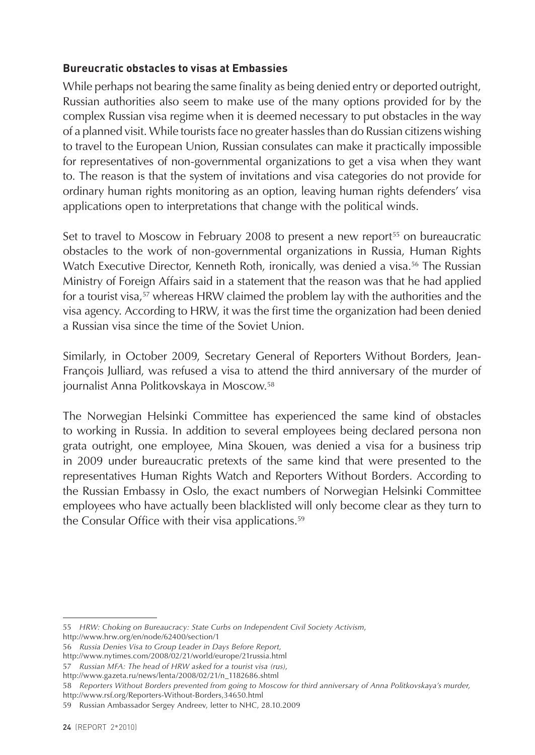### Bureucratic obstacles to visas at Embassies

While perhaps not bearing the same finality as being denied entry or deported outright, Russian authorities also seem to make use of the many options provided for by the complex Russian visa regime when it is deemed necessary to put obstacles in the way of a planned visit. While tourists face no greater hassles than do Russian citizens wishing to travel to the European Union, Russian consulates can make it practically impossible for representatives of non-governmental organizations to get a visa when they want to. The reason is that the system of invitations and visa categories do not provide for ordinary human rights monitoring as an option, leaving human rights defenders' visa applications open to interpretations that change with the political winds.

Set to travel to Moscow in February 2008 to present a new report[55] on bureaucratic obstacles to the work of non-governmental organizations in Russia, Human Rights Watch Executive Director, Kenneth Roth, ironically, was denied a visa.[56] The Russian Ministry of Foreign Affairs said in a statement that the reason was that he had applied for a tourist visa,[57] whereas HRW claimed the problem lay with the authorities and the visa agency. According to HRW, it was the first time the organization had been denied a Russian visa since the time of the Soviet Union.

Similarly, in October 2009, Secretary General of Reporters Without Borders, Jean-François Julliard, was refused a visa to attend the third anniversary of the murder of journalist Anna Politkovskaya in Moscow.[58]

The Norwegian Helsinki Committee has experienced the same kind of obstacles to working in Russia. In addition to several employees being declared persona non grata outright, one employee, Mina Skouen, was denied a visa for a business trip in 2009 under bureaucratic pretexts of the same kind that were presented to the representatives Human Rights Watch and Reporters Without Borders. According to the Russian Embassy in Oslo, the exact numbers of Norwegian Helsinki Committee employees who have actually been blacklisted will only become clear as they turn to the Consular Office with their visa applications.[59]

---

55 *HRW: Choking on Bureaucracy: State Curbs on Independent Civil Society Activism*, http://www.hrw.org/en/node/62400/section/1

56 *Russia Denies Visa to Group Leader in Days Before Report,* http://www.nytimes.com/2008/02/21/world/europe/21russia.html

57 *Russian MFA: The head of HRW asked for a tourist visa (rus),* http://www.gazeta.ru/news/lenta/2008/02/21/n_1182686.shtml

58 *Reporters Without Borders prevented from going to Moscow for third anniversary of Anna Politkovskaya's murder,* http://www.rsf.org/Reporters-Without-Borders,34650.html

59 Russian Ambassador Sergey Andreev, letter to NHC, 28.10.2009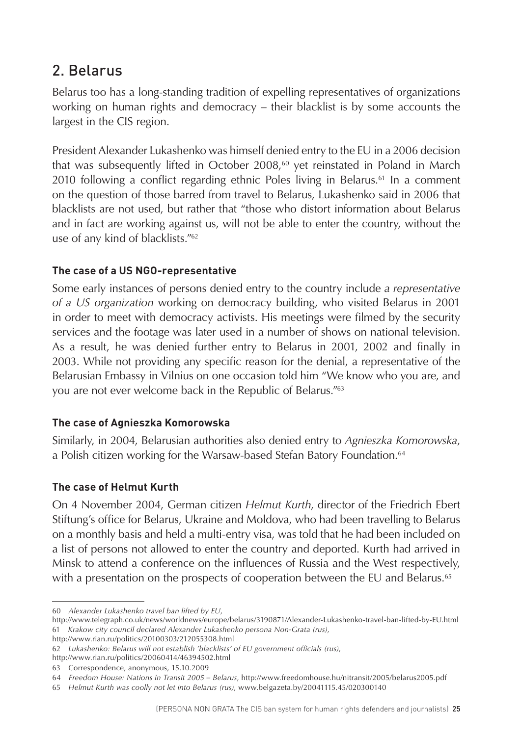## 2. Belarus

Belarus too has a long-standing tradition of expelling representatives of organizations working on human rights and democracy – their blacklist is by some accounts the largest in the CIS region.

President Alexander Lukashenko was himself denied entry to the EU in a 2006 decision that was subsequently lifted in October 2008,[60] yet reinstated in Poland in March 2010 following a conflict regarding ethnic Poles living in Belarus.[61] In a comment on the question of those barred from travel to Belarus, Lukashenko said in 2006 that blacklists are not used, but rather that "those who distort information about Belarus and in fact are working against us, will not be able to enter the country, without the use of any kind of blacklists."[62]

### The case of a US NGO-representative

Some early instances of persons denied entry to the country include *a representative of a US organization* working on democracy building, who visited Belarus in 2001 in order to meet with democracy activists. His meetings were filmed by the security services and the footage was later used in a number of shows on national television. As a result, he was denied further entry to Belarus in 2001, 2002 and finally in 2003. While not providing any specific reason for the denial, a representative of the Belarusian Embassy in Vilnius on one occasion told him "We know who you are, and you are not ever welcome back in the Republic of Belarus."[63]

### The case of Agnieszka Komorowska

Similarly, in 2004, Belarusian authorities also denied entry to *Agnieszka Komorowska*, a Polish citizen working for the Warsaw-based Stefan Batory Foundation.[64]

### The case of Helmut Kurth

On 4 November 2004, German citizen *Helmut Kurth*, director of the Friedrich Ebert Stiftung's office for Belarus, Ukraine and Moldova, who had been travelling to Belarus on a monthly basis and held a multi-entry visa, was told that he had been included on a list of persons not allowed to enter the country and deported. Kurth had arrived in Minsk to attend a conference on the influences of Russia and the West respectively, with a presentation on the prospects of cooperation between the EU and Belarus.[65]

---

60 *Alexander Lukashenko travel ban lifted by EU*, http://www.telegraph.co.uk/news/worldnews/europe/belarus/3190871/Alexander-Lukashenko-travel-ban-lifted-by-EU.html

61 *Krakow city council declared Alexander Lukashenko persona Non-Grata (rus)*, http://www.rian.ru/politics/20100303/212055308.html

62 *Lukashenko: Belarus will not establish 'blacklists' of EU government officials (rus)*, http://www.rian.ru/politics/20060414/46394502.html

63 Correspondence, anonymous, 15.10.2009

64 *Freedom House: Nations in Transit 2005 – Belarus*, http://www.freedomhouse.hu/nitransit/2005/belarus2005.pdf

65 *Helmut Kurth was coolly not let into Belarus (rus)*, www.belgazeta.by/20041115.45/020300140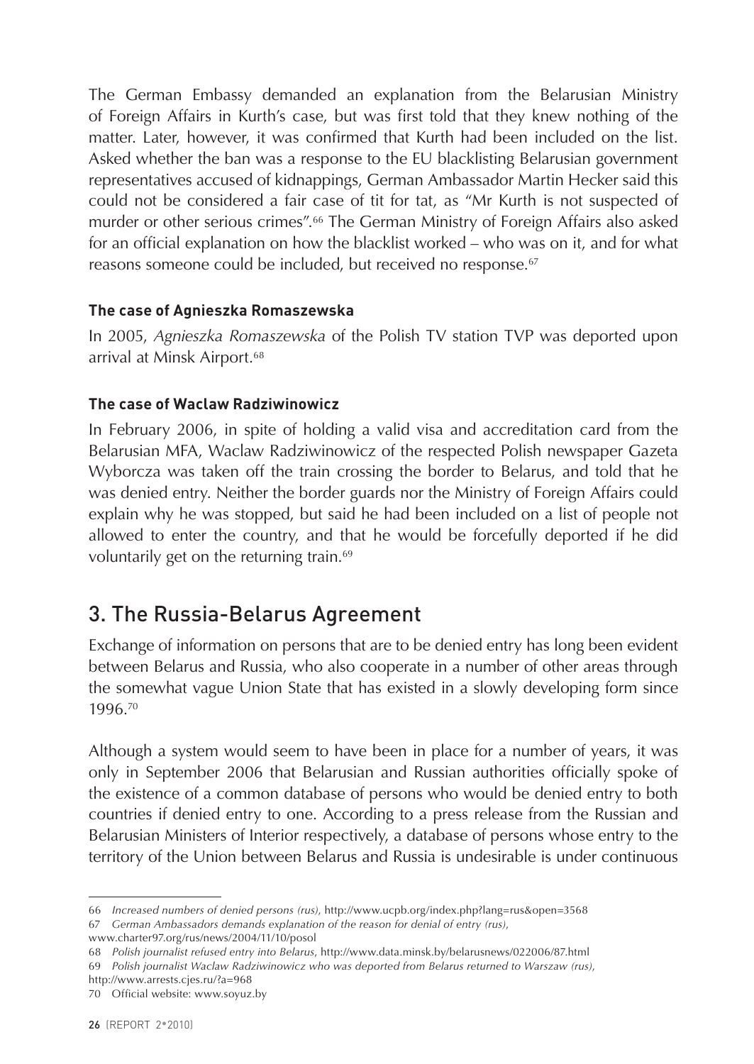The German Embassy demanded an explanation from the Belarusian Ministry of Foreign Affairs in Kurth's case, but was first told that they knew nothing of the matter. Later, however, it was confirmed that Kurth had been included on the list. Asked whether the ban was a response to the EU blacklisting Belarusian government representatives accused of kidnappings, German Ambassador Martin Hecker said this could not be considered a fair case of tit for tat, as "Mr Kurth is not suspected of murder or other serious crimes".[66] The German Ministry of Foreign Affairs also asked for an official explanation on how the blacklist worked – who was on it, and for what reasons someone could be included, but received no response.[67]

### The case of Agnieszka Romaszewska

In 2005, *Agnieszka Romaszewska* of the Polish TV station TVP was deported upon arrival at Minsk Airport.[68]

### The case of Waclaw Radziwinowicz

In February 2006, in spite of holding a valid visa and accreditation card from the Belarusian MFA, Waclaw Radziwinowicz of the respected Polish newspaper Gazeta Wyborcza was taken off the train crossing the border to Belarus, and told that he was denied entry. Neither the border guards nor the Ministry of Foreign Affairs could explain why he was stopped, but said he had been included on a list of people not allowed to enter the country, and that he would be forcefully deported if he did voluntarily get on the returning train.[69]

## 3. The Russia-Belarus Agreement

Exchange of information on persons that are to be denied entry has long been evident between Belarus and Russia, who also cooperate in a number of other areas through the somewhat vague Union State that has existed in a slowly developing form since 1996.[70]

Although a system would seem to have been in place for a number of years, it was only in September 2006 that Belarusian and Russian authorities officially spoke of the existence of a common database of persons who would be denied entry to both countries if denied entry to one. According to a press release from the Russian and Belarusian Ministers of Interior respectively, a database of persons whose entry to the territory of the Union between Belarus and Russia is undesirable is under continuous

---

66 *Increased numbers of denied persons (rus)*, http://www.ucpb.org/index.php?lang=rus&open=3568

67 *German Ambassadors demands explanation of the reason for denial of entry (rus)*, www.charter97.org/rus/news/2004/11/10/posol

68 *Polish journalist refused entry into Belarus*, http://www.data.minsk.by/belarusnews/022006/87.html

69 *Polish journalist Waclaw Radziwinowicz who was deported from Belarus returned to Warszaw (rus)*, http://www.arrests.cjes.ru/?a=968

70 Official website: www.soyuz.by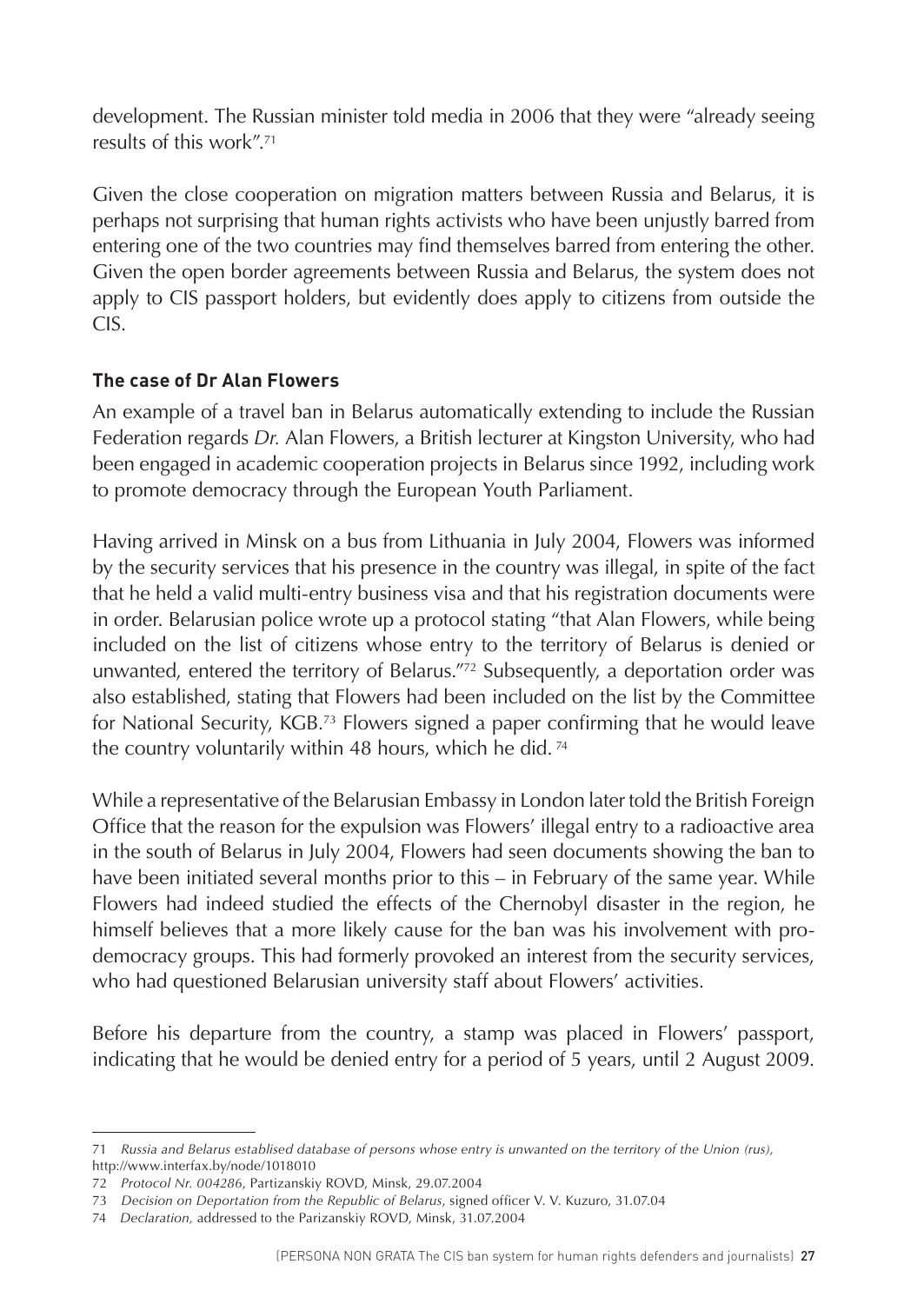development. The Russian minister told media in 2006 that they were "already seeing results of this work".[71]

Given the close cooperation on migration matters between Russia and Belarus, it is perhaps not surprising that human rights activists who have been unjustly barred from entering one of the two countries may find themselves barred from entering the other. Given the open border agreements between Russia and Belarus, the system does not apply to CIS passport holders, but evidently does apply to citizens from outside the CIS.

### The case of Dr Alan Flowers

An example of a travel ban in Belarus automatically extending to include the Russian Federation regards *Dr.* Alan Flowers, a British lecturer at Kingston University, who had been engaged in academic cooperation projects in Belarus since 1992, including work to promote democracy through the European Youth Parliament.

Having arrived in Minsk on a bus from Lithuania in July 2004, Flowers was informed by the security services that his presence in the country was illegal, in spite of the fact that he held a valid multi-entry business visa and that his registration documents were in order. Belarusian police wrote up a protocol stating "that Alan Flowers, while being included on the list of citizens whose entry to the territory of Belarus is denied or unwanted, entered the territory of Belarus."[72] Subsequently, a deportation order was also established, stating that Flowers had been included on the list by the Committee for National Security, KGB.[73] Flowers signed a paper confirming that he would leave the country voluntarily within 48 hours, which he did.[74]

While a representative of the Belarusian Embassy in London later told the British Foreign Office that the reason for the expulsion was Flowers' illegal entry to a radioactive area in the south of Belarus in July 2004, Flowers had seen documents showing the ban to have been initiated several months prior to this – in February of the same year. While Flowers had indeed studied the effects of the Chernobyl disaster in the region, he himself believes that a more likely cause for the ban was his involvement with pro-democracy groups. This had formerly provoked an interest from the security services, who had questioned Belarusian university staff about Flowers' activities.

Before his departure from the country, a stamp was placed in Flowers' passport, indicating that he would be denied entry for a period of 5 years, until 2 August 2009.

---

71 *Russia and Belarus establised database of persons whose entry is unwanted on the territory of the Union (rus),* http://www.interfax.by/node/1018010

72 *Protocol Nr. 004286*, Partizanskiy ROVD, Minsk, 29.07.2004

73 *Decision on Deportation from the Republic of Belarus*, signed officer V. V. Kuzuro, 31.07.04

74 *Declaration,* addressed to the Parizanskiy ROVD, Minsk, 31.07.2004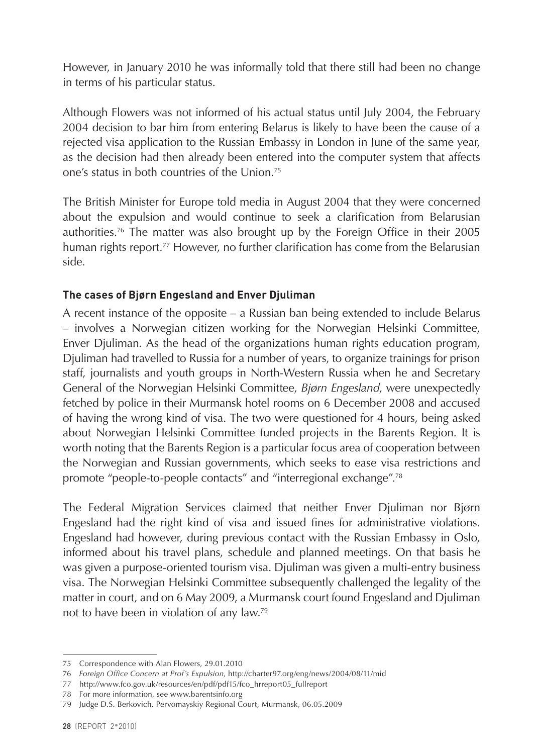However, in January 2010 he was informally told that there still had been no change in terms of his particular status.

Although Flowers was not informed of his actual status until July 2004, the February 2004 decision to bar him from entering Belarus is likely to have been the cause of a rejected visa application to the Russian Embassy in London in June of the same year, as the decision had then already been entered into the computer system that affects one's status in both countries of the Union.[75]

The British Minister for Europe told media in August 2004 that they were concerned about the expulsion and would continue to seek a clarification from Belarusian authorities.[76] The matter was also brought up by the Foreign Office in their 2005 human rights report.[77] However, no further clarification has come from the Belarusian side.

### The cases of Bjørn Engesland and Enver Djuliman

A recent instance of the opposite – a Russian ban being extended to include Belarus – involves a Norwegian citizen working for the Norwegian Helsinki Committee, Enver Djuliman. As the head of the organizations human rights education program, Djuliman had travelled to Russia for a number of years, to organize trainings for prison staff, journalists and youth groups in North-Western Russia when he and Secretary General of the Norwegian Helsinki Committee, *Bjørn Engesland*, were unexpectedly fetched by police in their Murmansk hotel rooms on 6 December 2008 and accused of having the wrong kind of visa. The two were questioned for 4 hours, being asked about Norwegian Helsinki Committee funded projects in the Barents Region. It is worth noting that the Barents Region is a particular focus area of cooperation between the Norwegian and Russian governments, which seeks to ease visa restrictions and promote "people-to-people contacts" and "interregional exchange".[78]

The Federal Migration Services claimed that neither Enver Djuliman nor Bjørn Engesland had the right kind of visa and issued fines for administrative violations. Engesland had however, during previous contact with the Russian Embassy in Oslo, informed about his travel plans, schedule and planned meetings. On that basis he was given a purpose-oriented tourism visa. Djuliman was given a multi-entry business visa. The Norwegian Helsinki Committee subsequently challenged the legality of the matter in court, and on 6 May 2009, a Murmansk court found Engesland and Djuliman not to have been in violation of any law.[79]

---

75 Correspondence with Alan Flowers, 29.01.2010

76 *Foreign Office Concern at Prof's Expulsion*, http://charter97.org/eng/news/2004/08/11/mid

77 http://www.fco.gov.uk/resources/en/pdf/pdf15/fco_hrreport05_fullreport

78 For more information, see www.barentsinfo.org

79 Judge D.S. Berkovich, Pervomayskiy Regional Court, Murmansk, 06.05.2009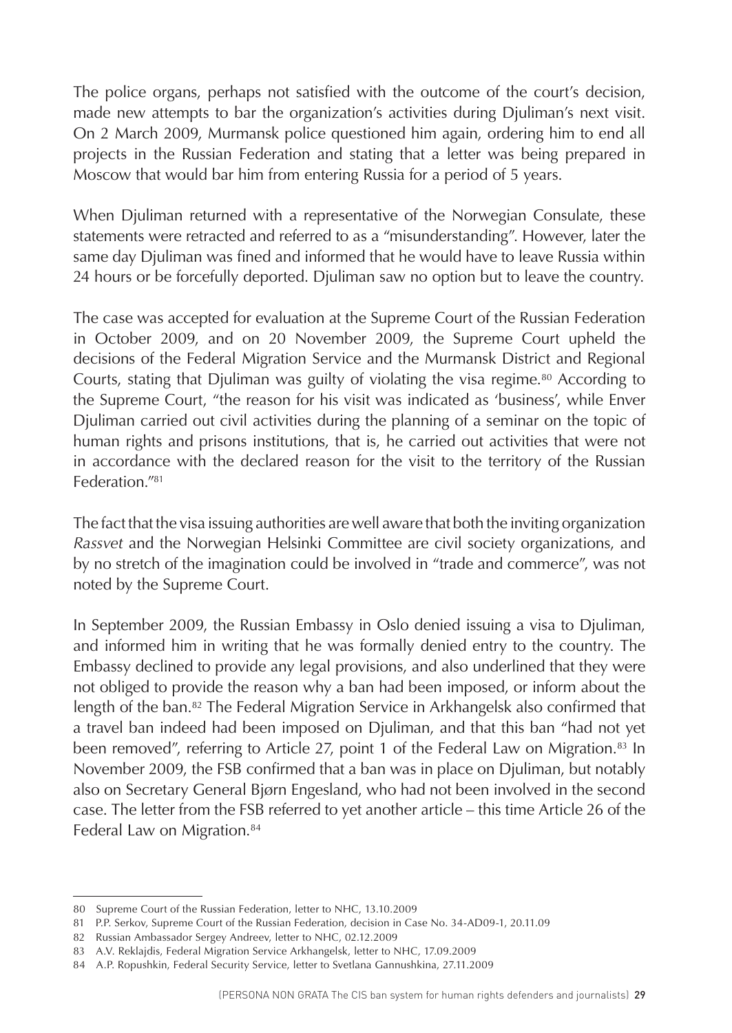The police organs, perhaps not satisfied with the outcome of the court's decision, made new attempts to bar the organization's activities during Djuliman's next visit. On 2 March 2009, Murmansk police questioned him again, ordering him to end all projects in the Russian Federation and stating that a letter was being prepared in Moscow that would bar him from entering Russia for a period of 5 years.

When Djuliman returned with a representative of the Norwegian Consulate, these statements were retracted and referred to as a "misunderstanding". However, later the same day Djuliman was fined and informed that he would have to leave Russia within 24 hours or be forcefully deported. Djuliman saw no option but to leave the country.

The case was accepted for evaluation at the Supreme Court of the Russian Federation in October 2009, and on 20 November 2009, the Supreme Court upheld the decisions of the Federal Migration Service and the Murmansk District and Regional Courts, stating that Djuliman was guilty of violating the visa regime.[80] According to the Supreme Court, "the reason for his visit was indicated as 'business', while Enver Djuliman carried out civil activities during the planning of a seminar on the topic of human rights and prisons institutions, that is, he carried out activities that were not in accordance with the declared reason for the visit to the territory of the Russian Federation."[81]

The fact that the visa issuing authorities are well aware that both the inviting organization *Rassvet* and the Norwegian Helsinki Committee are civil society organizations, and by no stretch of the imagination could be involved in "trade and commerce", was not noted by the Supreme Court.

In September 2009, the Russian Embassy in Oslo denied issuing a visa to Djuliman, and informed him in writing that he was formally denied entry to the country. The Embassy declined to provide any legal provisions, and also underlined that they were not obliged to provide the reason why a ban had been imposed, or inform about the length of the ban.[82] The Federal Migration Service in Arkhangelsk also confirmed that a travel ban indeed had been imposed on Djuliman, and that this ban "had not yet been removed", referring to Article 27, point 1 of the Federal Law on Migration.[83] In November 2009, the FSB confirmed that a ban was in place on Djuliman, but notably also on Secretary General Bjørn Engesland, who had not been involved in the second case. The letter from the FSB referred to yet another article – this time Article 26 of the Federal Law on Migration.[84]

---

80 Supreme Court of the Russian Federation, letter to NHC, 13.10.2009

81 P.P. Serkov, Supreme Court of the Russian Federation, decision in Case No. 34-AD09-1, 20.11.09

82 Russian Ambassador Sergey Andreev, letter to NHC, 02.12.2009

83 A.V. Reklajdis, Federal Migration Service Arkhangelsk, letter to NHC, 17.09.2009

84 A.P. Ropushkin, Federal Security Service, letter to Svetlana Gannushkina, 27.11.2009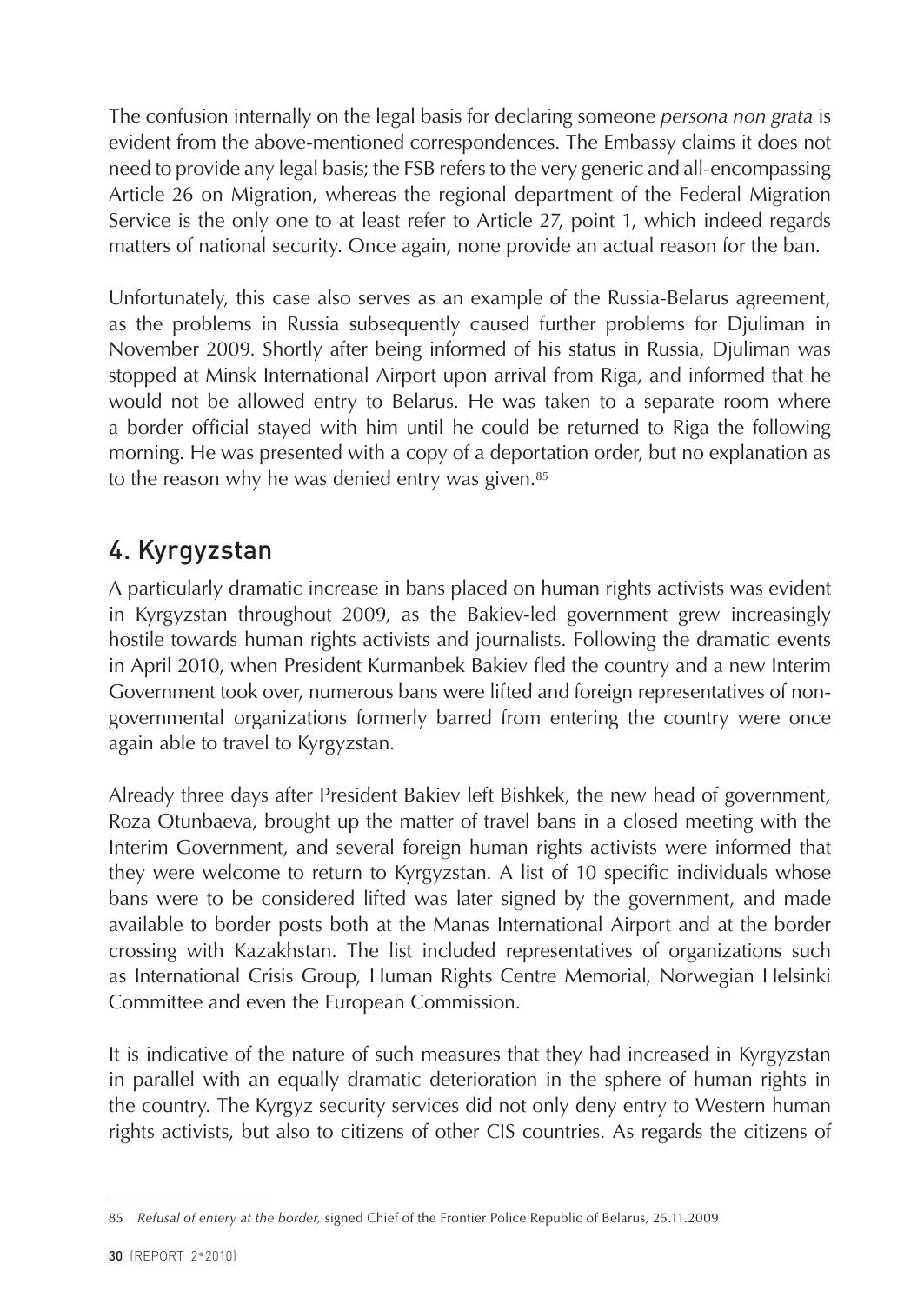The confusion internally on the legal basis for declaring someone *persona non grata* is evident from the above-mentioned correspondences. The Embassy claims it does not need to provide any legal basis; the FSB refers to the very generic and all-encompassing Article 26 on Migration, whereas the regional department of the Federal Migration Service is the only one to at least refer to Article 27, point 1, which indeed regards matters of national security. Once again, none provide an actual reason for the ban.

Unfortunately, this case also serves as an example of the Russia-Belarus agreement, as the problems in Russia subsequently caused further problems for Djuliman in November 2009. Shortly after being informed of his status in Russia, Djuliman was stopped at Minsk International Airport upon arrival from Riga, and informed that he would not be allowed entry to Belarus. He was taken to a separate room where a border official stayed with him until he could be returned to Riga the following morning. He was presented with a copy of a deportation order, but no explanation as to the reason why he was denied entry was given.[85]

## 4. Kyrgyzstan

A particularly dramatic increase in bans placed on human rights activists was evident in Kyrgyzstan throughout 2009, as the Bakiev-led government grew increasingly hostile towards human rights activists and journalists. Following the dramatic events in April 2010, when President Kurmanbek Bakiev fled the country and a new Interim Government took over, numerous bans were lifted and foreign representatives of non-governmental organizations formerly barred from entering the country were once again able to travel to Kyrgyzstan.

Already three days after President Bakiev left Bishkek, the new head of government, Roza Otunbaeva, brought up the matter of travel bans in a closed meeting with the Interim Government, and several foreign human rights activists were informed that they were welcome to return to Kyrgyzstan. A list of 10 specific individuals whose bans were to be considered lifted was later signed by the government, and made available to border posts both at the Manas International Airport and at the border crossing with Kazakhstan. The list included representatives of organizations such as International Crisis Group, Human Rights Centre Memorial, Norwegian Helsinki Committee and even the European Commission.

It is indicative of the nature of such measures that they had increased in Kyrgyzstan in parallel with an equally dramatic deterioration in the sphere of human rights in the country. The Kyrgyz security services did not only deny entry to Western human rights activists, but also to citizens of other CIS countries. As regards the citizens of

---

85 *Refusal of entery at the border,* signed Chief of the Frontier Police Republic of Belarus, 25.11.2009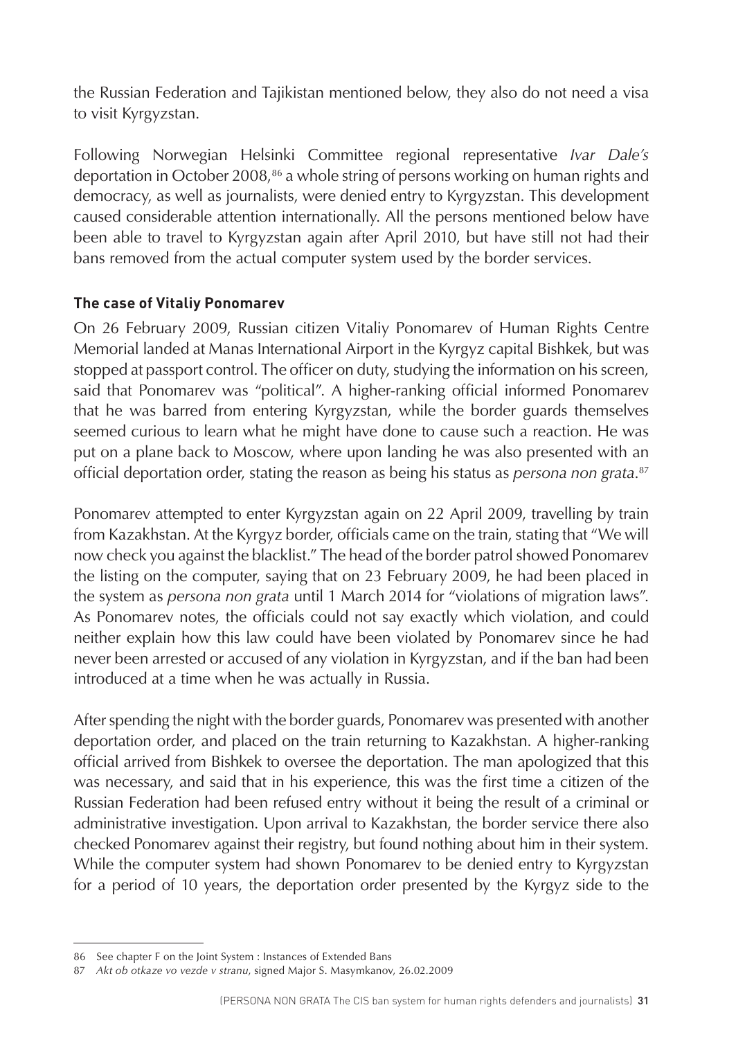the Russian Federation and Tajikistan mentioned below, they also do not need a visa to visit Kyrgyzstan.

Following Norwegian Helsinki Committee regional representative *Ivar Dale's* deportation in October 2008,[86] a whole string of persons working on human rights and democracy, as well as journalists, were denied entry to Kyrgyzstan. This development caused considerable attention internationally. All the persons mentioned below have been able to travel to Kyrgyzstan again after April 2010, but have still not had their bans removed from the actual computer system used by the border services.

### The case of Vitaliy Ponomarev

On 26 February 2009, Russian citizen Vitaliy Ponomarev of Human Rights Centre Memorial landed at Manas International Airport in the Kyrgyz capital Bishkek, but was stopped at passport control. The officer on duty, studying the information on his screen, said that Ponomarev was "political". A higher-ranking official informed Ponomarev that he was barred from entering Kyrgyzstan, while the border guards themselves seemed curious to learn what he might have done to cause such a reaction. He was put on a plane back to Moscow, where upon landing he was also presented with an official deportation order, stating the reason as being his status as *persona non grata*.[87]

Ponomarev attempted to enter Kyrgyzstan again on 22 April 2009, travelling by train from Kazakhstan. At the Kyrgyz border, officials came on the train, stating that "We will now check you against the blacklist." The head of the border patrol showed Ponomarev the listing on the computer, saying that on 23 February 2009, he had been placed in the system as *persona non grata* until 1 March 2014 for "violations of migration laws". As Ponomarev notes, the officials could not say exactly which violation, and could neither explain how this law could have been violated by Ponomarev since he had never been arrested or accused of any violation in Kyrgyzstan, and if the ban had been introduced at a time when he was actually in Russia.

After spending the night with the border guards, Ponomarev was presented with another deportation order, and placed on the train returning to Kazakhstan. A higher-ranking official arrived from Bishkek to oversee the deportation. The man apologized that this was necessary, and said that in his experience, this was the first time a citizen of the Russian Federation had been refused entry without it being the result of a criminal or administrative investigation. Upon arrival to Kazakhstan, the border service there also checked Ponomarev against their registry, but found nothing about him in their system. While the computer system had shown Ponomarev to be denied entry to Kyrgyzstan for a period of 10 years, the deportation order presented by the Kyrgyz side to the

---

86 See chapter F on the Joint System : Instances of Extended Bans

87 *Akt ob otkaze vo vezde v stranu*, signed Major S. Masymkanov, 26.02.2009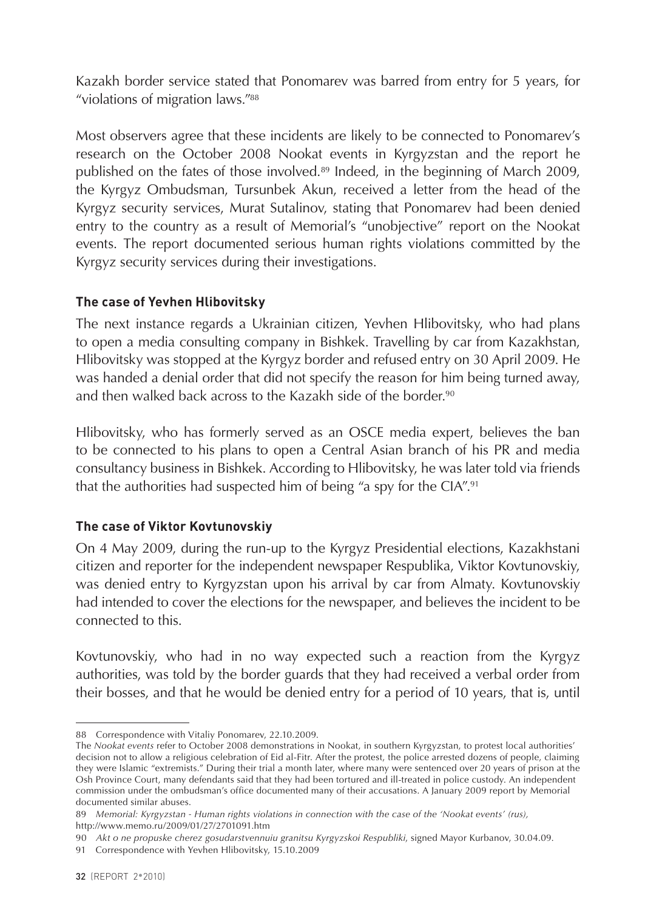Kazakh border service stated that Ponomarev was barred from entry for 5 years, for "violations of migration laws."[88]

Most observers agree that these incidents are likely to be connected to Ponomarev's research on the October 2008 Nookat events in Kyrgyzstan and the report he published on the fates of those involved.[89] Indeed, in the beginning of March 2009, the Kyrgyz Ombudsman, Tursunbek Akun, received a letter from the head of the Kyrgyz security services, Murat Sutalinov, stating that Ponomarev had been denied entry to the country as a result of Memorial's "unobjective" report on the Nookat events. The report documented serious human rights violations committed by the Kyrgyz security services during their investigations.

### The case of Yevhen Hlibovitsky

The next instance regards a Ukrainian citizen, Yevhen Hlibovitsky, who had plans to open a media consulting company in Bishkek. Travelling by car from Kazakhstan, Hlibovitsky was stopped at the Kyrgyz border and refused entry on 30 April 2009. He was handed a denial order that did not specify the reason for him being turned away, and then walked back across to the Kazakh side of the border.[90]

Hlibovitsky, who has formerly served as an OSCE media expert, believes the ban to be connected to his plans to open a Central Asian branch of his PR and media consultancy business in Bishkek. According to Hlibovitsky, he was later told via friends that the authorities had suspected him of being "a spy for the CIA".[91]

### The case of Viktor Kovtunovskiy

On 4 May 2009, during the run-up to the Kyrgyz Presidential elections, Kazakhstani citizen and reporter for the independent newspaper Respublika, Viktor Kovtunovskiy, was denied entry to Kyrgyzstan upon his arrival by car from Almaty. Kovtunovskiy had intended to cover the elections for the newspaper, and believes the incident to be connected to this.

Kovtunovskiy, who had in no way expected such a reaction from the Kyrgyz authorities, was told by the border guards that they had received a verbal order from their bosses, and that he would be denied entry for a period of 10 years, that is, until

---

88 Correspondence with Vitaliy Ponomarev, 22.10.2009.

The *Nookat events* refer to October 2008 demonstrations in Nookat, in southern Kyrgyzstan, to protest local authorities' decision not to allow a religious celebration of Eid al-Fitr. After the protest, the police arrested dozens of people, claiming they were Islamic "extremists." During their trial a month later, where many were sentenced over 20 years of prison at the Osh Province Court, many defendants said that they had been tortured and ill-treated in police custody. An independent commission under the ombudsman's office documented many of their accusations. A January 2009 report by Memorial documented similar abuses.

89 *Memorial: Kyrgyzstan - Human rights violations in connection with the case of the 'Nookat events' (rus),* http://www.memo.ru/2009/01/27/2701091.htm

90 *Akt o ne propuske cherez gosudarstvennuiu granitsu Kyrgyzskoi Respubliki*, signed Mayor Kurbanov, 30.04.09.

91 Correspondence with Yevhen Hlibovitsky, 15.10.2009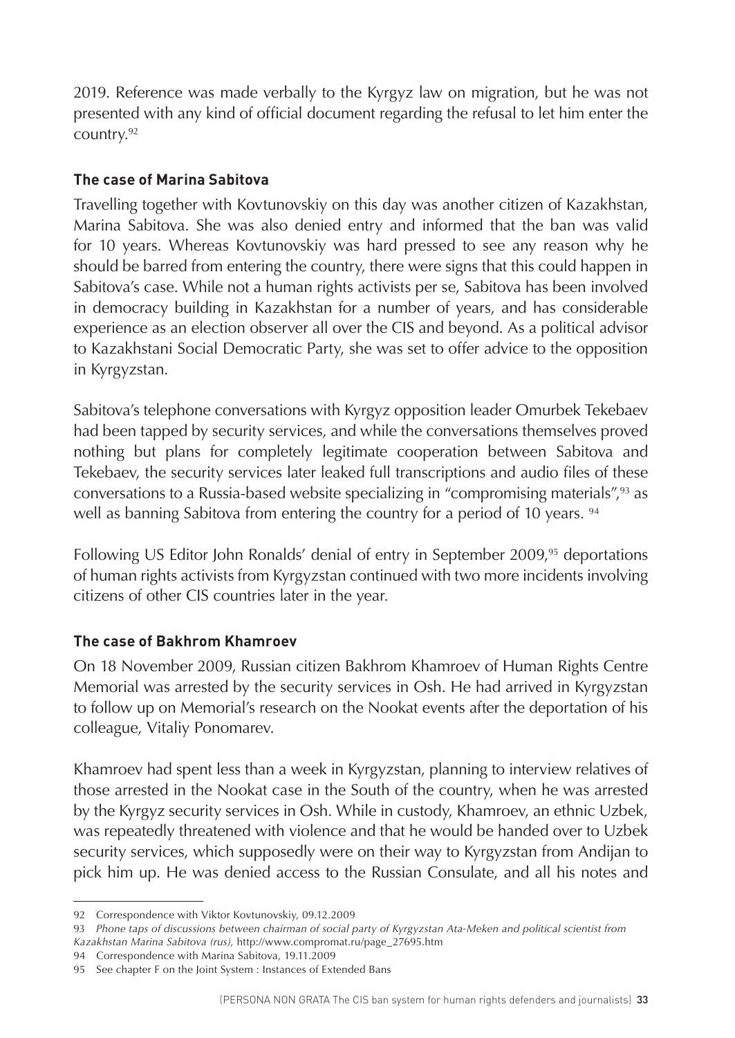2019. Reference was made verbally to the Kyrgyz law on migration, but he was not presented with any kind of official document regarding the refusal to let him enter the country.[92]

### The case of Marina Sabitova

Travelling together with Kovtunovskiy on this day was another citizen of Kazakhstan, Marina Sabitova. She was also denied entry and informed that the ban was valid for 10 years. Whereas Kovtunovskiy was hard pressed to see any reason why he should be barred from entering the country, there were signs that this could happen in Sabitova's case. While not a human rights activists per se, Sabitova has been involved in democracy building in Kazakhstan for a number of years, and has considerable experience as an election observer all over the CIS and beyond. As a political advisor to Kazakhstani Social Democratic Party, she was set to offer advice to the opposition in Kyrgyzstan.

Sabitova's telephone conversations with Kyrgyz opposition leader Omurbek Tekebaev had been tapped by security services, and while the conversations themselves proved nothing but plans for completely legitimate cooperation between Sabitova and Tekebaev, the security services later leaked full transcriptions and audio files of these conversations to a Russia-based website specializing in "compromising materials",[93] as well as banning Sabitova from entering the country for a period of 10 years. [94]

Following US Editor John Ronalds' denial of entry in September 2009,[95] deportations of human rights activists from Kyrgyzstan continued with two more incidents involving citizens of other CIS countries later in the year.

### The case of Bakhrom Khamroev

On 18 November 2009, Russian citizen Bakhrom Khamroev of Human Rights Centre Memorial was arrested by the security services in Osh. He had arrived in Kyrgyzstan to follow up on Memorial's research on the Nookat events after the deportation of his colleague, Vitaliy Ponomarev.

Khamroev had spent less than a week in Kyrgyzstan, planning to interview relatives of those arrested in the Nookat case in the South of the country, when he was arrested by the Kyrgyz security services in Osh. While in custody, Khamroev, an ethnic Uzbek, was repeatedly threatened with violence and that he would be handed over to Uzbek security services, which supposedly were on their way to Kyrgyzstan from Andijan to pick him up. He was denied access to the Russian Consulate, and all his notes and

---

92 Correspondence with Viktor Kovtunovskiy, 09.12.2009

93 *Phone taps of discussions between chairman of social party of Kyrgyzstan Ata-Meken and political scientist from Kazakhstan Marina Sabitova (rus),* http://www.compromat.ru/page_27695.htm

94 Correspondence with Marina Sabitova, 19.11.2009

95 See chapter F on the Joint System : Instances of Extended Bans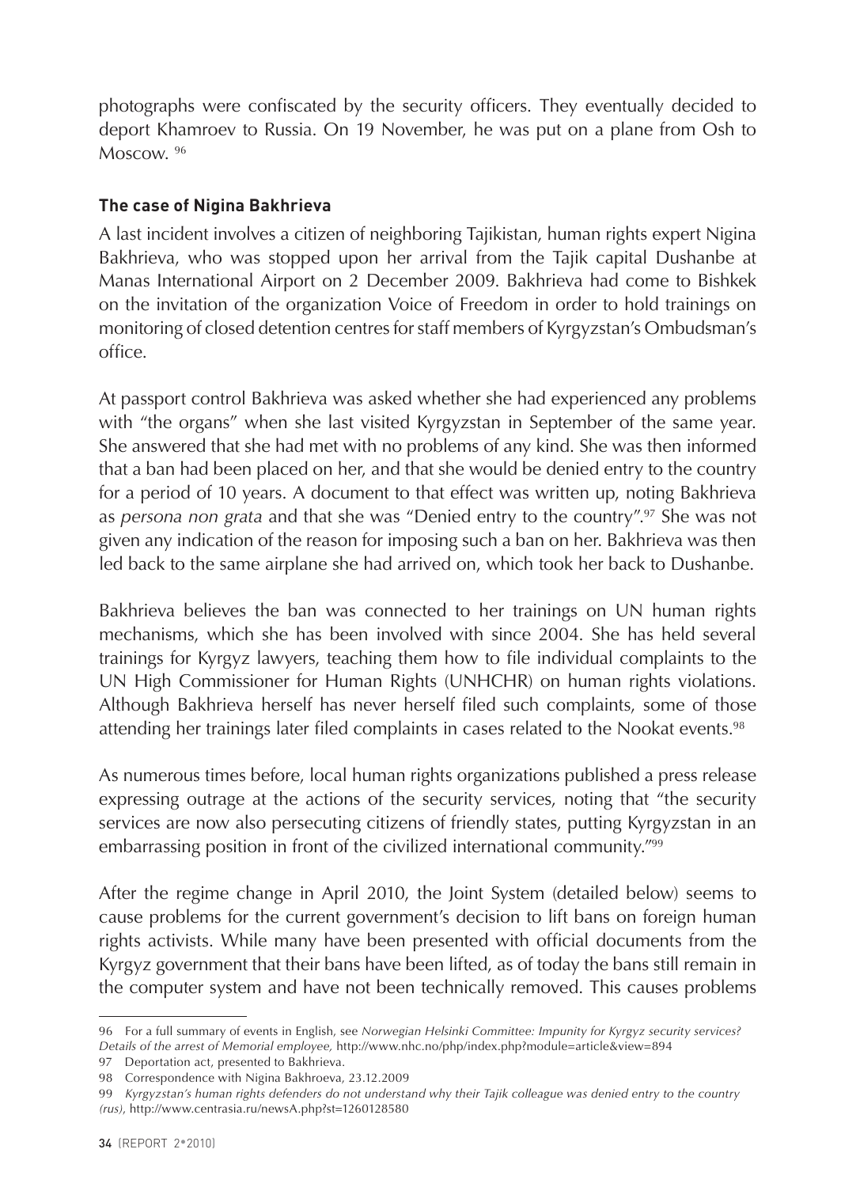photographs were confiscated by the security officers. They eventually decided to deport Khamroev to Russia. On 19 November, he was put on a plane from Osh to Moscow. [96]

### The case of Nigina Bakhrieva

A last incident involves a citizen of neighboring Tajikistan, human rights expert Nigina Bakhrieva, who was stopped upon her arrival from the Tajik capital Dushanbe at Manas International Airport on 2 December 2009. Bakhrieva had come to Bishkek on the invitation of the organization Voice of Freedom in order to hold trainings on monitoring of closed detention centres for staff members of Kyrgyzstan's Ombudsman's office.

At passport control Bakhrieva was asked whether she had experienced any problems with "the organs" when she last visited Kyrgyzstan in September of the same year. She answered that she had met with no problems of any kind. She was then informed that a ban had been placed on her, and that she would be denied entry to the country for a period of 10 years. A document to that effect was written up, noting Bakhrieva as *persona non grata* and that she was "Denied entry to the country".[97] She was not given any indication of the reason for imposing such a ban on her. Bakhrieva was then led back to the same airplane she had arrived on, which took her back to Dushanbe.

Bakhrieva believes the ban was connected to her trainings on UN human rights mechanisms, which she has been involved with since 2004. She has held several trainings for Kyrgyz lawyers, teaching them how to file individual complaints to the UN High Commissioner for Human Rights (UNHCHR) on human rights violations. Although Bakhrieva herself has never herself filed such complaints, some of those attending her trainings later filed complaints in cases related to the Nookat events.[98]

As numerous times before, local human rights organizations published a press release expressing outrage at the actions of the security services, noting that "the security services are now also persecuting citizens of friendly states, putting Kyrgyzstan in an embarrassing position in front of the civilized international community."[99]

After the regime change in April 2010, the Joint System (detailed below) seems to cause problems for the current government's decision to lift bans on foreign human rights activists. While many have been presented with official documents from the Kyrgyz government that their bans have been lifted, as of today the bans still remain in the computer system and have not been technically removed. This causes problems

---

96 For a full summary of events in English, see *Norwegian Helsinki Committee: Impunity for Kyrgyz security services? Details of the arrest of Memorial employee,* http://www.nhc.no/php/index.php?module=article&view=894

97 Deportation act, presented to Bakhrieva.

98 Correspondence with Nigina Bakhroeva, 23.12.2009

99 *Kyrgyzstan's human rights defenders do not understand why their Tajik colleague was denied entry to the country (rus),* http://www.centrasia.ru/newsA.php?st=1260128580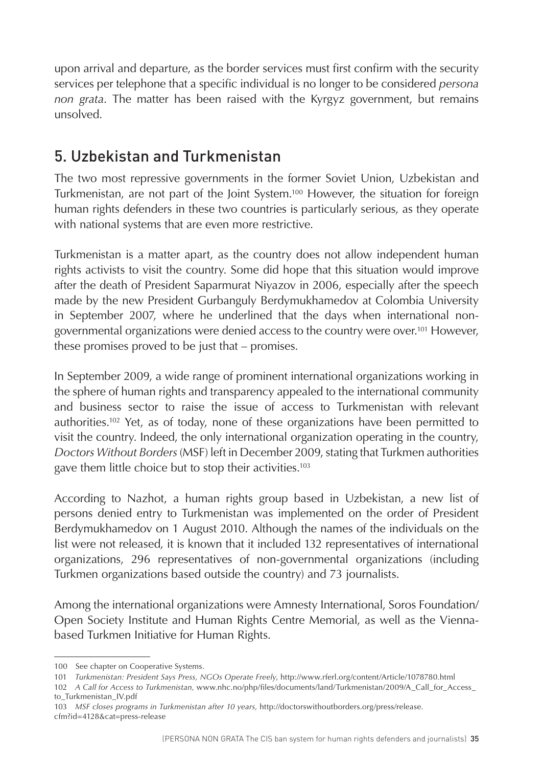upon arrival and departure, as the border services must first confirm with the security services per telephone that a specific individual is no longer to be considered *persona non grata*. The matter has been raised with the Kyrgyz government, but remains unsolved.

## 5. Uzbekistan and Turkmenistan

The two most repressive governments in the former Soviet Union, Uzbekistan and Turkmenistan, are not part of the Joint System.[100] However, the situation for foreign human rights defenders in these two countries is particularly serious, as they operate with national systems that are even more restrictive.

Turkmenistan is a matter apart, as the country does not allow independent human rights activists to visit the country. Some did hope that this situation would improve after the death of President Saparmurat Niyazov in 2006, especially after the speech made by the new President Gurbanguly Berdymukhamedov at Colombia University in September 2007, where he underlined that the days when international non-governmental organizations were denied access to the country were over.[101] However, these promises proved to be just that – promises.

In September 2009, a wide range of prominent international organizations working in the sphere of human rights and transparency appealed to the international community and business sector to raise the issue of access to Turkmenistan with relevant authorities.[102] Yet, as of today, none of these organizations have been permitted to visit the country. Indeed, the only international organization operating in the country, *Doctors Without Borders* (MSF) left in December 2009, stating that Turkmen authorities gave them little choice but to stop their activities.[103]

According to Nazhot, a human rights group based in Uzbekistan, a new list of persons denied entry to Turkmenistan was implemented on the order of President Berdymukhamedov on 1 August 2010. Although the names of the individuals on the list were not released, it is known that it included 132 representatives of international organizations, 296 representatives of non-governmental organizations (including Turkmen organizations based outside the country) and 73 journalists.

Among the international organizations were Amnesty International, Soros Foundation/Open Society Institute and Human Rights Centre Memorial, as well as the Vienna-based Turkmen Initiative for Human Rights.

---

100 See chapter on Cooperative Systems.

101 *Turkmenistan: President Says Press, NGOs Operate Freely,* http://www.rferl.org/content/Article/1078780.html

102 *A Call for Access to Turkmenistan,* www.nhc.no/php/files/documents/land/Turkmenistan/2009/A_Call_for_Access_to_Turkmenistan_IV.pdf

103 *MSF closes programs in Turkmenistan after 10 years,* http://doctorswithoutborders.org/press/release.cfm?id=4128&cat=press-release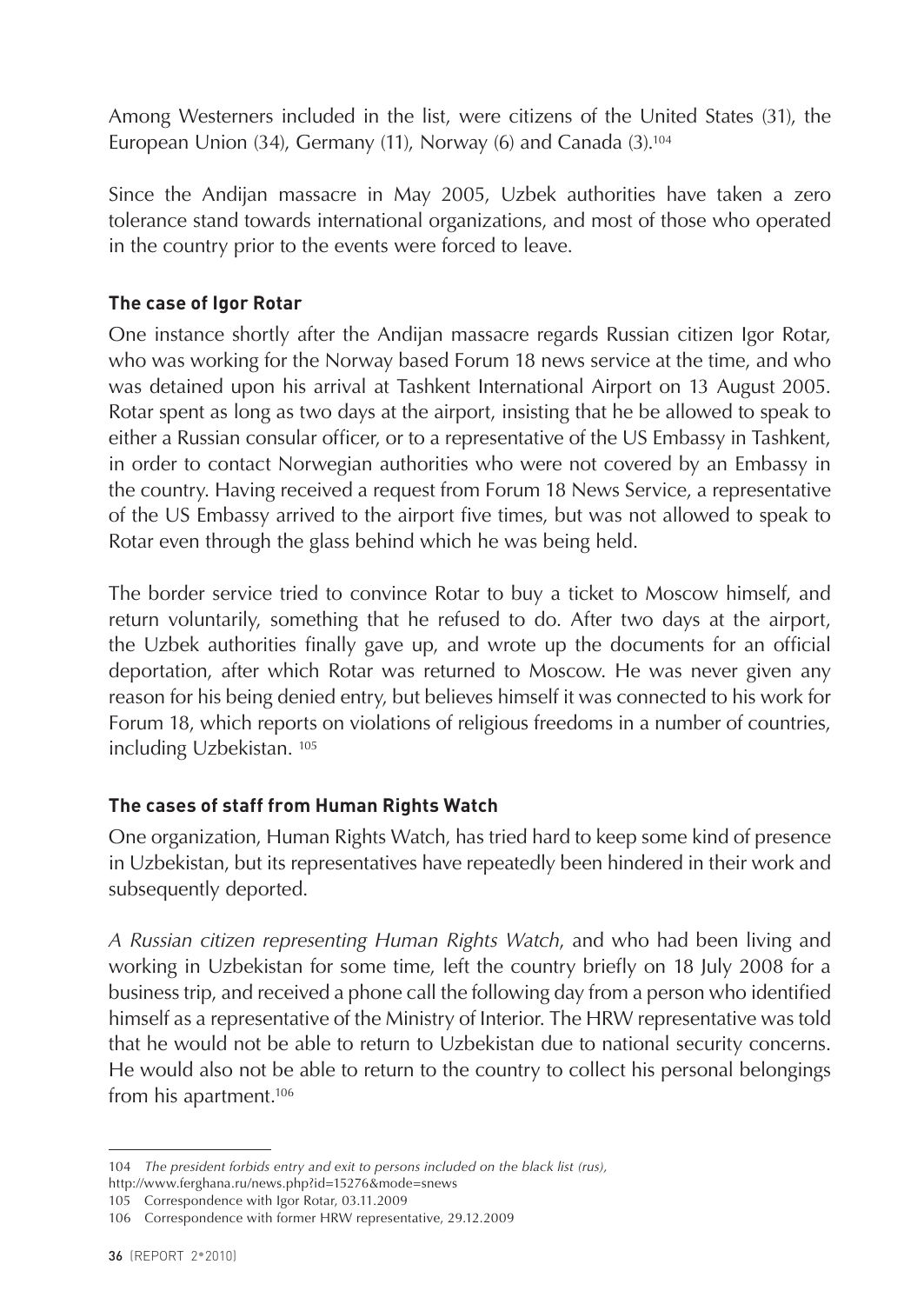Among Westerners included in the list, were citizens of the United States (31), the European Union (34), Germany (11), Norway (6) and Canada (3).[104]

Since the Andijan massacre in May 2005, Uzbek authorities have taken a zero tolerance stand towards international organizations, and most of those who operated in the country prior to the events were forced to leave.

### The case of Igor Rotar

One instance shortly after the Andijan massacre regards Russian citizen Igor Rotar, who was working for the Norway based Forum 18 news service at the time, and who was detained upon his arrival at Tashkent International Airport on 13 August 2005. Rotar spent as long as two days at the airport, insisting that he be allowed to speak to either a Russian consular officer, or to a representative of the US Embassy in Tashkent, in order to contact Norwegian authorities who were not covered by an Embassy in the country. Having received a request from Forum 18 News Service, a representative of the US Embassy arrived to the airport five times, but was not allowed to speak to Rotar even through the glass behind which he was being held.

The border service tried to convince Rotar to buy a ticket to Moscow himself, and return voluntarily, something that he refused to do. After two days at the airport, the Uzbek authorities finally gave up, and wrote up the documents for an official deportation, after which Rotar was returned to Moscow. He was never given any reason for his being denied entry, but believes himself it was connected to his work for Forum 18, which reports on violations of religious freedoms in a number of countries, including Uzbekistan. [105]

### The cases of staff from Human Rights Watch

One organization, Human Rights Watch, has tried hard to keep some kind of presence in Uzbekistan, but its representatives have repeatedly been hindered in their work and subsequently deported.

*A Russian citizen representing Human Rights Watch*, and who had been living and working in Uzbekistan for some time, left the country briefly on 18 July 2008 for a business trip, and received a phone call the following day from a person who identified himself as a representative of the Ministry of Interior. The HRW representative was told that he would not be able to return to Uzbekistan due to national security concerns. He would also not be able to return to the country to collect his personal belongings from his apartment.[106]

---

104 *The president forbids entry and exit to persons included on the black list (rus)*, http://www.ferghana.ru/news.php?id=15276&mode=snews

105 Correspondence with Igor Rotar, 03.11.2009

106 Correspondence with former HRW representative, 29.12.2009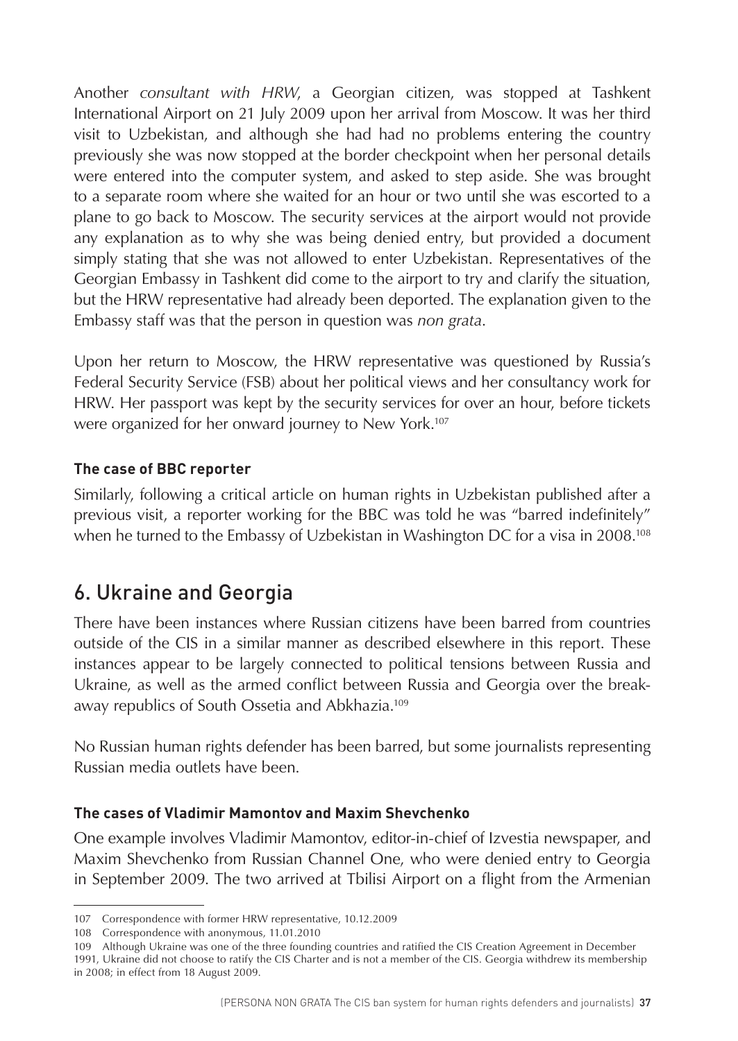Another *consultant with HRW*, a Georgian citizen, was stopped at Tashkent International Airport on 21 July 2009 upon her arrival from Moscow. It was her third visit to Uzbekistan, and although she had had no problems entering the country previously she was now stopped at the border checkpoint when her personal details were entered into the computer system, and asked to step aside. She was brought to a separate room where she waited for an hour or two until she was escorted to a plane to go back to Moscow. The security services at the airport would not provide any explanation as to why she was being denied entry, but provided a document simply stating that she was not allowed to enter Uzbekistan. Representatives of the Georgian Embassy in Tashkent did come to the airport to try and clarify the situation, but the HRW representative had already been deported. The explanation given to the Embassy staff was that the person in question was *non grata*.

Upon her return to Moscow, the HRW representative was questioned by Russia's Federal Security Service (FSB) about her political views and her consultancy work for HRW. Her passport was kept by the security services for over an hour, before tickets were organized for her onward journey to New York.[107]

#### The case of BBC reporter

Similarly, following a critical article on human rights in Uzbekistan published after a previous visit, a reporter working for the BBC was told he was "barred indefinitely" when he turned to the Embassy of Uzbekistan in Washington DC for a visa in 2008.[108]

## 6. Ukraine and Georgia

There have been instances where Russian citizens have been barred from countries outside of the CIS in a similar manner as described elsewhere in this report. These instances appear to be largely connected to political tensions between Russia and Ukraine, as well as the armed conflict between Russia and Georgia over the break-away republics of South Ossetia and Abkhazia.[109]

No Russian human rights defender has been barred, but some journalists representing Russian media outlets have been.

#### The cases of Vladimir Mamontov and Maxim Shevchenko

One example involves Vladimir Mamontov, editor-in-chief of Izvestia newspaper, and Maxim Shevchenko from Russian Channel One, who were denied entry to Georgia in September 2009. The two arrived at Tbilisi Airport on a flight from the Armenian

---

107 Correspondence with former HRW representative, 10.12.2009

108 Correspondence with anonymous, 11.01.2010

109 Although Ukraine was one of the three founding countries and ratified the CIS Creation Agreement in December 1991, Ukraine did not choose to ratify the CIS Charter and is not a member of the CIS. Georgia withdrew its membership in 2008; in effect from 18 August 2009.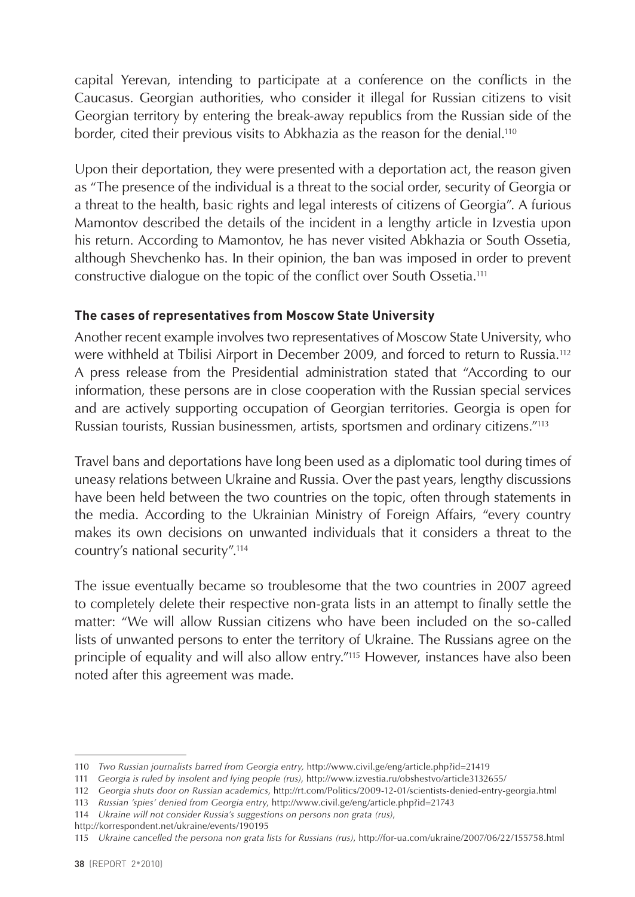capital Yerevan, intending to participate at a conference on the conflicts in the Caucasus. Georgian authorities, who consider it illegal for Russian citizens to visit Georgian territory by entering the break-away republics from the Russian side of the border, cited their previous visits to Abkhazia as the reason for the denial.[110]

Upon their deportation, they were presented with a deportation act, the reason given as "The presence of the individual is a threat to the social order, security of Georgia or a threat to the health, basic rights and legal interests of citizens of Georgia". A furious Mamontov described the details of the incident in a lengthy article in Izvestia upon his return. According to Mamontov, he has never visited Abkhazia or South Ossetia, although Shevchenko has. In their opinion, the ban was imposed in order to prevent constructive dialogue on the topic of the conflict over South Ossetia.[111]

### The cases of representatives from Moscow State University

Another recent example involves two representatives of Moscow State University, who were withheld at Tbilisi Airport in December 2009, and forced to return to Russia.[112] A press release from the Presidential administration stated that "According to our information, these persons are in close cooperation with the Russian special services and are actively supporting occupation of Georgian territories. Georgia is open for Russian tourists, Russian businessmen, artists, sportsmen and ordinary citizens."[113]

Travel bans and deportations have long been used as a diplomatic tool during times of uneasy relations between Ukraine and Russia. Over the past years, lengthy discussions have been held between the two countries on the topic, often through statements in the media. According to the Ukrainian Ministry of Foreign Affairs, "every country makes its own decisions on unwanted individuals that it considers a threat to the country's national security".[114]

The issue eventually became so troublesome that the two countries in 2007 agreed to completely delete their respective non-grata lists in an attempt to finally settle the matter: "We will allow Russian citizens who have been included on the so-called lists of unwanted persons to enter the territory of Ukraine. The Russians agree on the principle of equality and will also allow entry."[115] However, instances have also been noted after this agreement was made.

---

110 *Two Russian journalists barred from Georgia entry,* http://www.civil.ge/eng/article.php?id=21419

111 *Georgia is ruled by insolent and lying people (rus),* http://www.izvestia.ru/obshestvo/article3132655/

112 *Georgia shuts door on Russian academics,* http://rt.com/Politics/2009-12-01/scientists-denied-entry-georgia.html

113 *Russian 'spies' denied from Georgia entry,* http://www.civil.ge/eng/article.php?id=21743

114 *Ukraine will not consider Russia's suggestions on persons non grata (rus),* http://korrespondent.net/ukraine/events/190195

115 *Ukraine cancelled the persona non grata lists for Russians (rus),* http://for-ua.com/ukraine/2007/06/22/155758.html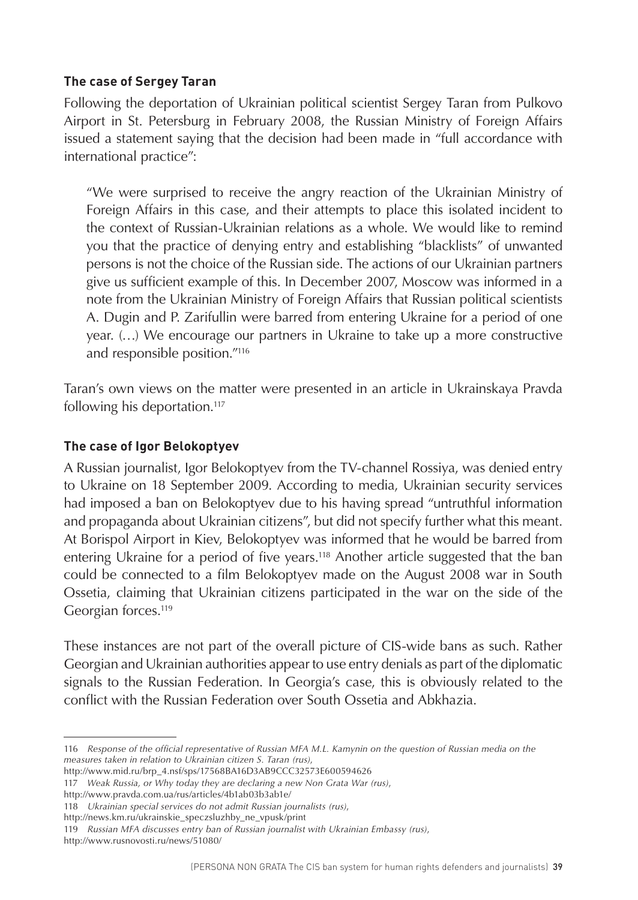### The case of Sergey Taran

Following the deportation of Ukrainian political scientist Sergey Taran from Pulkovo Airport in St. Petersburg in February 2008, the Russian Ministry of Foreign Affairs issued a statement saying that the decision had been made in "full accordance with international practice":

> "We were surprised to receive the angry reaction of the Ukrainian Ministry of Foreign Affairs in this case, and their attempts to place this isolated incident to the context of Russian-Ukrainian relations as a whole. We would like to remind you that the practice of denying entry and establishing "blacklists" of unwanted persons is not the choice of the Russian side. The actions of our Ukrainian partners give us sufficient example of this. In December 2007, Moscow was informed in a note from the Ukrainian Ministry of Foreign Affairs that Russian political scientists A. Dugin and P. Zarifullin were barred from entering Ukraine for a period of one year. (…) We encourage our partners in Ukraine to take up a more constructive and responsible position."[116]

Taran's own views on the matter were presented in an article in Ukrainskaya Pravda following his deportation.[117]

### The case of Igor Belokoptyev

A Russian journalist, Igor Belokoptyev from the TV-channel Rossiya, was denied entry to Ukraine on 18 September 2009. According to media, Ukrainian security services had imposed a ban on Belokoptyev due to his having spread "untruthful information and propaganda about Ukrainian citizens", but did not specify further what this meant. At Borispol Airport in Kiev, Belokoptyev was informed that he would be barred from entering Ukraine for a period of five years.[118] Another article suggested that the ban could be connected to a film Belokoptyev made on the August 2008 war in South Ossetia, claiming that Ukrainian citizens participated in the war on the side of the Georgian forces.[119]

These instances are not part of the overall picture of CIS-wide bans as such. Rather Georgian and Ukrainian authorities appear to use entry denials as part of the diplomatic signals to the Russian Federation. In Georgia's case, this is obviously related to the conflict with the Russian Federation over South Ossetia and Abkhazia.

---

116 *Response of the official representative of Russian MFA M.L. Kamynin on the question of Russian media on the measures taken in relation to Ukrainian citizen S. Taran (rus)*, http://www.mid.ru/brp_4.nsf/sps/17568BA16D3AB9CCC32573E600594626

117 *Weak Russia, or Why today they are declaring a new Non Grata War (rus)*, http://www.pravda.com.ua/rus/articles/4b1ab03b3ab1e/

118 *Ukrainian special services do not admit Russian journalists (rus)*, http://news.km.ru/ukrainskie_speczsluzhby_ne_vpusk/print

119 *Russian MFA discusses entry ban of Russian journalist with Ukrainian Embassy (rus)*, http://www.rusnovosti.ru/news/51080/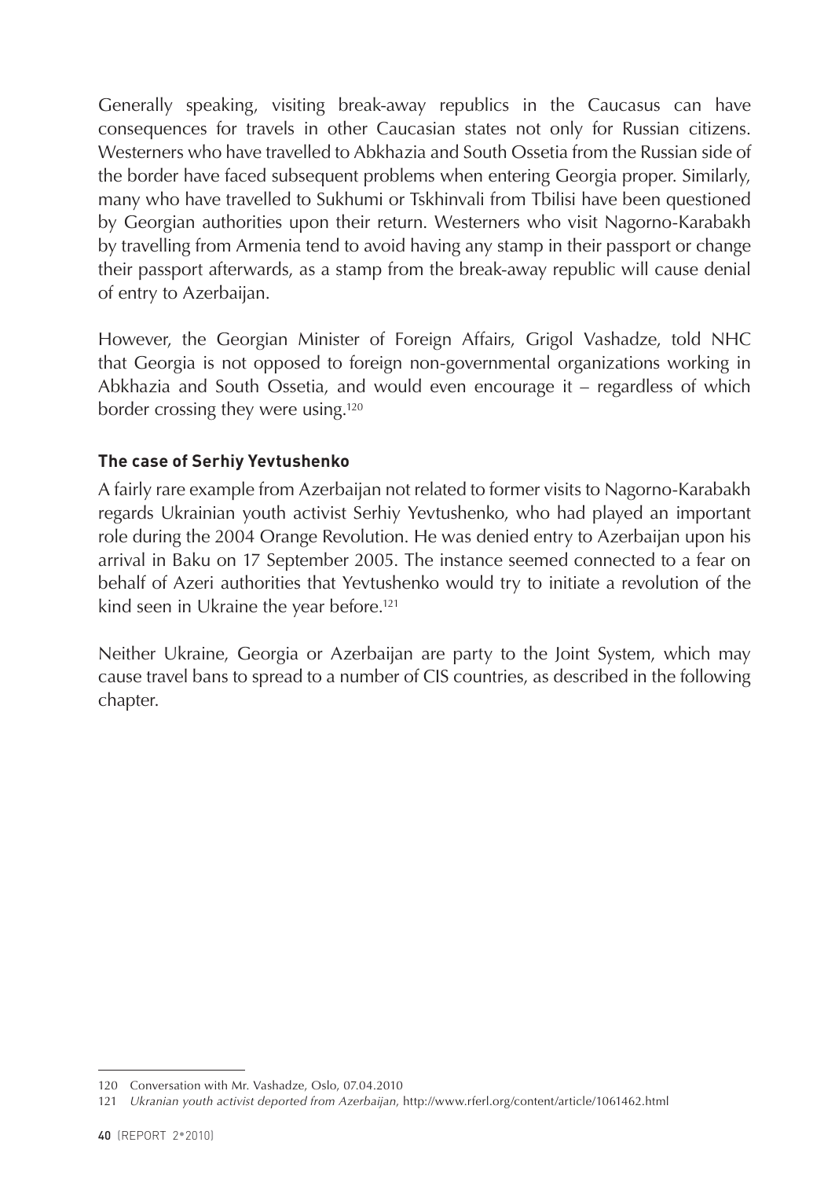Generally speaking, visiting break-away republics in the Caucasus can have consequences for travels in other Caucasian states not only for Russian citizens. Westerners who have travelled to Abkhazia and South Ossetia from the Russian side of the border have faced subsequent problems when entering Georgia proper. Similarly, many who have travelled to Sukhumi or Tskhinvali from Tbilisi have been questioned by Georgian authorities upon their return. Westerners who visit Nagorno-Karabakh by travelling from Armenia tend to avoid having any stamp in their passport or change their passport afterwards, as a stamp from the break-away republic will cause denial of entry to Azerbaijan.

However, the Georgian Minister of Foreign Affairs, Grigol Vashadze, told NHC that Georgia is not opposed to foreign non-governmental organizations working in Abkhazia and South Ossetia, and would even encourage it – regardless of which border crossing they were using.[120]

### The case of Serhiy Yevtushenko

A fairly rare example from Azerbaijan not related to former visits to Nagorno-Karabakh regards Ukrainian youth activist Serhiy Yevtushenko, who had played an important role during the 2004 Orange Revolution. He was denied entry to Azerbaijan upon his arrival in Baku on 17 September 2005. The instance seemed connected to a fear on behalf of Azeri authorities that Yevtushenko would try to initiate a revolution of the kind seen in Ukraine the year before.[121]

Neither Ukraine, Georgia or Azerbaijan are party to the Joint System, which may cause travel bans to spread to a number of CIS countries, as described in the following chapter.

---

120 Conversation with Mr. Vashadze, Oslo, 07.04.2010

121 *Ukranian youth activist deported from Azerbaijan*, http://www.rferl.org/content/article/1061462.html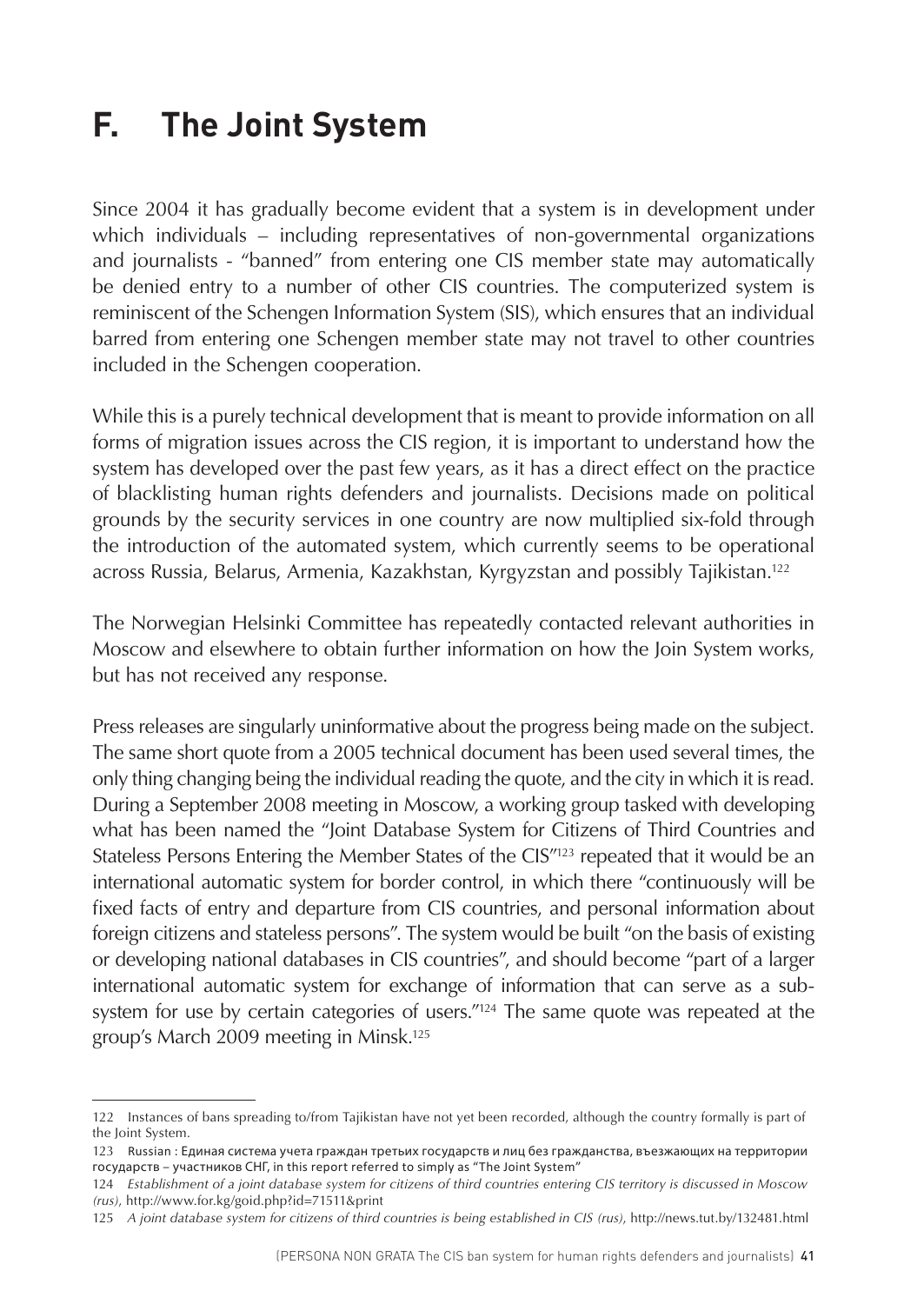# F. The Joint System

Since 2004 it has gradually become evident that a system is in development under which individuals – including representatives of non-governmental organizations and journalists - "banned" from entering one CIS member state may automatically be denied entry to a number of other CIS countries. The computerized system is reminiscent of the Schengen Information System (SIS), which ensures that an individual barred from entering one Schengen member state may not travel to other countries included in the Schengen cooperation.

While this is a purely technical development that is meant to provide information on all forms of migration issues across the CIS region, it is important to understand how the system has developed over the past few years, as it has a direct effect on the practice of blacklisting human rights defenders and journalists. Decisions made on political grounds by the security services in one country are now multiplied six-fold through the introduction of the automated system, which currently seems to be operational across Russia, Belarus, Armenia, Kazakhstan, Kyrgyzstan and possibly Tajikistan.[122]

The Norwegian Helsinki Committee has repeatedly contacted relevant authorities in Moscow and elsewhere to obtain further information on how the Join System works, but has not received any response.

Press releases are singularly uninformative about the progress being made on the subject. The same short quote from a 2005 technical document has been used several times, the only thing changing being the individual reading the quote, and the city in which it is read. During a September 2008 meeting in Moscow, a working group tasked with developing what has been named the "Joint Database System for Citizens of Third Countries and Stateless Persons Entering the Member States of the CIS"[123] repeated that it would be an international automatic system for border control, in which there "continuously will be fixed facts of entry and departure from CIS countries, and personal information about foreign citizens and stateless persons". The system would be built "on the basis of existing or developing national databases in CIS countries", and should become "part of a larger international automatic system for exchange of information that can serve as a sub-system for use by certain categories of users."[124] The same quote was repeated at the group's March 2009 meeting in Minsk.[125]

---

122 Instances of bans spreading to/from Tajikistan have not yet been recorded, although the country formally is part of the Joint System.

123 Russian : Единая система учета граждан третьих государств и лиц без гражданства, въезжающих на территории государств – участников СНГ, in this report referred to simply as "The Joint System"

124 *Establishment of a joint database system for citizens of third countries entering CIS territory is discussed in Moscow (rus)*, http://www.for.kg/goid.php?id=71511&print

125 *A joint database system for citizens of third countries is being established in CIS (rus)*, http://news.tut.by/132481.html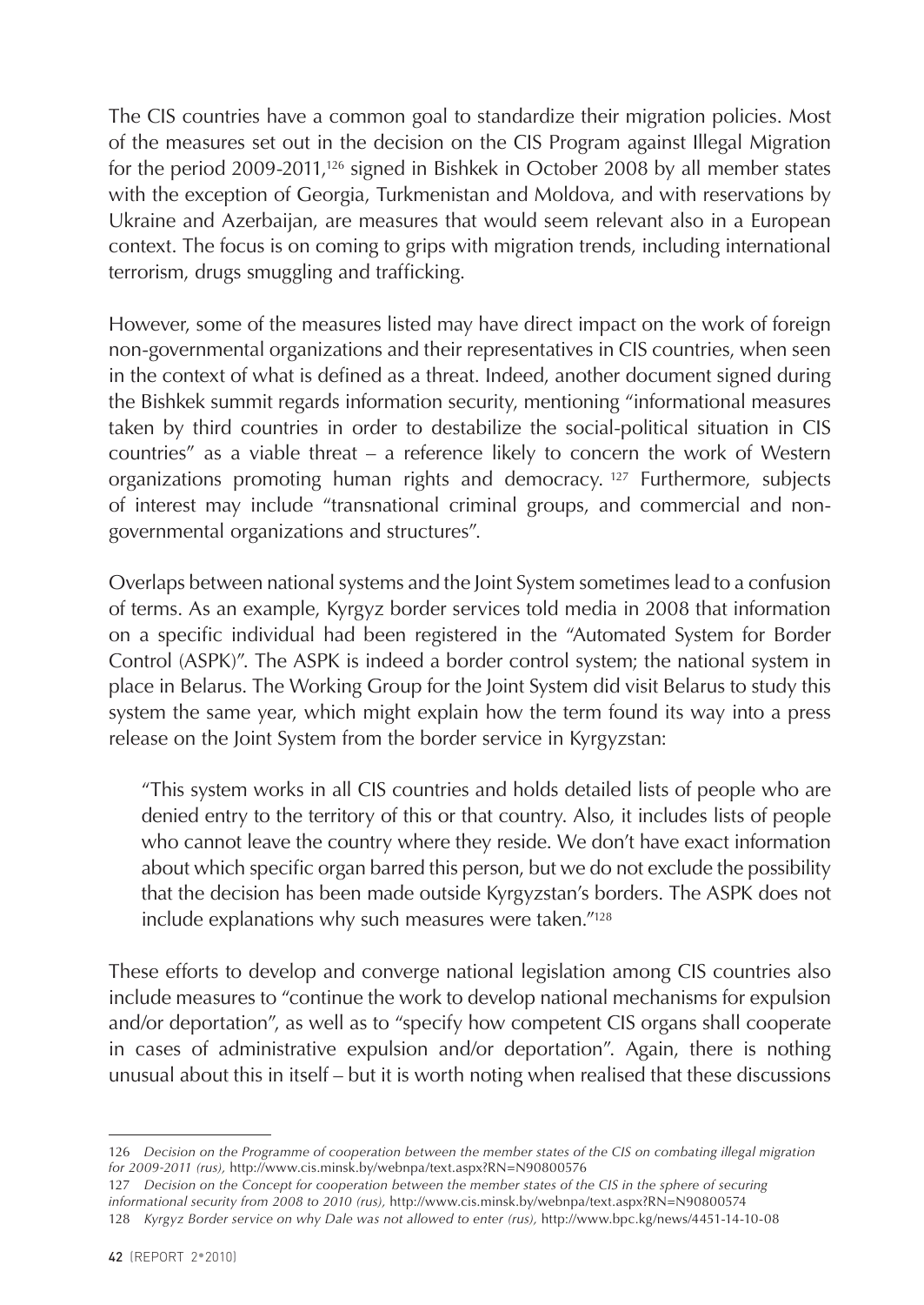The CIS countries have a common goal to standardize their migration policies. Most of the measures set out in the decision on the CIS Program against Illegal Migration for the period 2009-2011,[126] signed in Bishkek in October 2008 by all member states with the exception of Georgia, Turkmenistan and Moldova, and with reservations by Ukraine and Azerbaijan, are measures that would seem relevant also in a European context. The focus is on coming to grips with migration trends, including international terrorism, drugs smuggling and trafficking.

However, some of the measures listed may have direct impact on the work of foreign non-governmental organizations and their representatives in CIS countries, when seen in the context of what is defined as a threat. Indeed, another document signed during the Bishkek summit regards information security, mentioning "informational measures taken by third countries in order to destabilize the social-political situation in CIS countries" as a viable threat – a reference likely to concern the work of Western organizations promoting human rights and democracy.[127] Furthermore, subjects of interest may include "transnational criminal groups, and commercial and non-governmental organizations and structures".

Overlaps between national systems and the Joint System sometimes lead to a confusion of terms. As an example, Kyrgyz border services told media in 2008 that information on a specific individual had been registered in the "Automated System for Border Control (ASPK)". The ASPK is indeed a border control system; the national system in place in Belarus. The Working Group for the Joint System did visit Belarus to study this system the same year, which might explain how the term found its way into a press release on the Joint System from the border service in Kyrgyzstan:

> "This system works in all CIS countries and holds detailed lists of people who are denied entry to the territory of this or that country. Also, it includes lists of people who cannot leave the country where they reside. We don't have exact information about which specific organ barred this person, but we do not exclude the possibility that the decision has been made outside Kyrgyzstan's borders. The ASPK does not include explanations why such measures were taken."[128]

These efforts to develop and converge national legislation among CIS countries also include measures to "continue the work to develop national mechanisms for expulsion and/or deportation", as well as to "specify how competent CIS organs shall cooperate in cases of administrative expulsion and/or deportation". Again, there is nothing unusual about this in itself – but it is worth noting when realised that these discussions

---

126 *Decision on the Programme of cooperation between the member states of the CIS on combating illegal migration for 2009-2011 (rus),* http://www.cis.minsk.by/webnpa/text.aspx?RN=N90800576

127 *Decision on the Concept for cooperation between the member states of the CIS in the sphere of securing informational security from 2008 to 2010 (rus),* http://www.cis.minsk.by/webnpa/text.aspx?RN=N90800574

128 *Kyrgyz Border service on why Dale was not allowed to enter (rus),* http://www.bpc.kg/news/4451-14-10-08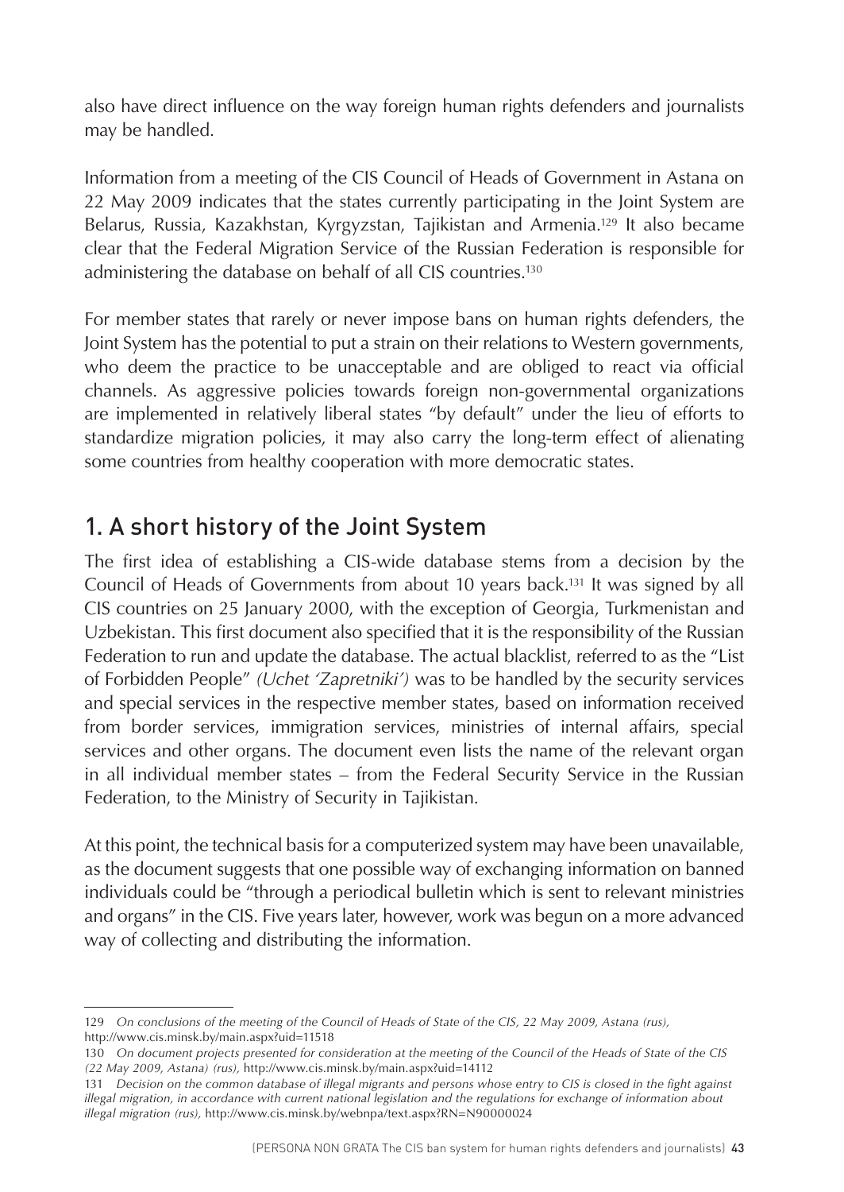also have direct influence on the way foreign human rights defenders and journalists may be handled.

Information from a meeting of the CIS Council of Heads of Government in Astana on 22 May 2009 indicates that the states currently participating in the Joint System are Belarus, Russia, Kazakhstan, Kyrgyzstan, Tajikistan and Armenia.[129] It also became clear that the Federal Migration Service of the Russian Federation is responsible for administering the database on behalf of all CIS countries.[130]

For member states that rarely or never impose bans on human rights defenders, the Joint System has the potential to put a strain on their relations to Western governments, who deem the practice to be unacceptable and are obliged to react via official channels. As aggressive policies towards foreign non-governmental organizations are implemented in relatively liberal states "by default" under the lieu of efforts to standardize migration policies, it may also carry the long-term effect of alienating some countries from healthy cooperation with more democratic states.

## 1. A short history of the Joint System

The first idea of establishing a CIS-wide database stems from a decision by the Council of Heads of Governments from about 10 years back.[131] It was signed by all CIS countries on 25 January 2000, with the exception of Georgia, Turkmenistan and Uzbekistan. This first document also specified that it is the responsibility of the Russian Federation to run and update the database. The actual blacklist, referred to as the "List of Forbidden People" *(Uchet 'Zapretniki')* was to be handled by the security services and special services in the respective member states, based on information received from border services, immigration services, ministries of internal affairs, special services and other organs. The document even lists the name of the relevant organ in all individual member states – from the Federal Security Service in the Russian Federation, to the Ministry of Security in Tajikistan.

At this point, the technical basis for a computerized system may have been unavailable, as the document suggests that one possible way of exchanging information on banned individuals could be "through a periodical bulletin which is sent to relevant ministries and organs" in the CIS. Five years later, however, work was begun on a more advanced way of collecting and distributing the information.

---

129 *On conclusions of the meeting of the Council of Heads of State of the CIS, 22 May 2009, Astana (rus),* http://www.cis.minsk.by/main.aspx?uid=11518

130 *On document projects presented for consideration at the meeting of the Council of the Heads of State of the CIS (22 May 2009, Astana) (rus),* http://www.cis.minsk.by/main.aspx?uid=14112

131 *Decision on the common database of illegal migrants and persons whose entry to CIS is closed in the fight against illegal migration, in accordance with current national legislation and the regulations for exchange of information about illegal migration (rus),* http://www.cis.minsk.by/webnpa/text.aspx?RN=N90000024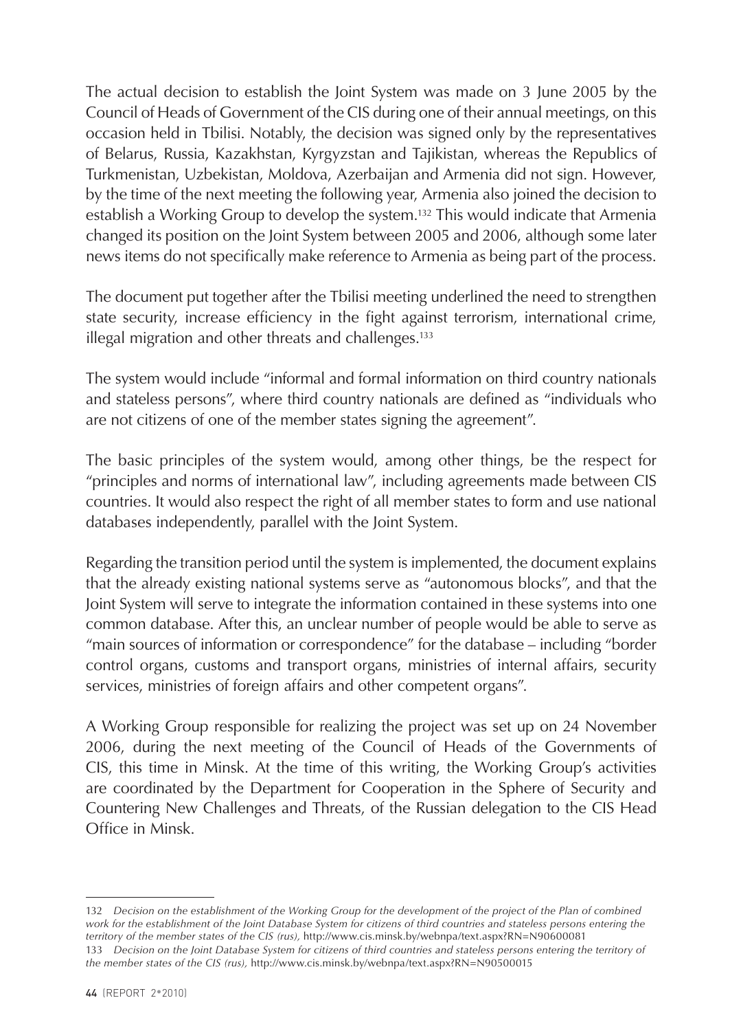The actual decision to establish the Joint System was made on 3 June 2005 by the Council of Heads of Government of the CIS during one of their annual meetings, on this occasion held in Tbilisi. Notably, the decision was signed only by the representatives of Belarus, Russia, Kazakhstan, Kyrgyzstan and Tajikistan, whereas the Republics of Turkmenistan, Uzbekistan, Moldova, Azerbaijan and Armenia did not sign. However, by the time of the next meeting the following year, Armenia also joined the decision to establish a Working Group to develop the system.[132] This would indicate that Armenia changed its position on the Joint System between 2005 and 2006, although some later news items do not specifically make reference to Armenia as being part of the process.

The document put together after the Tbilisi meeting underlined the need to strengthen state security, increase efficiency in the fight against terrorism, international crime, illegal migration and other threats and challenges.[133]

The system would include "informal and formal information on third country nationals and stateless persons", where third country nationals are defined as "individuals who are not citizens of one of the member states signing the agreement".

The basic principles of the system would, among other things, be the respect for "principles and norms of international law", including agreements made between CIS countries. It would also respect the right of all member states to form and use national databases independently, parallel with the Joint System.

Regarding the transition period until the system is implemented, the document explains that the already existing national systems serve as "autonomous blocks", and that the Joint System will serve to integrate the information contained in these systems into one common database. After this, an unclear number of people would be able to serve as "main sources of information or correspondence" for the database – including "border control organs, customs and transport organs, ministries of internal affairs, security services, ministries of foreign affairs and other competent organs".

A Working Group responsible for realizing the project was set up on 24 November 2006, during the next meeting of the Council of Heads of the Governments of CIS, this time in Minsk. At the time of this writing, the Working Group's activities are coordinated by the Department for Cooperation in the Sphere of Security and Countering New Challenges and Threats, of the Russian delegation to the CIS Head Office in Minsk.

---

132 *Decision on the establishment of the Working Group for the development of the project of the Plan of combined work for the establishment of the Joint Database System for citizens of third countries and stateless persons entering the territory of the member states of the CIS (rus),* http://www.cis.minsk.by/webnpa/text.aspx?RN=N90600081

133 *Decision on the Joint Database System for citizens of third countries and stateless persons entering the territory of the member states of the CIS (rus),* http://www.cis.minsk.by/webnpa/text.aspx?RN=N90500015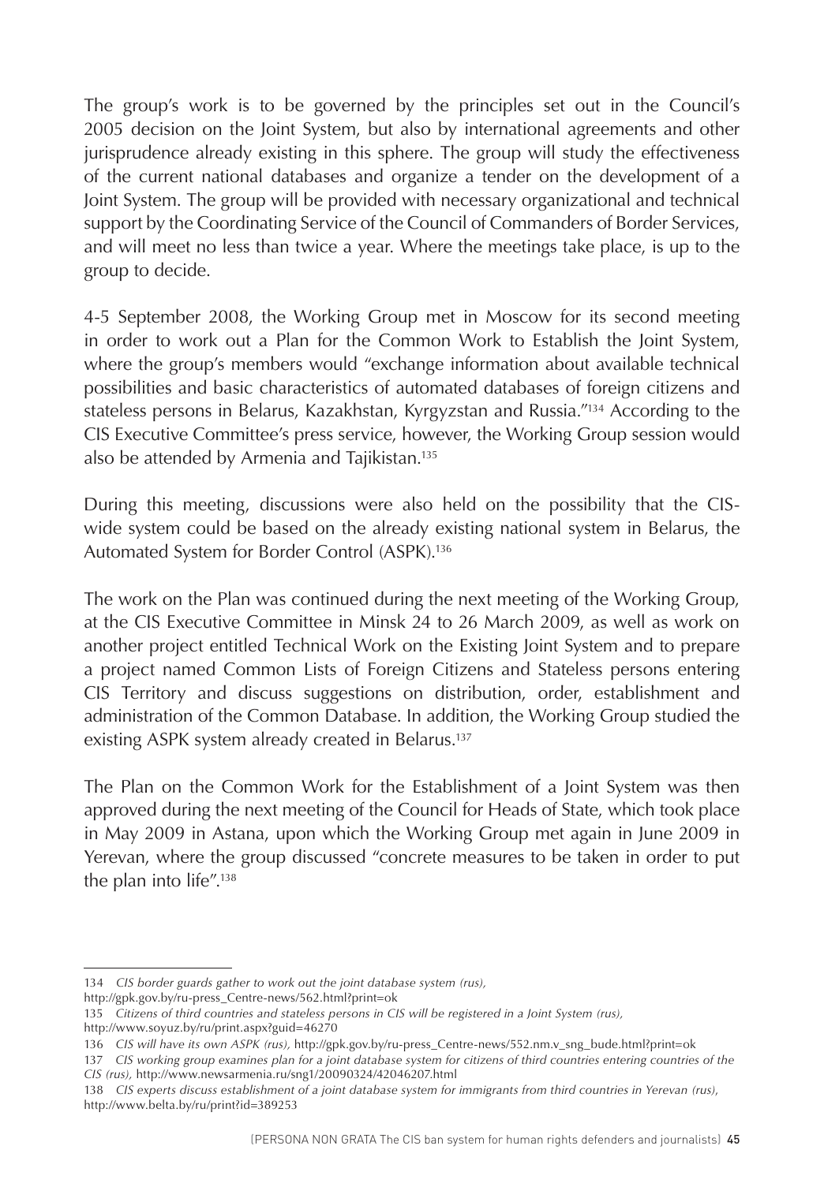The group's work is to be governed by the principles set out in the Council's 2005 decision on the Joint System, but also by international agreements and other jurisprudence already existing in this sphere. The group will study the effectiveness of the current national databases and organize a tender on the development of a Joint System. The group will be provided with necessary organizational and technical support by the Coordinating Service of the Council of Commanders of Border Services, and will meet no less than twice a year. Where the meetings take place, is up to the group to decide.

4-5 September 2008, the Working Group met in Moscow for its second meeting in order to work out a Plan for the Common Work to Establish the Joint System, where the group's members would "exchange information about available technical possibilities and basic characteristics of automated databases of foreign citizens and stateless persons in Belarus, Kazakhstan, Kyrgyzstan and Russia."[134] According to the CIS Executive Committee's press service, however, the Working Group session would also be attended by Armenia and Tajikistan.[135]

During this meeting, discussions were also held on the possibility that the CIS-wide system could be based on the already existing national system in Belarus, the Automated System for Border Control (ASPK).[136]

The work on the Plan was continued during the next meeting of the Working Group, at the CIS Executive Committee in Minsk 24 to 26 March 2009, as well as work on another project entitled Technical Work on the Existing Joint System and to prepare a project named Common Lists of Foreign Citizens and Stateless persons entering CIS Territory and discuss suggestions on distribution, order, establishment and administration of the Common Database. In addition, the Working Group studied the existing ASPK system already created in Belarus.[137]

The Plan on the Common Work for the Establishment of a Joint System was then approved during the next meeting of the Council for Heads of State, which took place in May 2009 in Astana, upon which the Working Group met again in June 2009 in Yerevan, where the group discussed "concrete measures to be taken in order to put the plan into life".[138]

---

134 *CIS border guards gather to work out the joint database system (rus),* http://gpk.gov.by/ru-press_Centre-news/562.html?print=ok

135 *Citizens of third countries and stateless persons in CIS will be registered in a Joint System (rus),* http://www.soyuz.by/ru/print.aspx?guid=46270

136 *CIS will have its own ASPK (rus),* http://gpk.gov.by/ru-press_Centre-news/552.nm.v_sng_bude.html?print=ok

137 *CIS working group examines plan for a joint database system for citizens of third countries entering countries of the CIS (rus),* http://www.newsarmenia.ru/sng1/20090324/42046207.html

138 *CIS experts discuss establishment of a joint database system for immigrants from third countries in Yerevan (rus),* http://www.belta.by/ru/print?id=389253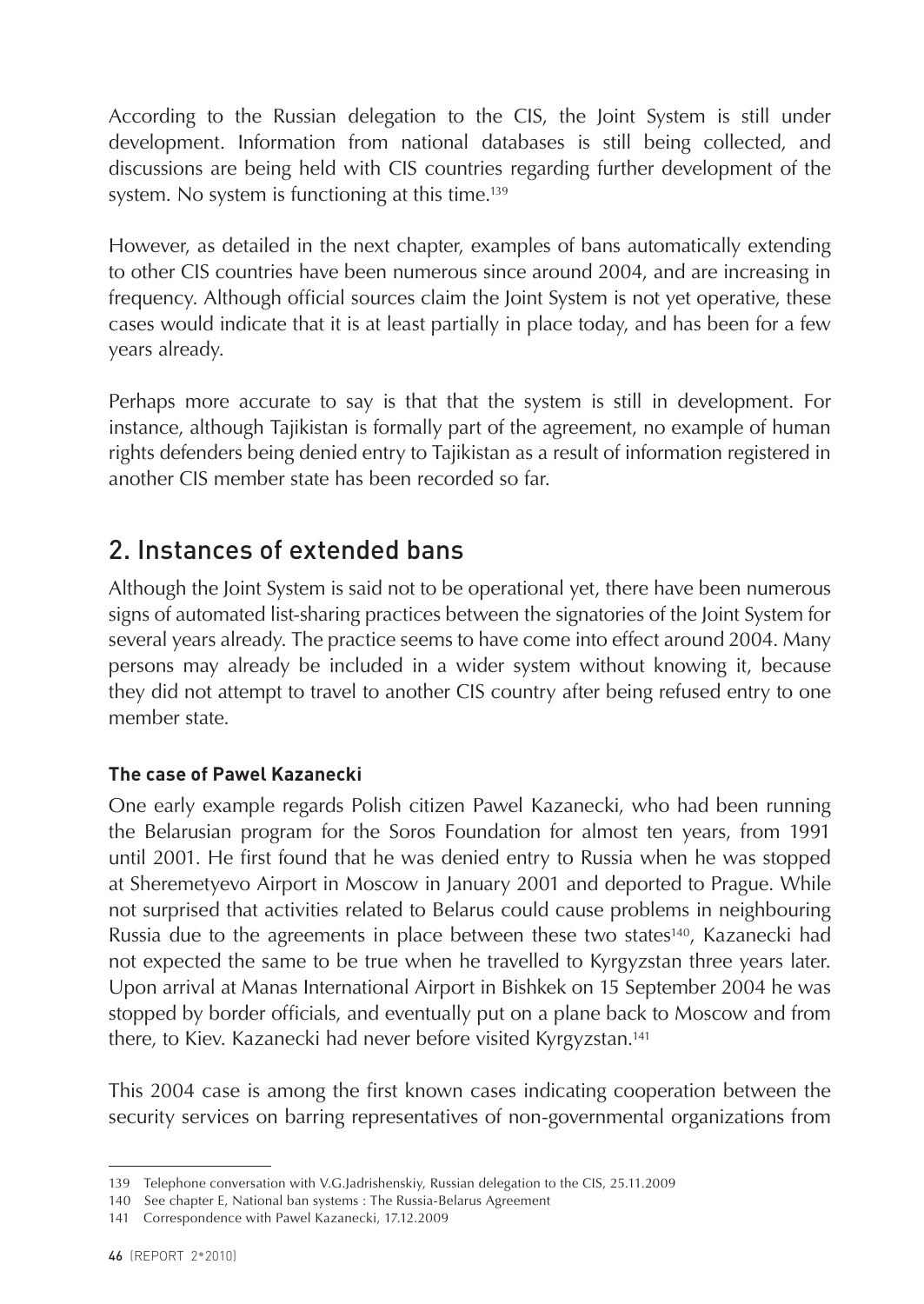According to the Russian delegation to the CIS, the Joint System is still under development. Information from national databases is still being collected, and discussions are being held with CIS countries regarding further development of the system. No system is functioning at this time.[139]

However, as detailed in the next chapter, examples of bans automatically extending to other CIS countries have been numerous since around 2004, and are increasing in frequency. Although official sources claim the Joint System is not yet operative, these cases would indicate that it is at least partially in place today, and has been for a few years already.

Perhaps more accurate to say is that that the system is still in development. For instance, although Tajikistan is formally part of the agreement, no example of human rights defenders being denied entry to Tajikistan as a result of information registered in another CIS member state has been recorded so far.

## 2. Instances of extended bans

Although the Joint System is said not to be operational yet, there have been numerous signs of automated list-sharing practices between the signatories of the Joint System for several years already. The practice seems to have come into effect around 2004. Many persons may already be included in a wider system without knowing it, because they did not attempt to travel to another CIS country after being refused entry to one member state.

### The case of Pawel Kazanecki

One early example regards Polish citizen Pawel Kazanecki, who had been running the Belarusian program for the Soros Foundation for almost ten years, from 1991 until 2001. He first found that he was denied entry to Russia when he was stopped at Sheremetyevo Airport in Moscow in January 2001 and deported to Prague. While not surprised that activities related to Belarus could cause problems in neighbouring Russia due to the agreements in place between these two states[140], Kazanecki had not expected the same to be true when he travelled to Kyrgyzstan three years later. Upon arrival at Manas International Airport in Bishkek on 15 September 2004 he was stopped by border officials, and eventually put on a plane back to Moscow and from there, to Kiev. Kazanecki had never before visited Kyrgyzstan.[141]

This 2004 case is among the first known cases indicating cooperation between the security services on barring representatives of non-governmental organizations from

---

139 Telephone conversation with V.G.Jadrishenskiy, Russian delegation to the CIS, 25.11.2009

140 See chapter E, National ban systems : The Russia-Belarus Agreement

141 Correspondence with Pawel Kazanecki, 17.12.2009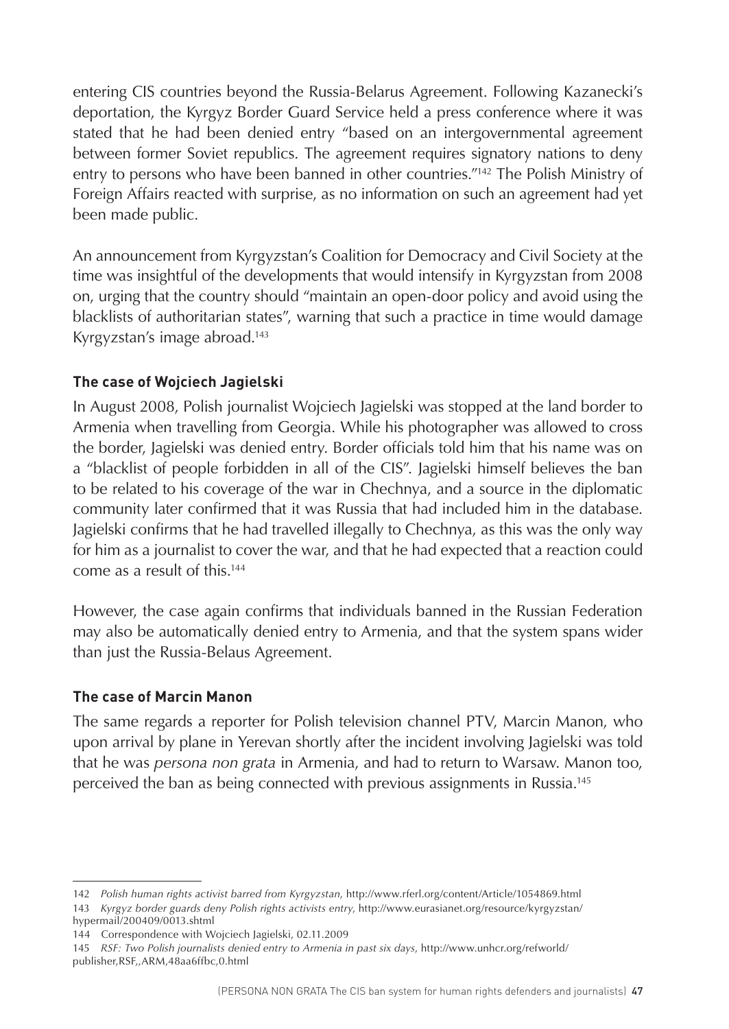entering CIS countries beyond the Russia-Belarus Agreement. Following Kazanecki's deportation, the Kyrgyz Border Guard Service held a press conference where it was stated that he had been denied entry "based on an intergovernmental agreement between former Soviet republics. The agreement requires signatory nations to deny entry to persons who have been banned in other countries."[142] The Polish Ministry of Foreign Affairs reacted with surprise, as no information on such an agreement had yet been made public.

An announcement from Kyrgyzstan's Coalition for Democracy and Civil Society at the time was insightful of the developments that would intensify in Kyrgyzstan from 2008 on, urging that the country should "maintain an open-door policy and avoid using the blacklists of authoritarian states", warning that such a practice in time would damage Kyrgyzstan's image abroad.[143]

**The case of Wojciech Jagielski**

In August 2008, Polish journalist Wojciech Jagielski was stopped at the land border to Armenia when travelling from Georgia. While his photographer was allowed to cross the border, Jagielski was denied entry. Border officials told him that his name was on a "blacklist of people forbidden in all of the CIS". Jagielski himself believes the ban to be related to his coverage of the war in Chechnya, and a source in the diplomatic community later confirmed that it was Russia that had included him in the database. Jagielski confirms that he had travelled illegally to Chechnya, as this was the only way for him as a journalist to cover the war, and that he had expected that a reaction could come as a result of this.[144]

However, the case again confirms that individuals banned in the Russian Federation may also be automatically denied entry to Armenia, and that the system spans wider than just the Russia-Belaus Agreement.

**The case of Marcin Manon**

The same regards a reporter for Polish television channel PTV, Marcin Manon, who upon arrival by plane in Yerevan shortly after the incident involving Jagielski was told that he was *persona non grata* in Armenia, and had to return to Warsaw. Manon too, perceived the ban as being connected with previous assignments in Russia.[145]

---

142 *Polish human rights activist barred from Kyrgyzstan*, http://www.rferl.org/content/Article/1054869.html

143 *Kyrgyz border guards deny Polish rights activists entry*, http://www.eurasianet.org/resource/kyrgyzstan/hypermail/200409/0013.shtml

144 Correspondence with Wojciech Jagielski, 02.11.2009

145 *RSF: Two Polish journalists denied entry to Armenia in past six days*, http://www.unhcr.org/refworld/publisher,RSF,,ARM,48aa6ffbc,0.html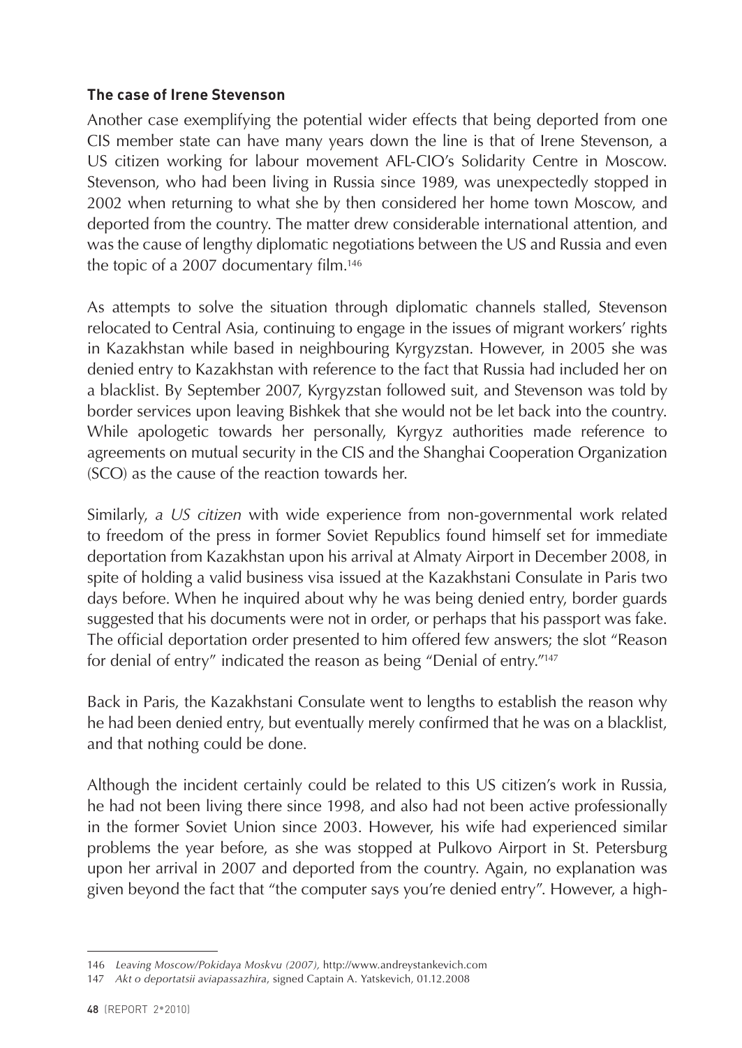**The case of Irene Stevenson**

Another case exemplifying the potential wider effects that being deported from one CIS member state can have many years down the line is that of Irene Stevenson, a US citizen working for labour movement AFL-CIO's Solidarity Centre in Moscow. Stevenson, who had been living in Russia since 1989, was unexpectedly stopped in 2002 when returning to what she by then considered her home town Moscow, and deported from the country. The matter drew considerable international attention, and was the cause of lengthy diplomatic negotiations between the US and Russia and even the topic of a 2007 documentary film.[146]

As attempts to solve the situation through diplomatic channels stalled, Stevenson relocated to Central Asia, continuing to engage in the issues of migrant workers' rights in Kazakhstan while based in neighbouring Kyrgyzstan. However, in 2005 she was denied entry to Kazakhstan with reference to the fact that Russia had included her on a blacklist. By September 2007, Kyrgyzstan followed suit, and Stevenson was told by border services upon leaving Bishkek that she would not be let back into the country. While apologetic towards her personally, Kyrgyz authorities made reference to agreements on mutual security in the CIS and the Shanghai Cooperation Organization (SCO) as the cause of the reaction towards her.

Similarly, *a US citizen* with wide experience from non-governmental work related to freedom of the press in former Soviet Republics found himself set for immediate deportation from Kazakhstan upon his arrival at Almaty Airport in December 2008, in spite of holding a valid business visa issued at the Kazakhstani Consulate in Paris two days before. When he inquired about why he was being denied entry, border guards suggested that his documents were not in order, or perhaps that his passport was fake. The official deportation order presented to him offered few answers; the slot "Reason for denial of entry" indicated the reason as being "Denial of entry."[147]

Back in Paris, the Kazakhstani Consulate went to lengths to establish the reason why he had been denied entry, but eventually merely confirmed that he was on a blacklist, and that nothing could be done.

Although the incident certainly could be related to this US citizen's work in Russia, he had not been living there since 1998, and also had not been active professionally in the former Soviet Union since 2003. However, his wife had experienced similar problems the year before, as she was stopped at Pulkovo Airport in St. Petersburg upon her arrival in 2007 and deported from the country. Again, no explanation was given beyond the fact that "the computer says you're denied entry". However, a high-

---

146 *Leaving Moscow/Pokidaya Moskvu (2007),* http://www.andreystankevich.com

147 *Akt o deportatsii aviapassazhira,* signed Captain A. Yatskevich, 01.12.2008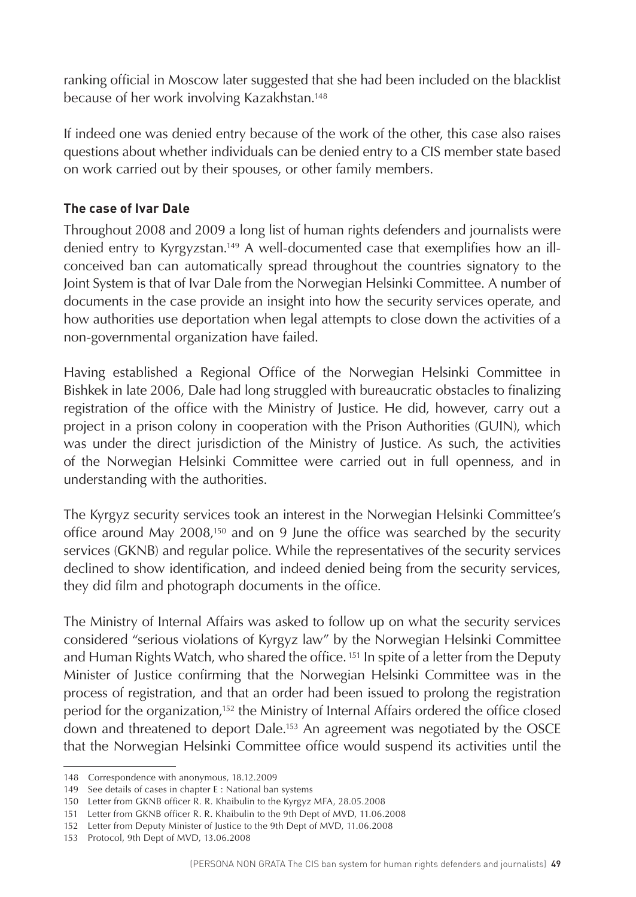ranking official in Moscow later suggested that she had been included on the blacklist because of her work involving Kazakhstan.[148]

If indeed one was denied entry because of the work of the other, this case also raises questions about whether individuals can be denied entry to a CIS member state based on work carried out by their spouses, or other family members.

**The case of Ivar Dale**

Throughout 2008 and 2009 a long list of human rights defenders and journalists were denied entry to Kyrgyzstan.[149] A well-documented case that exemplifies how an ill-conceived ban can automatically spread throughout the countries signatory to the Joint System is that of Ivar Dale from the Norwegian Helsinki Committee. A number of documents in the case provide an insight into how the security services operate, and how authorities use deportation when legal attempts to close down the activities of a non-governmental organization have failed.

Having established a Regional Office of the Norwegian Helsinki Committee in Bishkek in late 2006, Dale had long struggled with bureaucratic obstacles to finalizing registration of the office with the Ministry of Justice. He did, however, carry out a project in a prison colony in cooperation with the Prison Authorities (GUIN), which was under the direct jurisdiction of the Ministry of Justice. As such, the activities of the Norwegian Helsinki Committee were carried out in full openness, and in understanding with the authorities.

The Kyrgyz security services took an interest in the Norwegian Helsinki Committee's office around May 2008,[150] and on 9 June the office was searched by the security services (GKNB) and regular police. While the representatives of the security services declined to show identification, and indeed denied being from the security services, they did film and photograph documents in the office.

The Ministry of Internal Affairs was asked to follow up on what the security services considered "serious violations of Kyrgyz law" by the Norwegian Helsinki Committee and Human Rights Watch, who shared the office.[151] In spite of a letter from the Deputy Minister of Justice confirming that the Norwegian Helsinki Committee was in the process of registration, and that an order had been issued to prolong the registration period for the organization,[152] the Ministry of Internal Affairs ordered the office closed down and threatened to deport Dale.[153] An agreement was negotiated by the OSCE that the Norwegian Helsinki Committee office would suspend its activities until the

---

148 Correspondence with anonymous, 18.12.2009

149 See details of cases in chapter E : National ban systems

150 Letter from GKNB officer R. R. Khaibulin to the Kyrgyz MFA, 28.05.2008

151 Letter from GKNB officer R. R. Khaibulin to the 9th Dept of MVD, 11.06.2008

152 Letter from Deputy Minister of Justice to the 9th Dept of MVD, 11.06.2008

153 Protocol, 9th Dept of MVD, 13.06.2008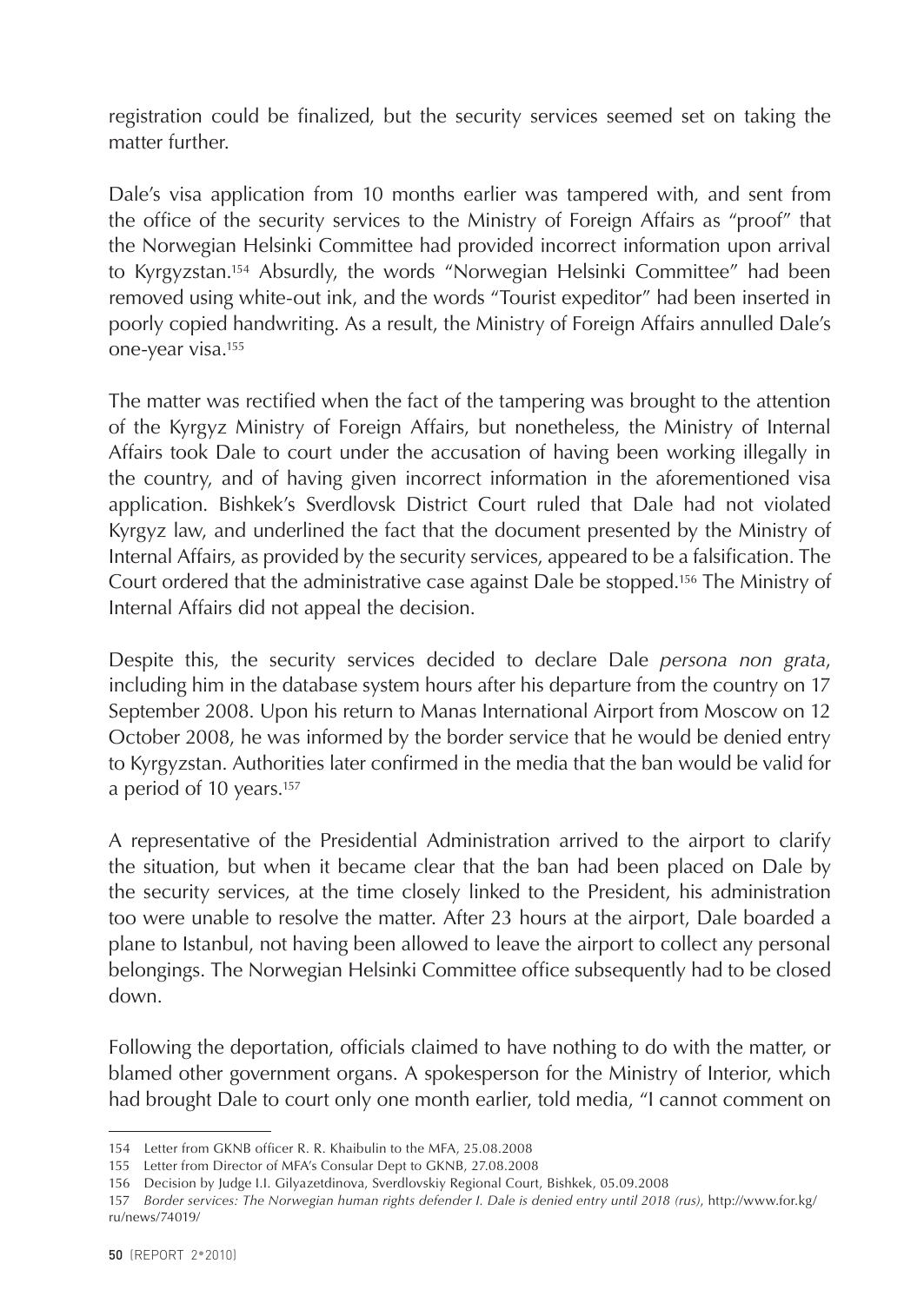registration could be finalized, but the security services seemed set on taking the matter further.

Dale's visa application from 10 months earlier was tampered with, and sent from the office of the security services to the Ministry of Foreign Affairs as "proof" that the Norwegian Helsinki Committee had provided incorrect information upon arrival to Kyrgyzstan.[154] Absurdly, the words "Norwegian Helsinki Committee" had been removed using white-out ink, and the words "Tourist expeditor" had been inserted in poorly copied handwriting. As a result, the Ministry of Foreign Affairs annulled Dale's one-year visa.[155]

The matter was rectified when the fact of the tampering was brought to the attention of the Kyrgyz Ministry of Foreign Affairs, but nonetheless, the Ministry of Internal Affairs took Dale to court under the accusation of having been working illegally in the country, and of having given incorrect information in the aforementioned visa application. Bishkek's Sverdlovsk District Court ruled that Dale had not violated Kyrgyz law, and underlined the fact that the document presented by the Ministry of Internal Affairs, as provided by the security services, appeared to be a falsification. The Court ordered that the administrative case against Dale be stopped.[156] The Ministry of Internal Affairs did not appeal the decision.

Despite this, the security services decided to declare Dale *persona non grata*, including him in the database system hours after his departure from the country on 17 September 2008. Upon his return to Manas International Airport from Moscow on 12 October 2008, he was informed by the border service that he would be denied entry to Kyrgyzstan. Authorities later confirmed in the media that the ban would be valid for a period of 10 years.[157]

A representative of the Presidential Administration arrived to the airport to clarify the situation, but when it became clear that the ban had been placed on Dale by the security services, at the time closely linked to the President, his administration too were unable to resolve the matter. After 23 hours at the airport, Dale boarded a plane to Istanbul, not having been allowed to leave the airport to collect any personal belongings. The Norwegian Helsinki Committee office subsequently had to be closed down.

Following the deportation, officials claimed to have nothing to do with the matter, or blamed other government organs. A spokesperson for the Ministry of Interior, which had brought Dale to court only one month earlier, told media, "I cannot comment on

---

154 Letter from GKNB officer R. R. Khaibulin to the MFA, 25.08.2008

155 Letter from Director of MFA's Consular Dept to GKNB, 27.08.2008

156 Decision by Judge I.I. Gilyazetdinova, Sverdlovskiy Regional Court, Bishkek, 05.09.2008

157 *Border services: The Norwegian human rights defender I. Dale is denied entry until 2018 (rus)*, http://www.for.kg/ru/news/74019/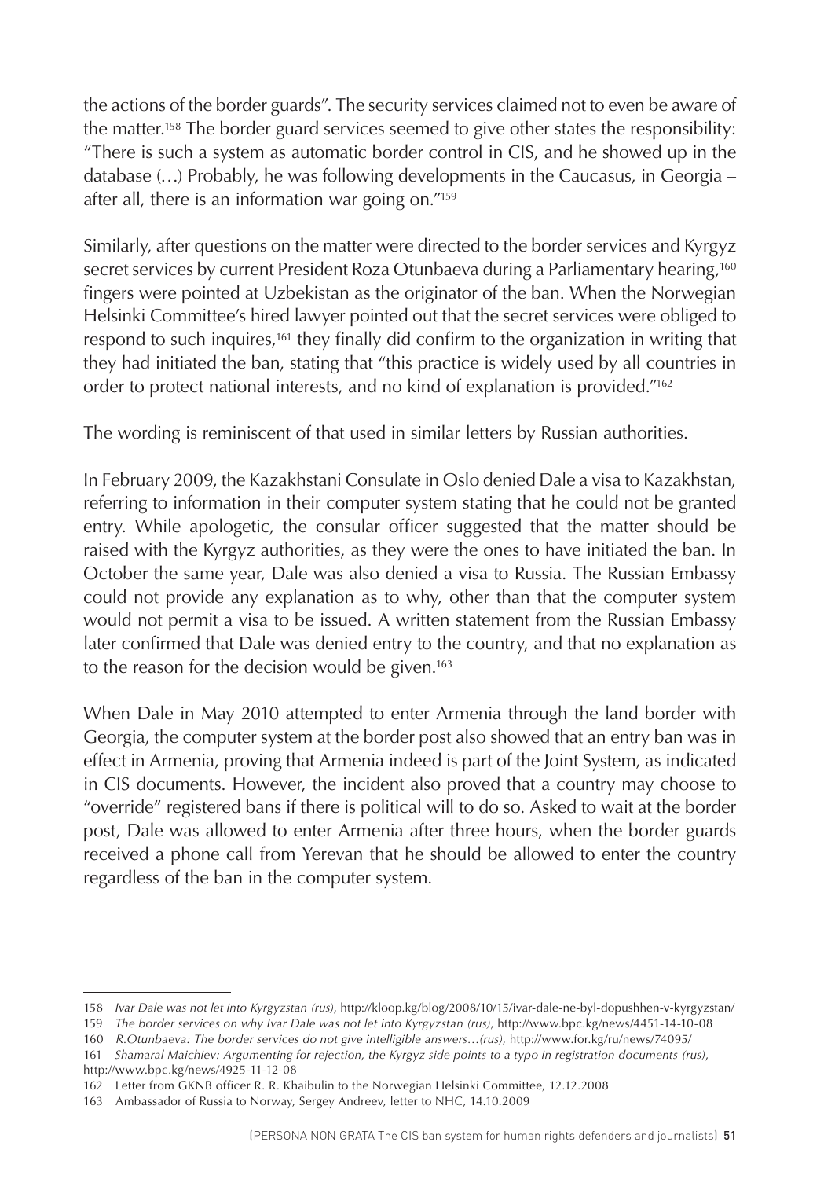the actions of the border guards". The security services claimed not to even be aware of the matter.[158] The border guard services seemed to give other states the responsibility: "There is such a system as automatic border control in CIS, and he showed up in the database (…) Probably, he was following developments in the Caucasus, in Georgia – after all, there is an information war going on."[159]

Similarly, after questions on the matter were directed to the border services and Kyrgyz secret services by current President Roza Otunbaeva during a Parliamentary hearing,[160] fingers were pointed at Uzbekistan as the originator of the ban. When the Norwegian Helsinki Committee's hired lawyer pointed out that the secret services were obliged to respond to such inquires,[161] they finally did confirm to the organization in writing that they had initiated the ban, stating that "this practice is widely used by all countries in order to protect national interests, and no kind of explanation is provided."[162]

The wording is reminiscent of that used in similar letters by Russian authorities.

In February 2009, the Kazakhstani Consulate in Oslo denied Dale a visa to Kazakhstan, referring to information in their computer system stating that he could not be granted entry. While apologetic, the consular officer suggested that the matter should be raised with the Kyrgyz authorities, as they were the ones to have initiated the ban. In October the same year, Dale was also denied a visa to Russia. The Russian Embassy could not provide any explanation as to why, other than that the computer system would not permit a visa to be issued. A written statement from the Russian Embassy later confirmed that Dale was denied entry to the country, and that no explanation as to the reason for the decision would be given.[163]

When Dale in May 2010 attempted to enter Armenia through the land border with Georgia, the computer system at the border post also showed that an entry ban was in effect in Armenia, proving that Armenia indeed is part of the Joint System, as indicated in CIS documents. However, the incident also proved that a country may choose to "override" registered bans if there is political will to do so. Asked to wait at the border post, Dale was allowed to enter Armenia after three hours, when the border guards received a phone call from Yerevan that he should be allowed to enter the country regardless of the ban in the computer system.

---

158 *Ivar Dale was not let into Kyrgyzstan (rus)*, http://kloop.kg/blog/2008/10/15/ivar-dale-ne-byl-dopushhen-v-kyrgyzstan/

159 *The border services on why Ivar Dale was not let into Kyrgyzstan (rus)*, http://www.bpc.kg/news/4451-14-10-08

160 *R.Otunbaeva: The border services do not give intelligible answers…(rus)*, http://www.for.kg/ru/news/74095/

161 *Shamaral Maichiev: Argumenting for rejection, the Kyrgyz side points to a typo in registration documents (rus)*, http://www.bpc.kg/news/4925-11-12-08

162 Letter from GKNB officer R. R. Khaibulin to the Norwegian Helsinki Committee, 12.12.2008

163 Ambassador of Russia to Norway, Sergey Andreev, letter to NHC, 14.10.2009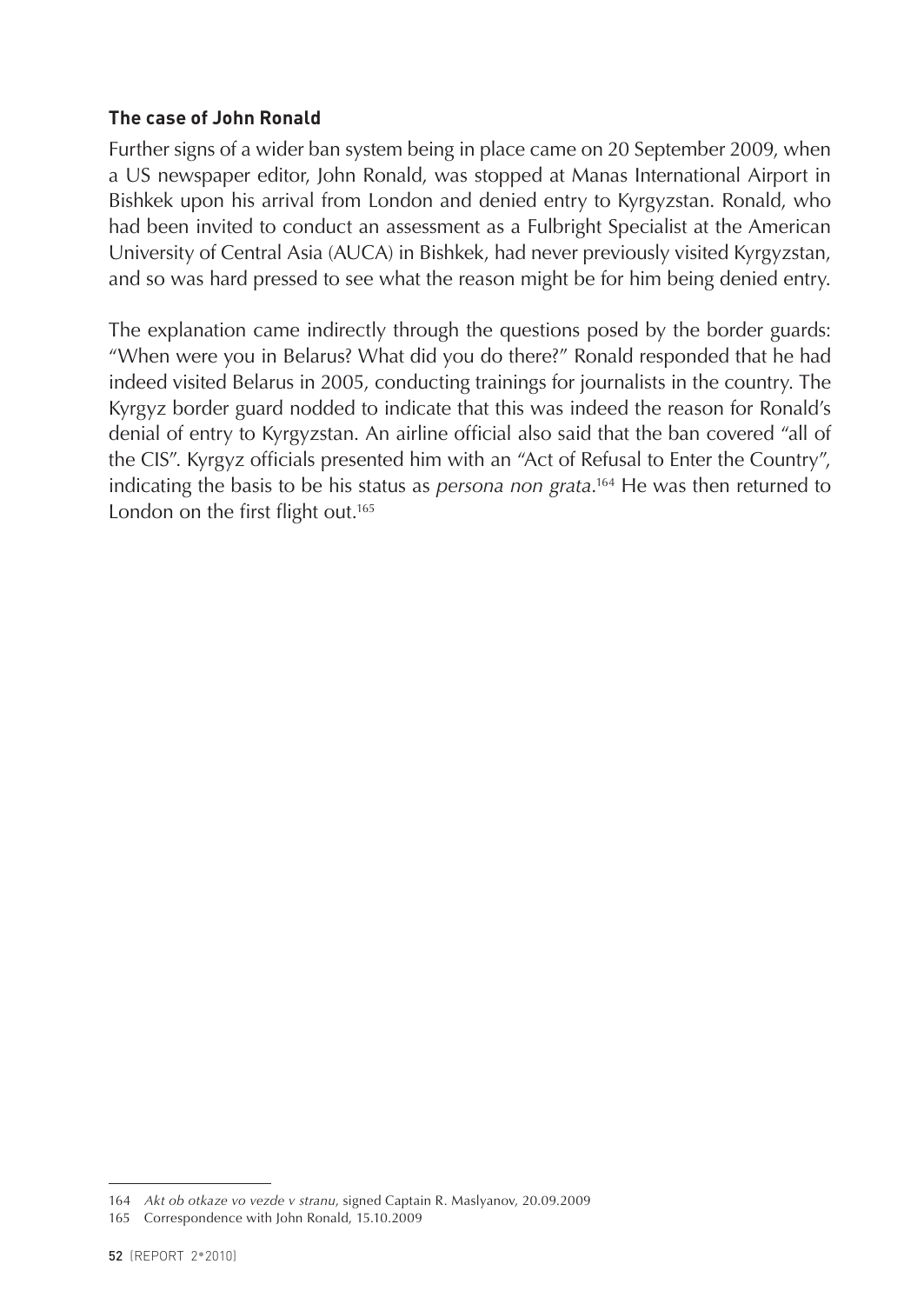### The case of John Ronald

Further signs of a wider ban system being in place came on 20 September 2009, when a US newspaper editor, John Ronald, was stopped at Manas International Airport in Bishkek upon his arrival from London and denied entry to Kyrgyzstan. Ronald, who had been invited to conduct an assessment as a Fulbright Specialist at the American University of Central Asia (AUCA) in Bishkek, had never previously visited Kyrgyzstan, and so was hard pressed to see what the reason might be for him being denied entry.

The explanation came indirectly through the questions posed by the border guards: "When were you in Belarus? What did you do there?" Ronald responded that he had indeed visited Belarus in 2005, conducting trainings for journalists in the country. The Kyrgyz border guard nodded to indicate that this was indeed the reason for Ronald's denial of entry to Kyrgyzstan. An airline official also said that the ban covered "all of the CIS". Kyrgyz officials presented him with an "Act of Refusal to Enter the Country", indicating the basis to be his status as *persona non grata*.[164] He was then returned to London on the first flight out.[165]

---

164 *Akt ob otkaze vo vezde v stranu*, signed Captain R. Maslyanov, 20.09.2009

165 Correspondence with John Ronald, 15.10.2009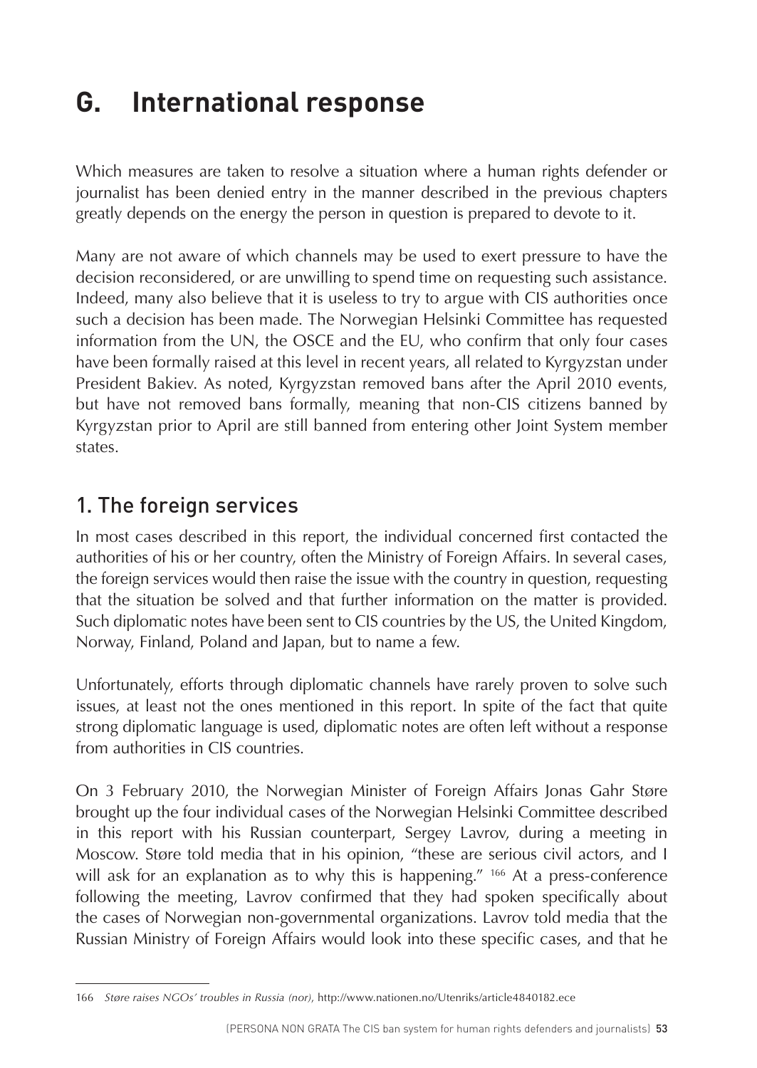# G. International response

Which measures are taken to resolve a situation where a human rights defender or journalist has been denied entry in the manner described in the previous chapters greatly depends on the energy the person in question is prepared to devote to it.

Many are not aware of which channels may be used to exert pressure to have the decision reconsidered, or are unwilling to spend time on requesting such assistance. Indeed, many also believe that it is useless to try to argue with CIS authorities once such a decision has been made. The Norwegian Helsinki Committee has requested information from the UN, the OSCE and the EU, who confirm that only four cases have been formally raised at this level in recent years, all related to Kyrgyzstan under President Bakiev. As noted, Kyrgyzstan removed bans after the April 2010 events, but have not removed bans formally, meaning that non-CIS citizens banned by Kyrgyzstan prior to April are still banned from entering other Joint System member states.

## 1. The foreign services

In most cases described in this report, the individual concerned first contacted the authorities of his or her country, often the Ministry of Foreign Affairs. In several cases, the foreign services would then raise the issue with the country in question, requesting that the situation be solved and that further information on the matter is provided. Such diplomatic notes have been sent to CIS countries by the US, the United Kingdom, Norway, Finland, Poland and Japan, but to name a few.

Unfortunately, efforts through diplomatic channels have rarely proven to solve such issues, at least not the ones mentioned in this report. In spite of the fact that quite strong diplomatic language is used, diplomatic notes are often left without a response from authorities in CIS countries.

On 3 February 2010, the Norwegian Minister of Foreign Affairs Jonas Gahr Støre brought up the four individual cases of the Norwegian Helsinki Committee described in this report with his Russian counterpart, Sergey Lavrov, during a meeting in Moscow. Støre told media that in his opinion, "these are serious civil actors, and I will ask for an explanation as to why this is happening." [166] At a press-conference following the meeting, Lavrov confirmed that they had spoken specifically about the cases of Norwegian non-governmental organizations. Lavrov told media that the Russian Ministry of Foreign Affairs would look into these specific cases, and that he

---

166 *Støre raises NGOs' troubles in Russia (nor)*, http://www.nationen.no/Utenriks/article4840182.ece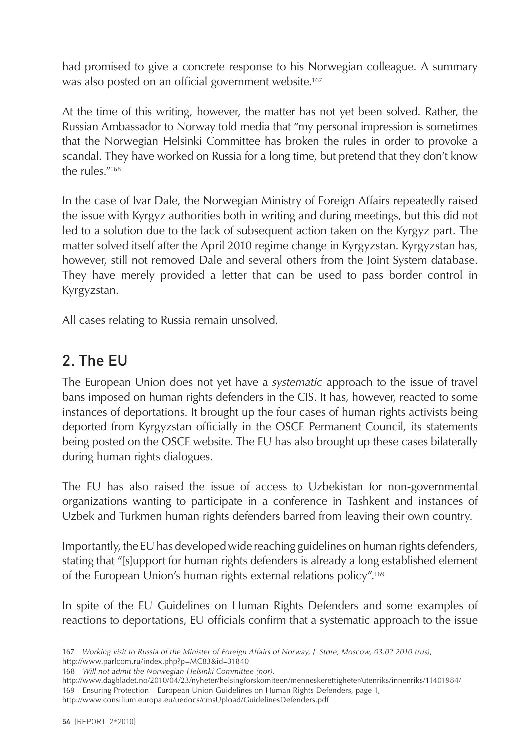had promised to give a concrete response to his Norwegian colleague. A summary was also posted on an official government website.[167]

At the time of this writing, however, the matter has not yet been solved. Rather, the Russian Ambassador to Norway told media that "my personal impression is sometimes that the Norwegian Helsinki Committee has broken the rules in order to provoke a scandal. They have worked on Russia for a long time, but pretend that they don't know the rules."[168]

In the case of Ivar Dale, the Norwegian Ministry of Foreign Affairs repeatedly raised the issue with Kyrgyz authorities both in writing and during meetings, but this did not led to a solution due to the lack of subsequent action taken on the Kyrgyz part. The matter solved itself after the April 2010 regime change in Kyrgyzstan. Kyrgyzstan has, however, still not removed Dale and several others from the Joint System database. They have merely provided a letter that can be used to pass border control in Kyrgyzstan.

All cases relating to Russia remain unsolved.

## 2. The EU

The European Union does not yet have a *systematic* approach to the issue of travel bans imposed on human rights defenders in the CIS. It has, however, reacted to some instances of deportations. It brought up the four cases of human rights activists being deported from Kyrgyzstan officially in the OSCE Permanent Council, its statements being posted on the OSCE website. The EU has also brought up these cases bilaterally during human rights dialogues.

The EU has also raised the issue of access to Uzbekistan for non-governmental organizations wanting to participate in a conference in Tashkent and instances of Uzbek and Turkmen human rights defenders barred from leaving their own country.

Importantly, the EU has developed wide reaching guidelines on human rights defenders, stating that "[s]upport for human rights defenders is already a long established element of the European Union's human rights external relations policy".[169]

In spite of the EU Guidelines on Human Rights Defenders and some examples of reactions to deportations, EU officials confirm that a systematic approach to the issue

---

167 *Working visit to Russia of the Minister of Foreign Affairs of Norway, J. Støre, Moscow, 03.02.2010 (rus)*, http://www.parlcom.ru/index.php?p=MC83&id=31840

168 *Will not admit the Norwegian Helsinki Committee (nor)*, http://www.dagbladet.no/2010/04/23/nyheter/helsingforskomiteen/menneskerettigheter/utenriks/innenriks/11401984/

169 Ensuring Protection – European Union Guidelines on Human Rights Defenders, page 1, http://www.consilium.europa.eu/uedocs/cmsUpload/GuidelinesDefenders.pdf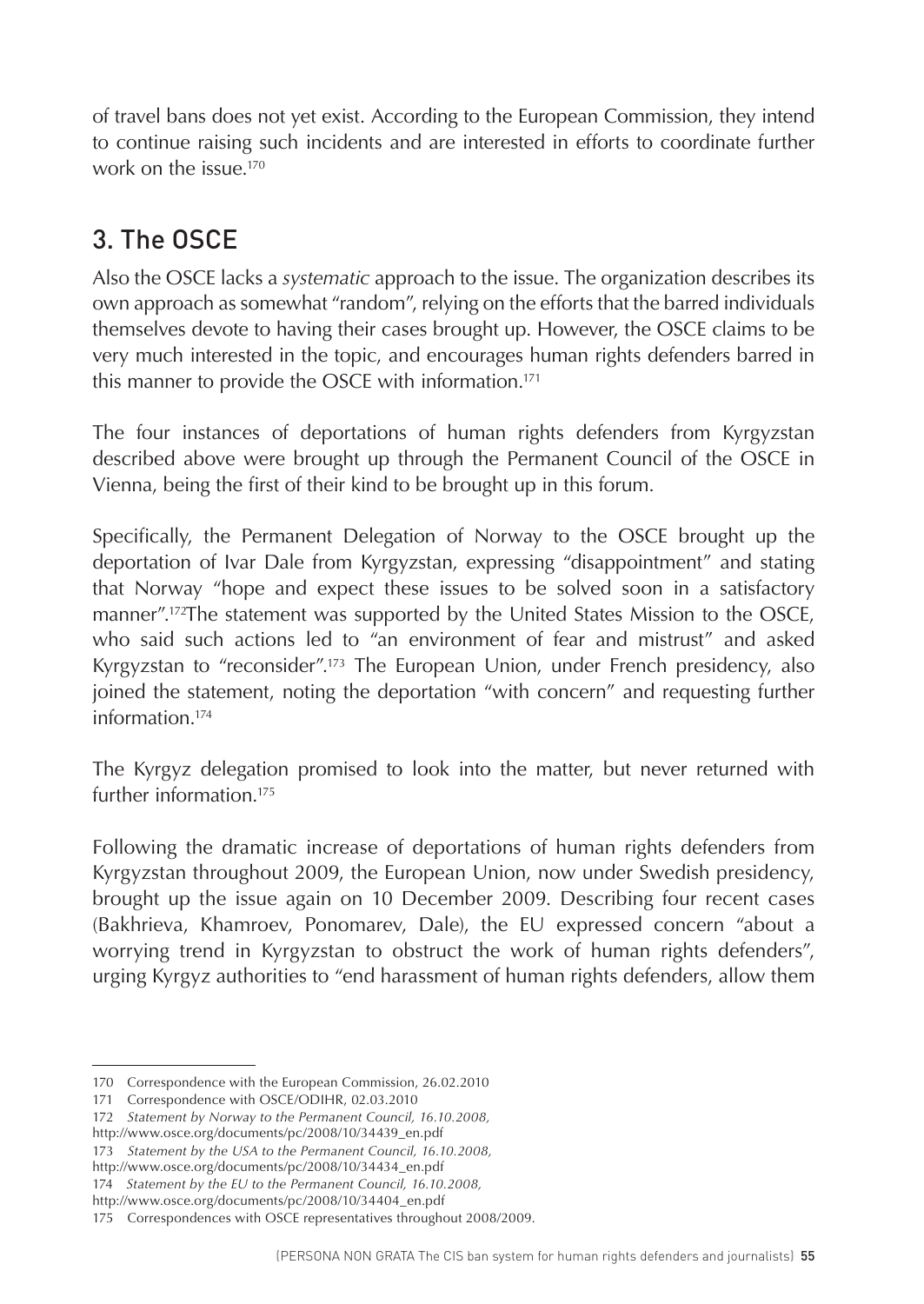of travel bans does not yet exist. According to the European Commission, they intend to continue raising such incidents and are interested in efforts to coordinate further work on the issue.[170]

## 3. The OSCE

Also the OSCE lacks a *systematic* approach to the issue. The organization describes its own approach as somewhat "random", relying on the efforts that the barred individuals themselves devote to having their cases brought up. However, the OSCE claims to be very much interested in the topic, and encourages human rights defenders barred in this manner to provide the OSCE with information.[171]

The four instances of deportations of human rights defenders from Kyrgyzstan described above were brought up through the Permanent Council of the OSCE in Vienna, being the first of their kind to be brought up in this forum.

Specifically, the Permanent Delegation of Norway to the OSCE brought up the deportation of Ivar Dale from Kyrgyzstan, expressing "disappointment" and stating that Norway "hope and expect these issues to be solved soon in a satisfactory manner".[172]The statement was supported by the United States Mission to the OSCE, who said such actions led to "an environment of fear and mistrust" and asked Kyrgyzstan to "reconsider".[173] The European Union, under French presidency, also joined the statement, noting the deportation "with concern" and requesting further information.[174]

The Kyrgyz delegation promised to look into the matter, but never returned with further information.[175]

Following the dramatic increase of deportations of human rights defenders from Kyrgyzstan throughout 2009, the European Union, now under Swedish presidency, brought up the issue again on 10 December 2009. Describing four recent cases (Bakhrieva, Khamroev, Ponomarev, Dale), the EU expressed concern "about a worrying trend in Kyrgyzstan to obstruct the work of human rights defenders", urging Kyrgyz authorities to "end harassment of human rights defenders, allow them

---

170 Correspondence with the European Commission, 26.02.2010

171 Correspondence with OSCE/ODIHR, 02.03.2010

172 *Statement by Norway to the Permanent Council, 16.10.2008,* http://www.osce.org/documents/pc/2008/10/34439_en.pdf

173 *Statement by the USA to the Permanent Council, 16.10.2008,* http://www.osce.org/documents/pc/2008/10/34434_en.pdf

174 *Statement by the EU to the Permanent Council, 16.10.2008,* http://www.osce.org/documents/pc/2008/10/34404_en.pdf

175 Correspondences with OSCE representatives throughout 2008/2009.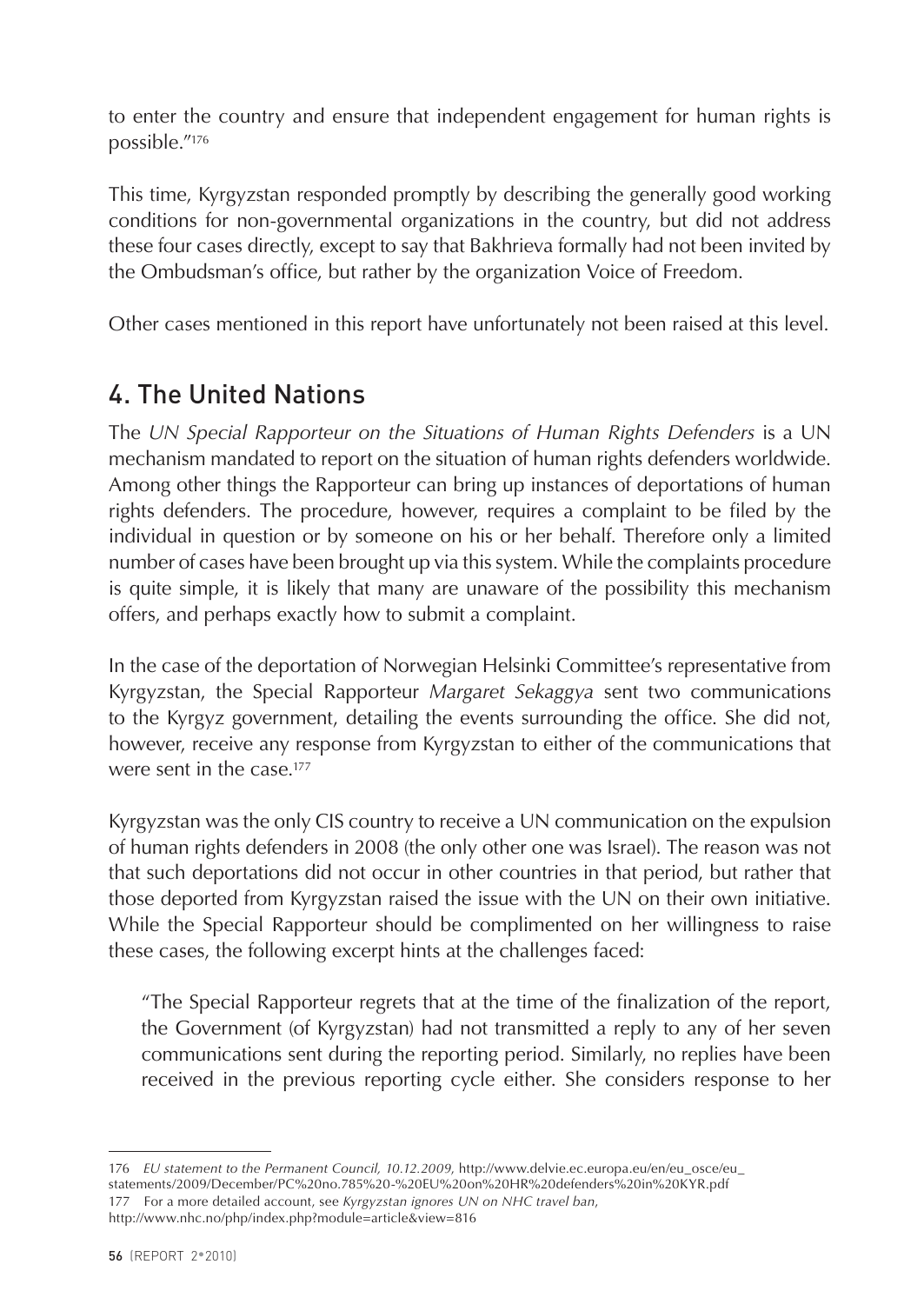to enter the country and ensure that independent engagement for human rights is possible."[176]

This time, Kyrgyzstan responded promptly by describing the generally good working conditions for non-governmental organizations in the country, but did not address these four cases directly, except to say that Bakhrieva formally had not been invited by the Ombudsman's office, but rather by the organization Voice of Freedom.

Other cases mentioned in this report have unfortunately not been raised at this level.

## 4. The United Nations

The *UN Special Rapporteur on the Situations of Human Rights Defenders* is a UN mechanism mandated to report on the situation of human rights defenders worldwide. Among other things the Rapporteur can bring up instances of deportations of human rights defenders. The procedure, however, requires a complaint to be filed by the individual in question or by someone on his or her behalf. Therefore only a limited number of cases have been brought up via this system. While the complaints procedure is quite simple, it is likely that many are unaware of the possibility this mechanism offers, and perhaps exactly how to submit a complaint.

In the case of the deportation of Norwegian Helsinki Committee's representative from Kyrgyzstan, the Special Rapporteur *Margaret Sekaggya* sent two communications to the Kyrgyz government, detailing the events surrounding the office. She did not, however, receive any response from Kyrgyzstan to either of the communications that were sent in the case.[177]

Kyrgyzstan was the only CIS country to receive a UN communication on the expulsion of human rights defenders in 2008 (the only other one was Israel). The reason was not that such deportations did not occur in other countries in that period, but rather that those deported from Kyrgyzstan raised the issue with the UN on their own initiative. While the Special Rapporteur should be complimented on her willingness to raise these cases, the following excerpt hints at the challenges faced:

> "The Special Rapporteur regrets that at the time of the finalization of the report, the Government (of Kyrgyzstan) had not transmitted a reply to any of her seven communications sent during the reporting period. Similarly, no replies have been received in the previous reporting cycle either. She considers response to her

---

176 *EU statement to the Permanent Council, 10.12.2009*, http://www.delvie.ec.europa.eu/en/eu_osce/eu_statements/2009/December/PC%20no.785%20-%20EU%20on%20HR%20defenders%20in%20KYR.pdf

177 For a more detailed account, see *Kyrgyzstan ignores UN on NHC travel ban*, http://www.nhc.no/php/index.php?module=article&view=816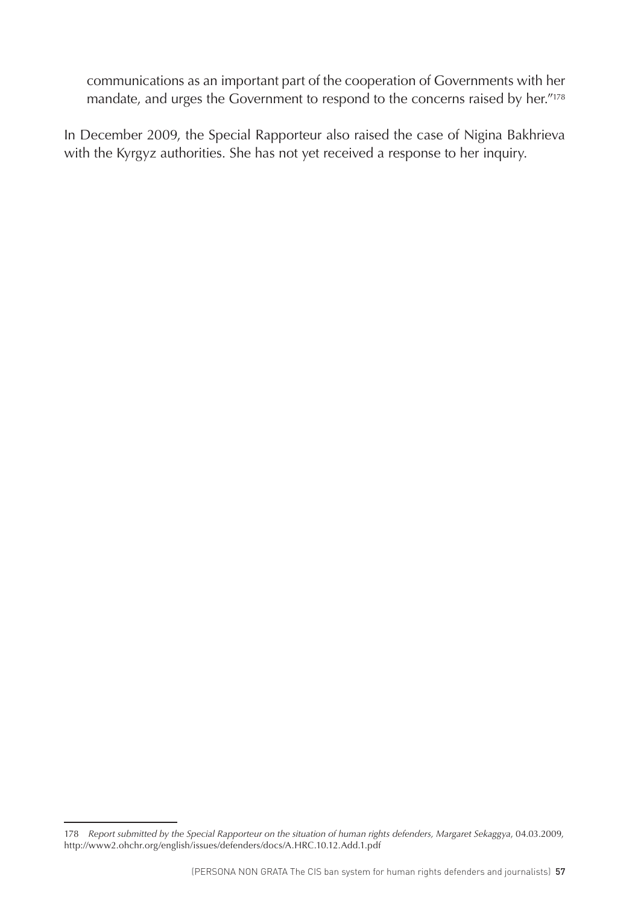communications as an important part of the cooperation of Governments with her mandate, and urges the Government to respond to the concerns raised by her."[178]

In December 2009, the Special Rapporteur also raised the case of Nigina Bakhrieva with the Kyrgyz authorities. She has not yet received a response to her inquiry.

---

178 *Report submitted by the Special Rapporteur on the situation of human rights defenders, Margaret Sekaggya*, 04.03.2009, http://www2.ohchr.org/english/issues/defenders/docs/A.HRC.10.12.Add.1.pdf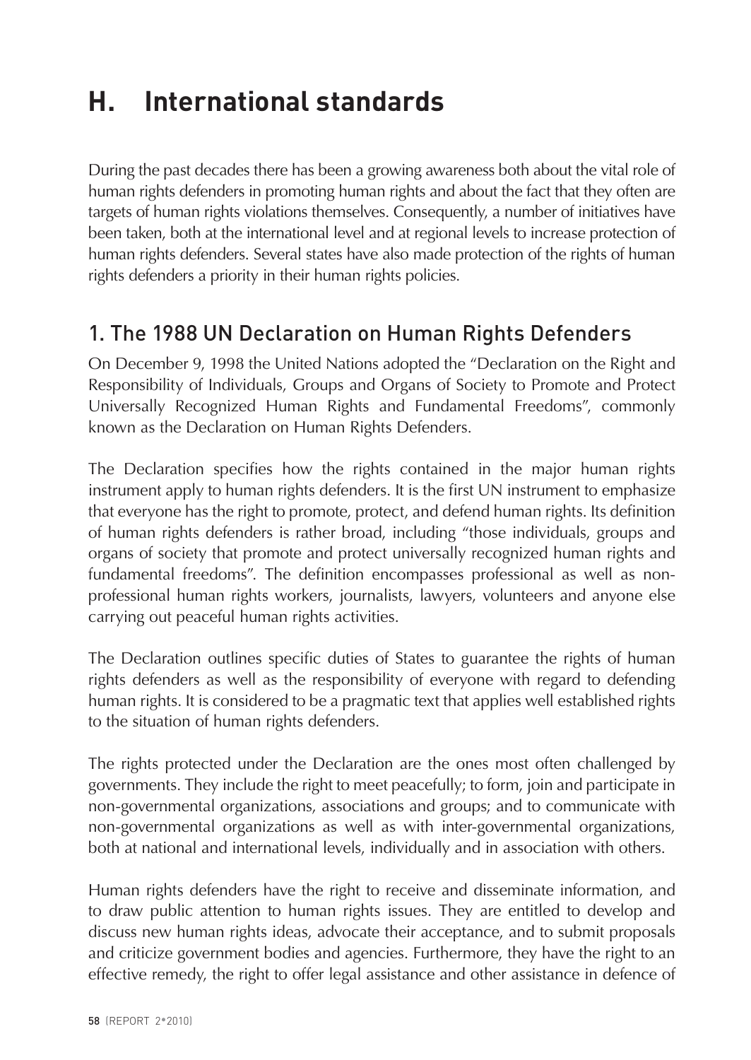# H. International standards

During the past decades there has been a growing awareness both about the vital role of human rights defenders in promoting human rights and about the fact that they often are targets of human rights violations themselves. Consequently, a number of initiatives have been taken, both at the international level and at regional levels to increase protection of human rights defenders. Several states have also made protection of the rights of human rights defenders a priority in their human rights policies.

## 1. The 1988 UN Declaration on Human Rights Defenders

On December 9, 1998 the United Nations adopted the "Declaration on the Right and Responsibility of Individuals, Groups and Organs of Society to Promote and Protect Universally Recognized Human Rights and Fundamental Freedoms", commonly known as the Declaration on Human Rights Defenders.

The Declaration specifies how the rights contained in the major human rights instrument apply to human rights defenders. It is the first UN instrument to emphasize that everyone has the right to promote, protect, and defend human rights. Its definition of human rights defenders is rather broad, including "those individuals, groups and organs of society that promote and protect universally recognized human rights and fundamental freedoms". The definition encompasses professional as well as non-professional human rights workers, journalists, lawyers, volunteers and anyone else carrying out peaceful human rights activities.

The Declaration outlines specific duties of States to guarantee the rights of human rights defenders as well as the responsibility of everyone with regard to defending human rights. It is considered to be a pragmatic text that applies well established rights to the situation of human rights defenders.

The rights protected under the Declaration are the ones most often challenged by governments. They include the right to meet peacefully; to form, join and participate in non-governmental organizations, associations and groups; and to communicate with non-governmental organizations as well as with inter-governmental organizations, both at national and international levels, individually and in association with others.

Human rights defenders have the right to receive and disseminate information, and to draw public attention to human rights issues. They are entitled to develop and discuss new human rights ideas, advocate their acceptance, and to submit proposals and criticize government bodies and agencies. Furthermore, they have the right to an effective remedy, the right to offer legal assistance and other assistance in defence of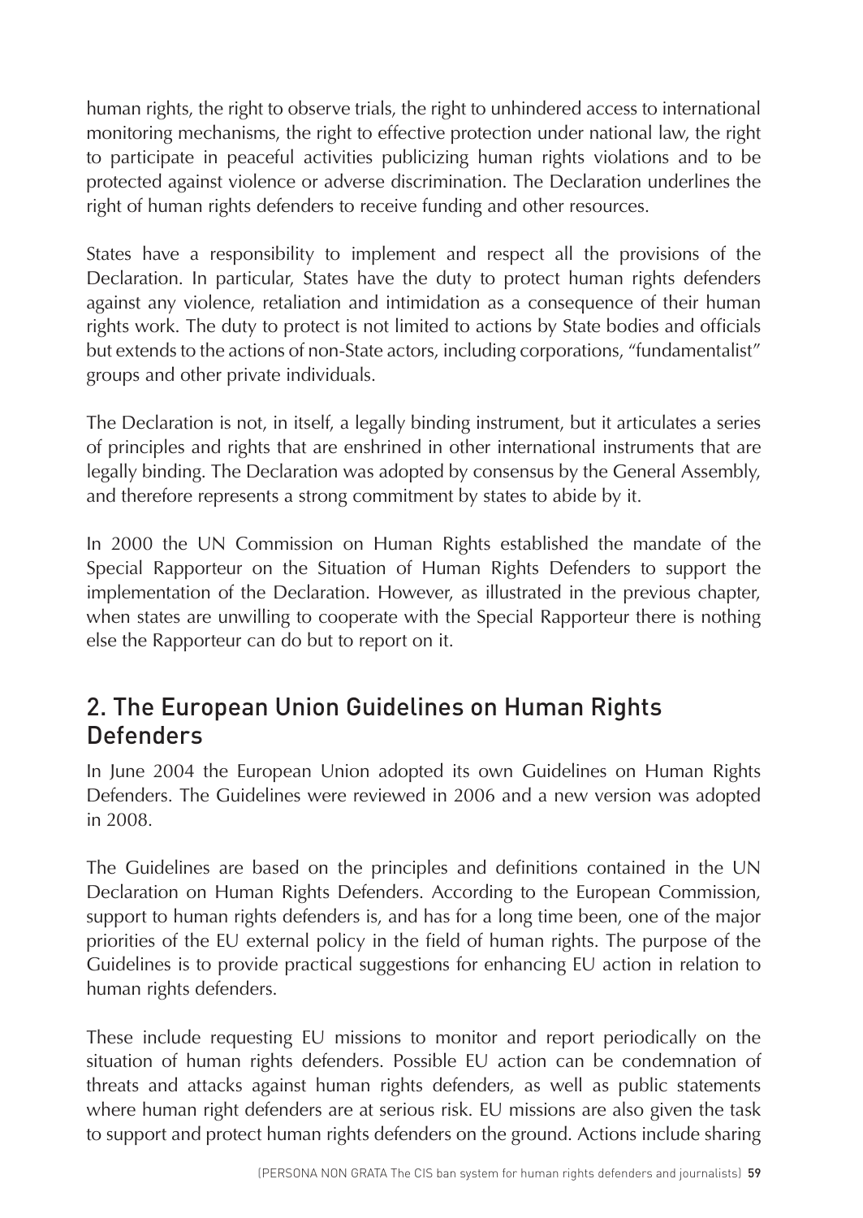human rights, the right to observe trials, the right to unhindered access to international monitoring mechanisms, the right to effective protection under national law, the right to participate in peaceful activities publicizing human rights violations and to be protected against violence or adverse discrimination. The Declaration underlines the right of human rights defenders to receive funding and other resources.

States have a responsibility to implement and respect all the provisions of the Declaration. In particular, States have the duty to protect human rights defenders against any violence, retaliation and intimidation as a consequence of their human rights work. The duty to protect is not limited to actions by State bodies and officials but extends to the actions of non-State actors, including corporations, "fundamentalist" groups and other private individuals.

The Declaration is not, in itself, a legally binding instrument, but it articulates a series of principles and rights that are enshrined in other international instruments that are legally binding. The Declaration was adopted by consensus by the General Assembly, and therefore represents a strong commitment by states to abide by it.

In 2000 the UN Commission on Human Rights established the mandate of the Special Rapporteur on the Situation of Human Rights Defenders to support the implementation of the Declaration. However, as illustrated in the previous chapter, when states are unwilling to cooperate with the Special Rapporteur there is nothing else the Rapporteur can do but to report on it.

## 2. The European Union Guidelines on Human Rights Defenders

In June 2004 the European Union adopted its own Guidelines on Human Rights Defenders. The Guidelines were reviewed in 2006 and a new version was adopted in 2008.

The Guidelines are based on the principles and definitions contained in the UN Declaration on Human Rights Defenders. According to the European Commission, support to human rights defenders is, and has for a long time been, one of the major priorities of the EU external policy in the field of human rights. The purpose of the Guidelines is to provide practical suggestions for enhancing EU action in relation to human rights defenders.

These include requesting EU missions to monitor and report periodically on the situation of human rights defenders. Possible EU action can be condemnation of threats and attacks against human rights defenders, as well as public statements where human right defenders are at serious risk. EU missions are also given the task to support and protect human rights defenders on the ground. Actions include sharing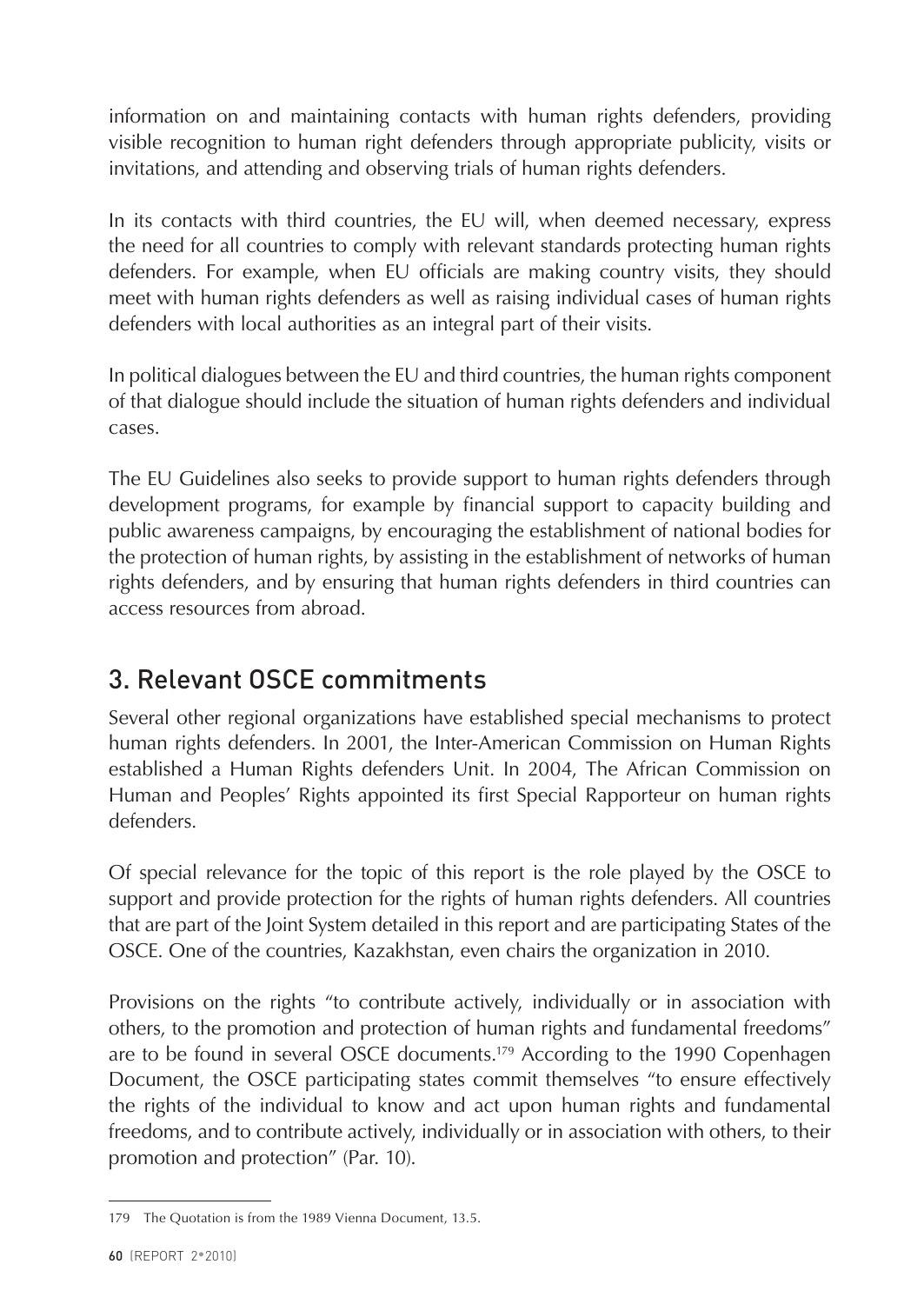information on and maintaining contacts with human rights defenders, providing visible recognition to human right defenders through appropriate publicity, visits or invitations, and attending and observing trials of human rights defenders.

In its contacts with third countries, the EU will, when deemed necessary, express the need for all countries to comply with relevant standards protecting human rights defenders. For example, when EU officials are making country visits, they should meet with human rights defenders as well as raising individual cases of human rights defenders with local authorities as an integral part of their visits.

In political dialogues between the EU and third countries, the human rights component of that dialogue should include the situation of human rights defenders and individual cases.

The EU Guidelines also seeks to provide support to human rights defenders through development programs, for example by financial support to capacity building and public awareness campaigns, by encouraging the establishment of national bodies for the protection of human rights, by assisting in the establishment of networks of human rights defenders, and by ensuring that human rights defenders in third countries can access resources from abroad.

## 3. Relevant OSCE commitments

Several other regional organizations have established special mechanisms to protect human rights defenders. In 2001, the Inter-American Commission on Human Rights established a Human Rights defenders Unit. In 2004, The African Commission on Human and Peoples' Rights appointed its first Special Rapporteur on human rights defenders.

Of special relevance for the topic of this report is the role played by the OSCE to support and provide protection for the rights of human rights defenders. All countries that are part of the Joint System detailed in this report and are participating States of the OSCE. One of the countries, Kazakhstan, even chairs the organization in 2010.

Provisions on the rights "to contribute actively, individually or in association with others, to the promotion and protection of human rights and fundamental freedoms" are to be found in several OSCE documents.[179] According to the 1990 Copenhagen Document, the OSCE participating states commit themselves "to ensure effectively the rights of the individual to know and act upon human rights and fundamental freedoms, and to contribute actively, individually or in association with others, to their promotion and protection" (Par. 10).

179 The Quotation is from the 1989 Vienna Document, 13.5.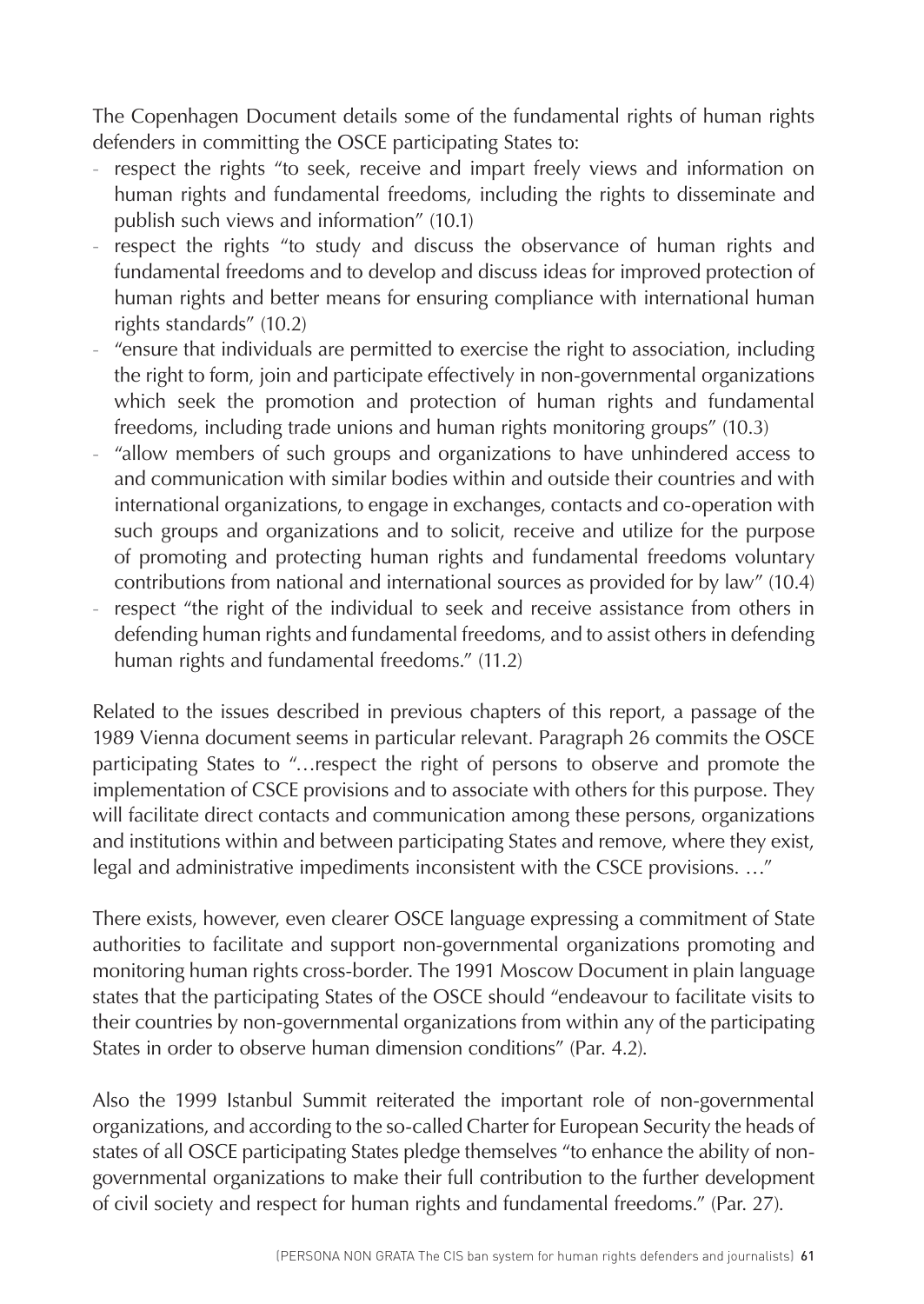The Copenhagen Document details some of the fundamental rights of human rights defenders in committing the OSCE participating States to:

- respect the rights "to seek, receive and impart freely views and information on human rights and fundamental freedoms, including the rights to disseminate and publish such views and information" (10.1)
- respect the rights "to study and discuss the observance of human rights and fundamental freedoms and to develop and discuss ideas for improved protection of human rights and better means for ensuring compliance with international human rights standards" (10.2)
- "ensure that individuals are permitted to exercise the right to association, including the right to form, join and participate effectively in non-governmental organizations which seek the promotion and protection of human rights and fundamental freedoms, including trade unions and human rights monitoring groups" (10.3)
- "allow members of such groups and organizations to have unhindered access to and communication with similar bodies within and outside their countries and with international organizations, to engage in exchanges, contacts and co-operation with such groups and organizations and to solicit, receive and utilize for the purpose of promoting and protecting human rights and fundamental freedoms voluntary contributions from national and international sources as provided for by law" (10.4)
- respect "the right of the individual to seek and receive assistance from others in defending human rights and fundamental freedoms, and to assist others in defending human rights and fundamental freedoms." (11.2)

Related to the issues described in previous chapters of this report, a passage of the 1989 Vienna document seems in particular relevant. Paragraph 26 commits the OSCE participating States to "…respect the right of persons to observe and promote the implementation of CSCE provisions and to associate with others for this purpose. They will facilitate direct contacts and communication among these persons, organizations and institutions within and between participating States and remove, where they exist, legal and administrative impediments inconsistent with the CSCE provisions. …"

There exists, however, even clearer OSCE language expressing a commitment of State authorities to facilitate and support non-governmental organizations promoting and monitoring human rights cross-border. The 1991 Moscow Document in plain language states that the participating States of the OSCE should "endeavour to facilitate visits to their countries by non-governmental organizations from within any of the participating States in order to observe human dimension conditions" (Par. 4.2).

Also the 1999 Istanbul Summit reiterated the important role of non-governmental organizations, and according to the so-called Charter for European Security the heads of states of all OSCE participating States pledge themselves "to enhance the ability of non-governmental organizations to make their full contribution to the further development of civil society and respect for human rights and fundamental freedoms." (Par. 27).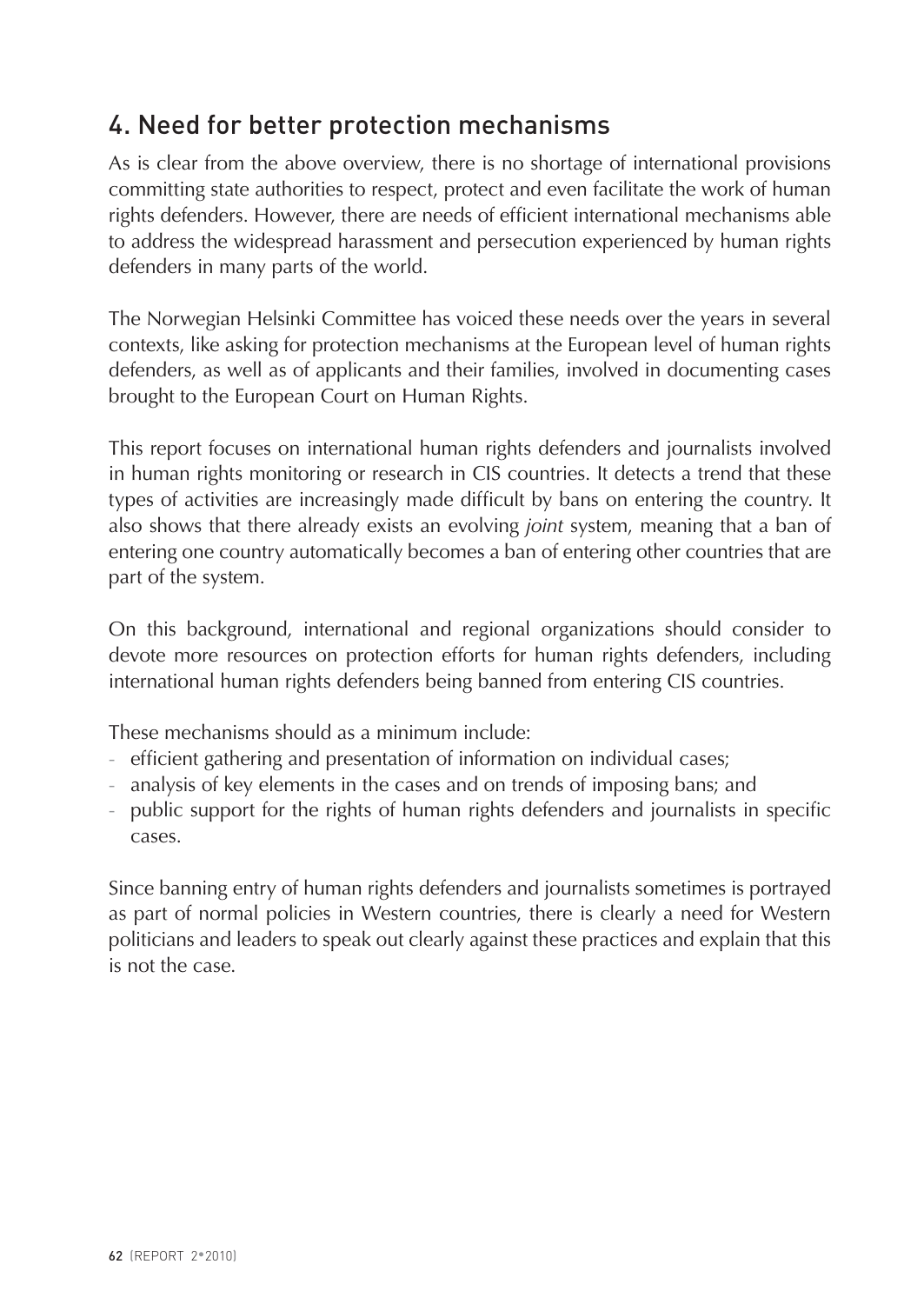## 4. Need for better protection mechanisms

As is clear from the above overview, there is no shortage of international provisions committing state authorities to respect, protect and even facilitate the work of human rights defenders. However, there are needs of efficient international mechanisms able to address the widespread harassment and persecution experienced by human rights defenders in many parts of the world.

The Norwegian Helsinki Committee has voiced these needs over the years in several contexts, like asking for protection mechanisms at the European level of human rights defenders, as well as of applicants and their families, involved in documenting cases brought to the European Court on Human Rights.

This report focuses on international human rights defenders and journalists involved in human rights monitoring or research in CIS countries. It detects a trend that these types of activities are increasingly made difficult by bans on entering the country. It also shows that there already exists an evolving *joint* system, meaning that a ban of entering one country automatically becomes a ban of entering other countries that are part of the system.

On this background, international and regional organizations should consider to devote more resources on protection efforts for human rights defenders, including international human rights defenders being banned from entering CIS countries.

These mechanisms should as a minimum include:

- efficient gathering and presentation of information on individual cases;
- analysis of key elements in the cases and on trends of imposing bans; and
- public support for the rights of human rights defenders and journalists in specific cases.

Since banning entry of human rights defenders and journalists sometimes is portrayed as part of normal policies in Western countries, there is clearly a need for Western politicians and leaders to speak out clearly against these practices and explain that this is not the case.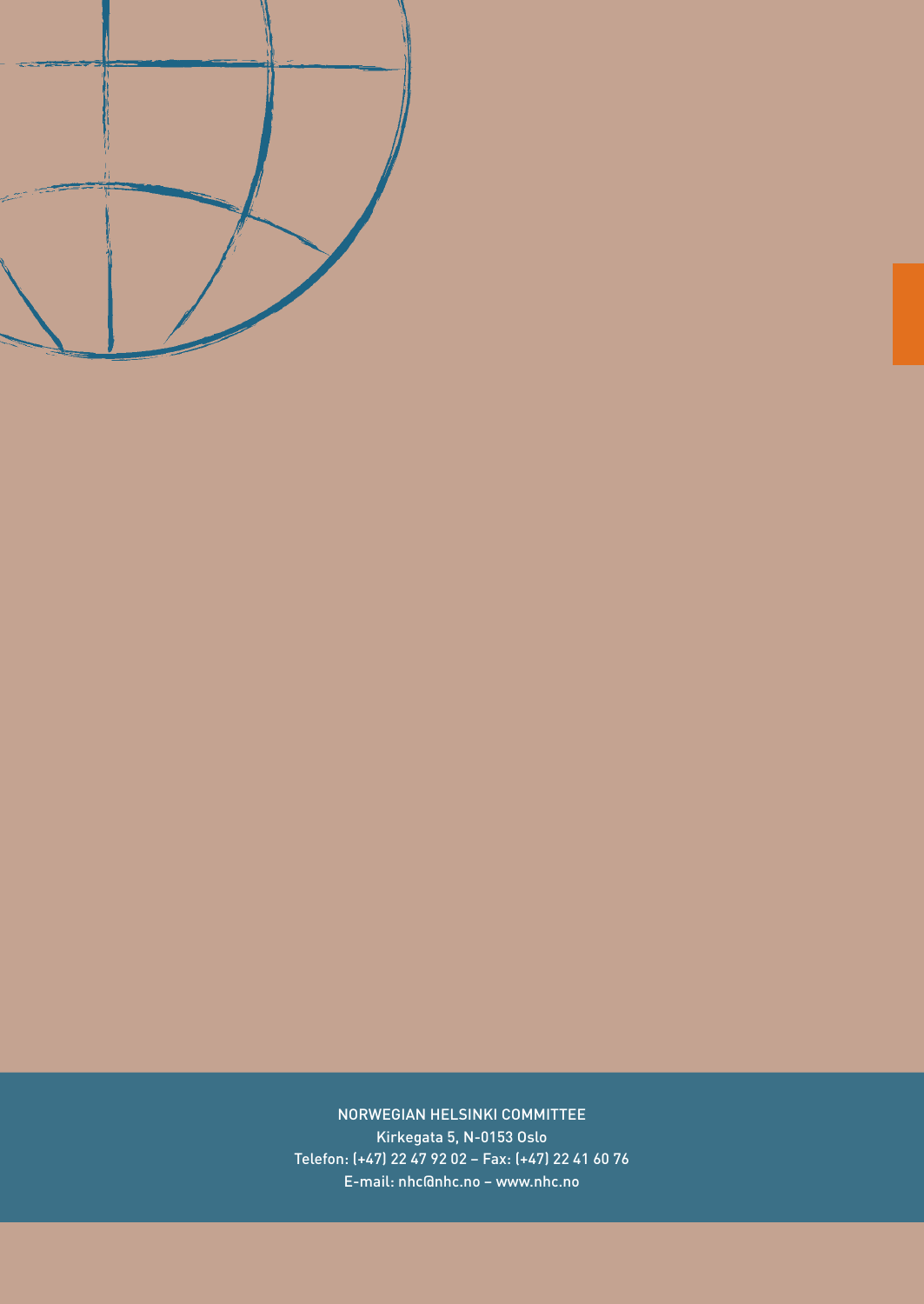NORWEGIAN HELSINKI COMMITTEE

Kirkegata 5, N-0153 Oslo

Telefon: (+47) 22 47 92 02 – Fax: (+47) 22 41 60 76

E-mail: nhc@nhc.no – www.nhc.no